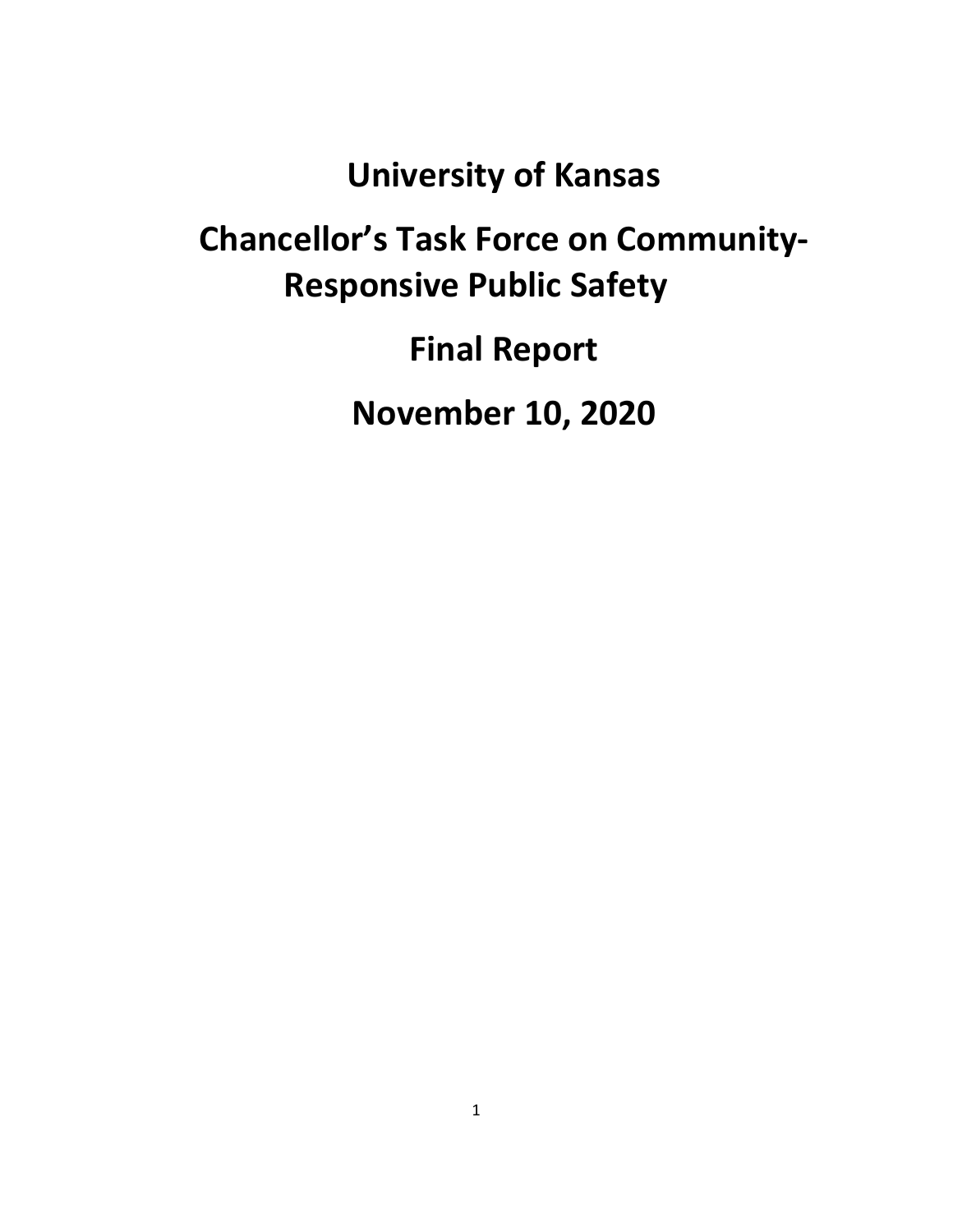# University of Kansas

# Chancellor's Task Force on Community-Responsive Public Safety

# Final Report

# November 10, 2020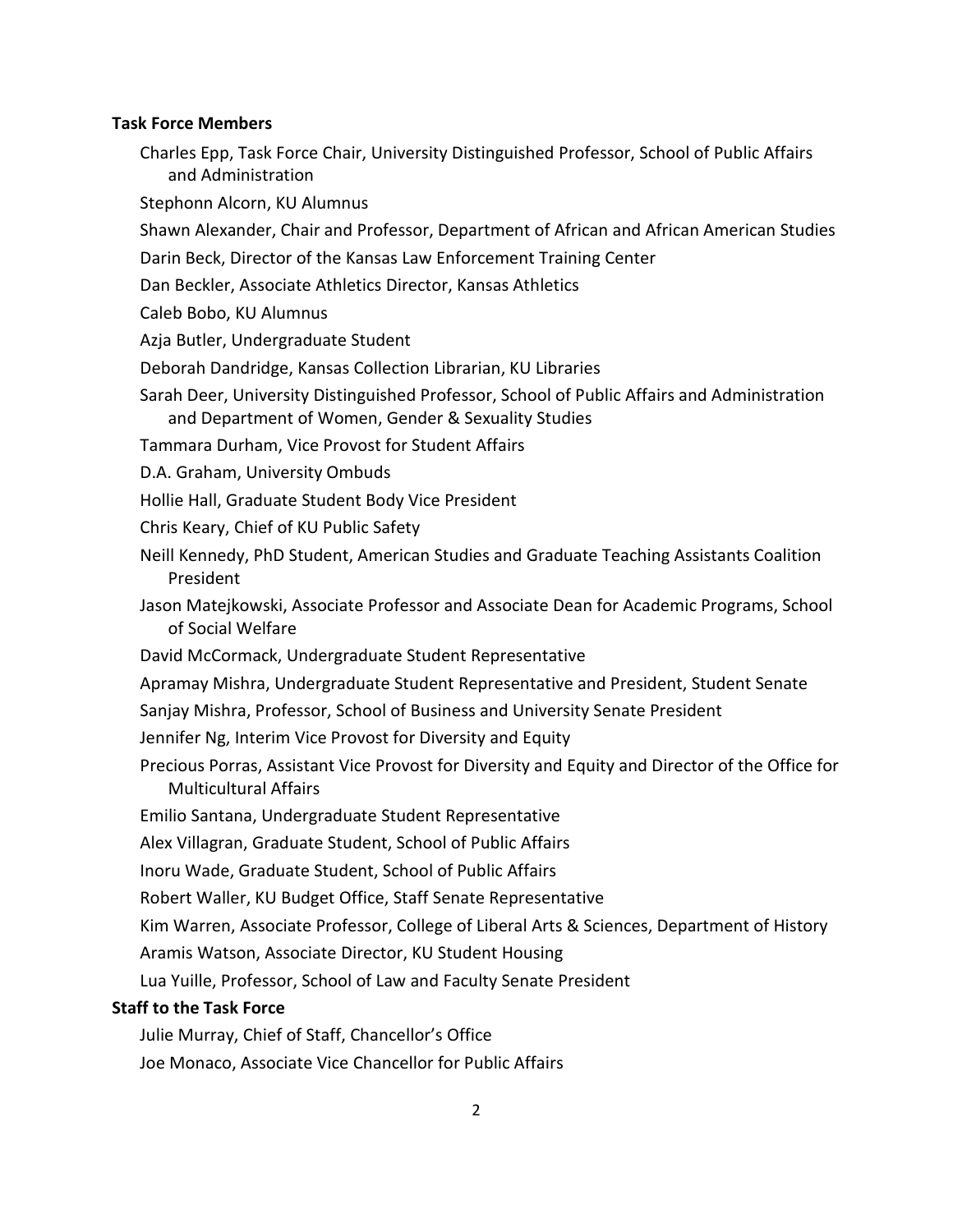**Task Force Members**

Charles Epp, Task Force Chair, University Distinguished Professor, School of Public Affairs and Administration

Stephonn Alcorn, KU Alumnus

Shawn Alexander, Chair and Professor, Department of African and African American Studies

Darin Beck, Director of the Kansas Law Enforcement Training Center

Dan Beckler, Associate Athletics Director, Kansas Athletics

Caleb Bobo, KU Alumnus

Azja Butler, Undergraduate Student

Deborah Dandridge, Kansas Collection Librarian, KU Libraries

Sarah Deer, University Distinguished Professor, School of Public Affairs and Administration and Department of Women, Gender & Sexuality Studies

Tammara Durham, Vice Provost for Student Affairs

D.A. Graham, University Ombuds

Hollie Hall, Graduate Student Body Vice President

Chris Keary, Chief of KU Public Safety

Neill Kennedy, PhD Student, American Studies and Graduate Teaching Assistants Coalition President

Jason Matejkowski, Associate Professor and Associate Dean for Academic Programs, School of Social Welfare

David McCormack, Undergraduate Student Representative

Apramay Mishra, Undergraduate Student Representative and President, Student Senate

Sanjay Mishra, Professor, School of Business and University Senate President

Jennifer Ng, Interim Vice Provost for Diversity and Equity

Precious Porras, Assistant Vice Provost for Diversity and Equity and Director of the Office for Multicultural Affairs

Emilio Santana, Undergraduate Student Representative

Alex Villagran, Graduate Student, School of Public Affairs

Inoru Wade, Graduate Student, School of Public Affairs

Robert Waller, KU Budget Office, Staff Senate Representative

Kim Warren, Associate Professor, College of Liberal Arts & Sciences, Department of History

Aramis Watson, Associate Director, KU Student Housing

Lua Yuille, Professor, School of Law and Faculty Senate President

**Staff to the Task Force**

Julie Murray, Chief of Staff, Chancellor's Office

Joe Monaco, Associate Vice Chancellor for Public Affairs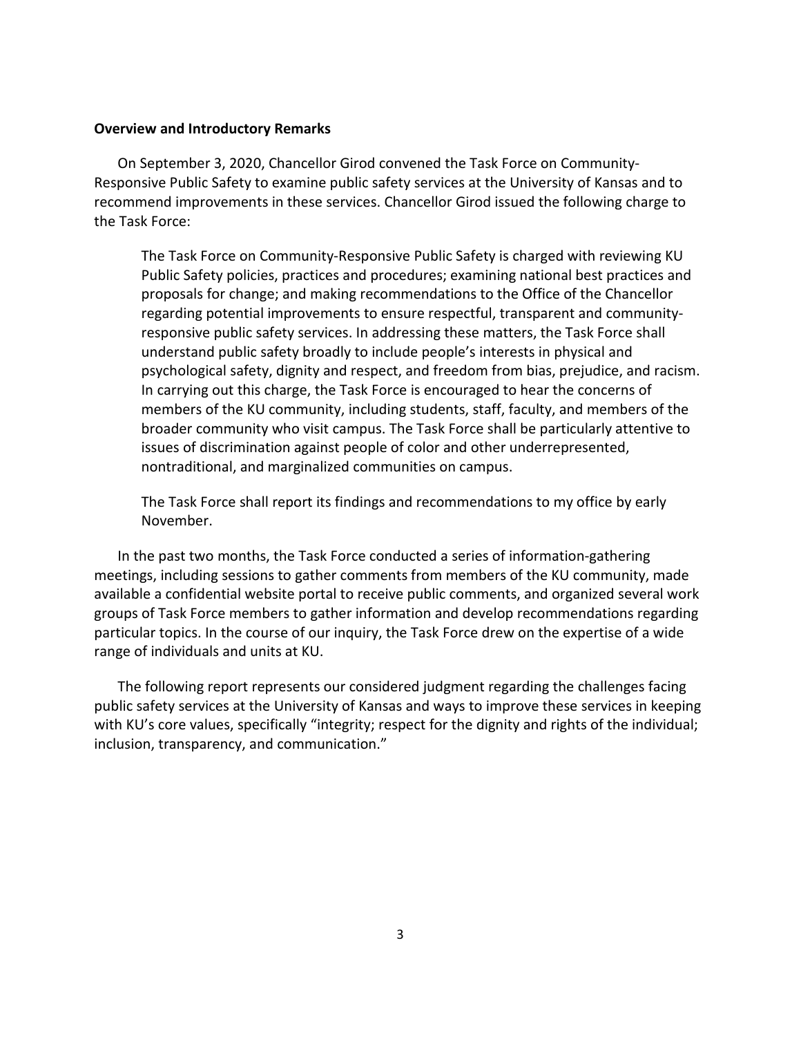**Overview and Introductory Remarks**

On September 3, 2020, Chancellor Girod convened the Task Force on Community-Responsive Public Safety to examine public safety services at the University of Kansas and to recommend improvements in these services. Chancellor Girod issued the following charge to the Task Force:

> The Task Force on Community-Responsive Public Safety is charged with reviewing KU Public Safety policies, practices and procedures; examining national best practices and proposals for change; and making recommendations to the Office of the Chancellor regarding potential improvements to ensure respectful, transparent and community-responsive public safety services. In addressing these matters, the Task Force shall understand public safety broadly to include people's interests in physical and psychological safety, dignity and respect, and freedom from bias, prejudice, and racism. In carrying out this charge, the Task Force is encouraged to hear the concerns of members of the KU community, including students, staff, faculty, and members of the broader community who visit campus. The Task Force shall be particularly attentive to issues of discrimination against people of color and other underrepresented, nontraditional, and marginalized communities on campus.
>
> The Task Force shall report its findings and recommendations to my office by early November.

In the past two months, the Task Force conducted a series of information-gathering meetings, including sessions to gather comments from members of the KU community, made available a confidential website portal to receive public comments, and organized several work groups of Task Force members to gather information and develop recommendations regarding particular topics. In the course of our inquiry, the Task Force drew on the expertise of a wide range of individuals and units at KU.

The following report represents our considered judgment regarding the challenges facing public safety services at the University of Kansas and ways to improve these services in keeping with KU's core values, specifically "integrity; respect for the dignity and rights of the individual; inclusion, transparency, and communication."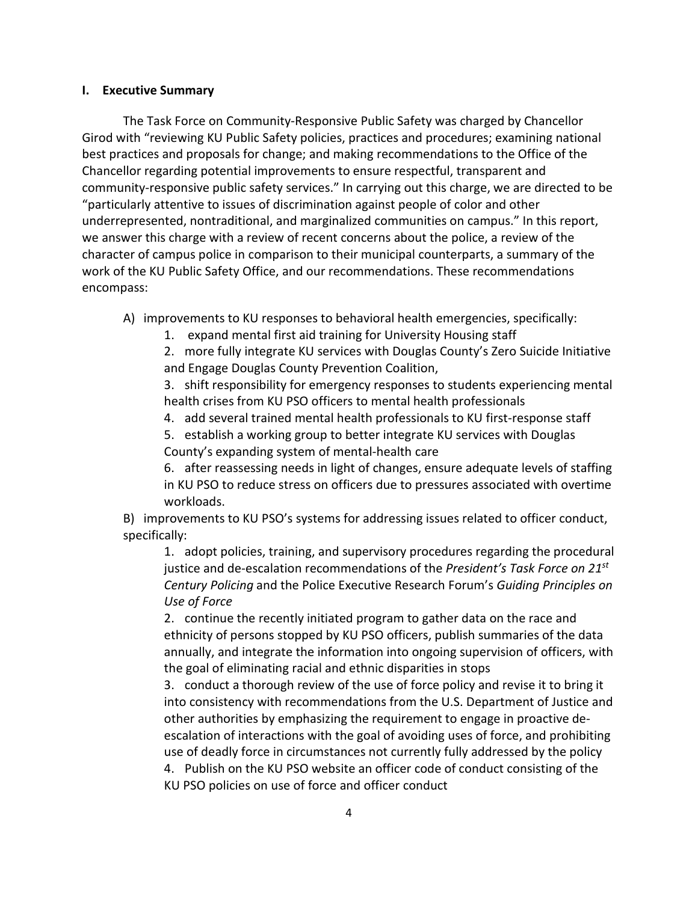## I. Executive Summary

The Task Force on Community-Responsive Public Safety was charged by Chancellor Girod with "reviewing KU Public Safety policies, practices and procedures; examining national best practices and proposals for change; and making recommendations to the Office of the Chancellor regarding potential improvements to ensure respectful, transparent and community-responsive public safety services." In carrying out this charge, we are directed to be "particularly attentive to issues of discrimination against people of color and other underrepresented, nontraditional, and marginalized communities on campus." In this report, we answer this charge with a review of recent concerns about the police, a review of the character of campus police in comparison to their municipal counterparts, a summary of the work of the KU Public Safety Office, and our recommendations. These recommendations encompass:

A) improvements to KU responses to behavioral health emergencies, specifically:

1. expand mental first aid training for University Housing staff
2. more fully integrate KU services with Douglas County's Zero Suicide Initiative and Engage Douglas County Prevention Coalition,
3. shift responsibility for emergency responses to students experiencing mental health crises from KU PSO officers to mental health professionals
4. add several trained mental health professionals to KU first-response staff
5. establish a working group to better integrate KU services with Douglas County's expanding system of mental-health care
6. after reassessing needs in light of changes, ensure adequate levels of staffing in KU PSO to reduce stress on officers due to pressures associated with overtime workloads.

B) improvements to KU PSO's systems for addressing issues related to officer conduct, specifically:

1. adopt policies, training, and supervisory procedures regarding the procedural justice and de-escalation recommendations of the *President's Task Force on 21st Century Policing* and the Police Executive Research Forum's *Guiding Principles on Use of Force*
2. continue the recently initiated program to gather data on the race and ethnicity of persons stopped by KU PSO officers, publish summaries of the data annually, and integrate the information into ongoing supervision of officers, with the goal of eliminating racial and ethnic disparities in stops
3. conduct a thorough review of the use of force policy and revise it to bring it into consistency with recommendations from the U.S. Department of Justice and other authorities by emphasizing the requirement to engage in proactive de-escalation of interactions with the goal of avoiding uses of force, and prohibiting use of deadly force in circumstances not currently fully addressed by the policy
4. Publish on the KU PSO website an officer code of conduct consisting of the KU PSO policies on use of force and officer conduct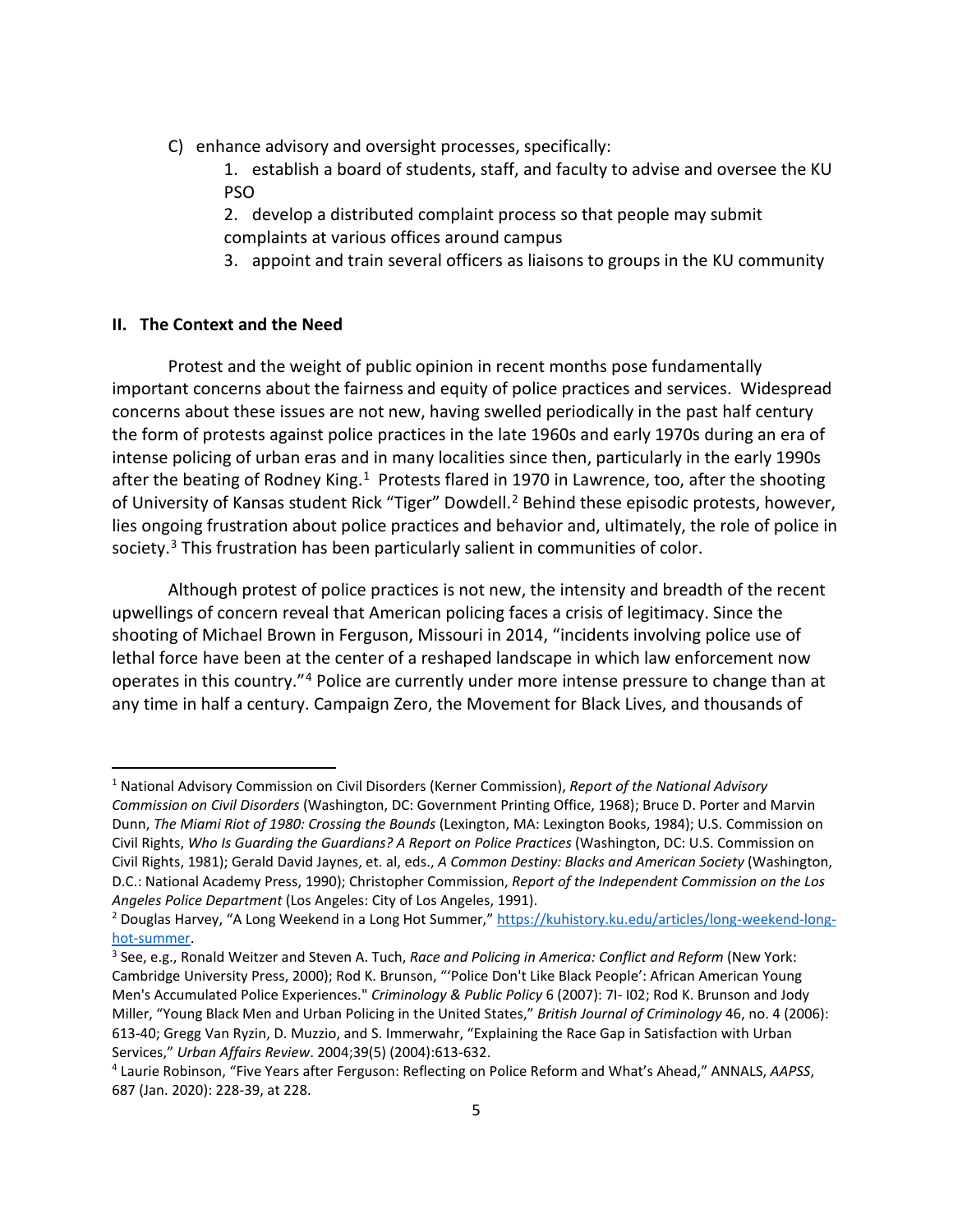C) enhance advisory and oversight processes, specifically:

1. establish a board of students, staff, and faculty to advise and oversee the KU PSO
2. develop a distributed complaint process so that people may submit complaints at various offices around campus
3. appoint and train several officers as liaisons to groups in the KU community

## II. The Context and the Need

Protest and the weight of public opinion in recent months pose fundamentally important concerns about the fairness and equity of police practices and services. Widespread concerns about these issues are not new, having swelled periodically in the past half century the form of protests against police practices in the late 1960s and early 1970s during an era of intense policing of urban eras and in many localities since then, particularly in the early 1990s after the beating of Rodney King.[1] Protests flared in 1970 in Lawrence, too, after the shooting of University of Kansas student Rick "Tiger" Dowdell.[2] Behind these episodic protests, however, lies ongoing frustration about police practices and behavior and, ultimately, the role of police in society.[3] This frustration has been particularly salient in communities of color.

Although protest of police practices is not new, the intensity and breadth of the recent upwellings of concern reveal that American policing faces a crisis of legitimacy. Since the shooting of Michael Brown in Ferguson, Missouri in 2014, "incidents involving police use of lethal force have been at the center of a reshaped landscape in which law enforcement now operates in this country."[4] Police are currently under more intense pressure to change than at any time in half a century. Campaign Zero, the Movement for Black Lives, and thousands of

---

[1] National Advisory Commission on Civil Disorders (Kerner Commission), *Report of the National Advisory Commission on Civil Disorders* (Washington, DC: Government Printing Office, 1968); Bruce D. Porter and Marvin Dunn, *The Miami Riot of 1980: Crossing the Bounds* (Lexington, MA: Lexington Books, 1984); U.S. Commission on Civil Rights, *Who Is Guarding the Guardians? A Report on Police Practices* (Washington, DC: U.S. Commission on Civil Rights, 1981); Gerald David Jaynes, et. al, eds., *A Common Destiny: Blacks and American Society* (Washington, D.C.: National Academy Press, 1990); Christopher Commission, *Report of the Independent Commission on the Los Angeles Police Department* (Los Angeles: City of Los Angeles, 1991).

[2] Douglas Harvey, "A Long Weekend in a Long Hot Summer," https://kuhistory.ku.edu/articles/long-weekend-long-hot-summer.

[3] See, e.g., Ronald Weitzer and Steven A. Tuch, *Race and Policing in America: Conflict and Reform* (New York: Cambridge University Press, 2000); Rod K. Brunson, "'Police Don't Like Black People': African American Young Men's Accumulated Police Experiences." *Criminology & Public Policy* 6 (2007): 7I- I02; Rod K. Brunson and Jody Miller, "Young Black Men and Urban Policing in the United States," *British Journal of Criminology* 46, no. 4 (2006): 613-40; Gregg Van Ryzin, D. Muzzio, and S. Immerwahr, "Explaining the Race Gap in Satisfaction with Urban Services," *Urban Affairs Review*. 2004;39(5) (2004):613-632.

[4] Laurie Robinson, "Five Years after Ferguson: Reflecting on Police Reform and What's Ahead," ANNALS, *AAPSS*, 687 (Jan. 2020): 228-39, at 228.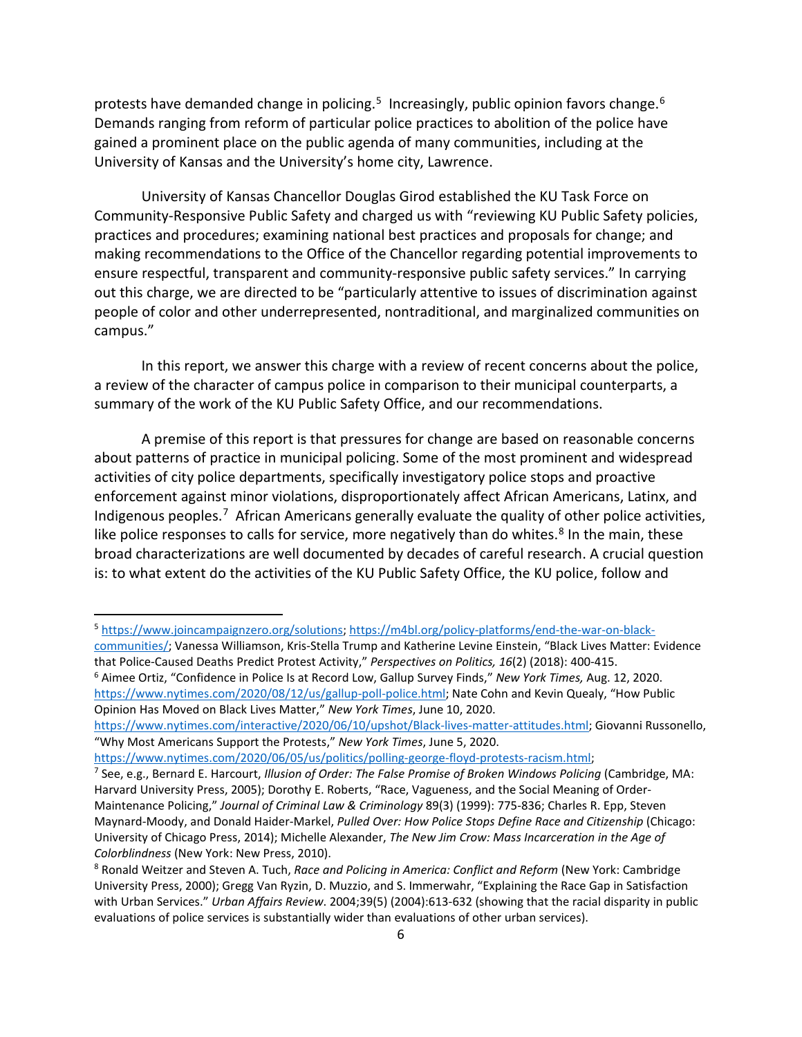protests have demanded change in policing.[5] Increasingly, public opinion favors change.[6] Demands ranging from reform of particular police practices to abolition of the police have gained a prominent place on the public agenda of many communities, including at the University of Kansas and the University's home city, Lawrence.

University of Kansas Chancellor Douglas Girod established the KU Task Force on Community-Responsive Public Safety and charged us with "reviewing KU Public Safety policies, practices and procedures; examining national best practices and proposals for change; and making recommendations to the Office of the Chancellor regarding potential improvements to ensure respectful, transparent and community-responsive public safety services." In carrying out this charge, we are directed to be "particularly attentive to issues of discrimination against people of color and other underrepresented, nontraditional, and marginalized communities on campus."

In this report, we answer this charge with a review of recent concerns about the police, a review of the character of campus police in comparison to their municipal counterparts, a summary of the work of the KU Public Safety Office, and our recommendations.

A premise of this report is that pressures for change are based on reasonable concerns about patterns of practice in municipal policing. Some of the most prominent and widespread activities of city police departments, specifically investigatory police stops and proactive enforcement against minor violations, disproportionately affect African Americans, Latinx, and Indigenous peoples.[7] African Americans generally evaluate the quality of other police activities, like police responses to calls for service, more negatively than do whites.[8] In the main, these broad characterizations are well documented by decades of careful research. A crucial question is: to what extent do the activities of the KU Public Safety Office, the KU police, follow and

---

[5] https://www.joincampaignzero.org/solutions; https://m4bl.org/policy-platforms/end-the-war-on-black-communities/; Vanessa Williamson, Kris-Stella Trump and Katherine Levine Einstein, "Black Lives Matter: Evidence that Police-Caused Deaths Predict Protest Activity," *Perspectives on Politics, 16*(2) (2018): 400-415.

[6] Aimee Ortiz, "Confidence in Police Is at Record Low, Gallup Survey Finds," *New York Times,* Aug. 12, 2020. https://www.nytimes.com/2020/08/12/us/gallup-poll-police.html; Nate Cohn and Kevin Quealy, "How Public Opinion Has Moved on Black Lives Matter," *New York Times*, June 10, 2020. https://www.nytimes.com/interactive/2020/06/10/upshot/Black-lives-matter-attitudes.html; Giovanni Russonello, "Why Most Americans Support the Protests," *New York Times*, June 5, 2020. https://www.nytimes.com/2020/06/05/us/politics/polling-george-floyd-protests-racism.html;

[7] See, e.g., Bernard E. Harcourt, *Illusion of Order: The False Promise of Broken Windows Policing* (Cambridge, MA: Harvard University Press, 2005); Dorothy E. Roberts, "Race, Vagueness, and the Social Meaning of Order-Maintenance Policing," *Journal of Criminal Law & Criminology* 89(3) (1999): 775-836; Charles R. Epp, Steven Maynard-Moody, and Donald Haider-Markel, *Pulled Over: How Police Stops Define Race and Citizenship* (Chicago: University of Chicago Press, 2014); Michelle Alexander, *The New Jim Crow: Mass Incarceration in the Age of Colorblindness* (New York: New Press, 2010).

[8] Ronald Weitzer and Steven A. Tuch, *Race and Policing in America: Conflict and Reform* (New York: Cambridge University Press, 2000); Gregg Van Ryzin, D. Muzzio, and S. Immerwahr, "Explaining the Race Gap in Satisfaction with Urban Services." *Urban Affairs Review*. 2004;39(5) (2004):613-632 (showing that the racial disparity in public evaluations of police services is substantially wider than evaluations of other urban services).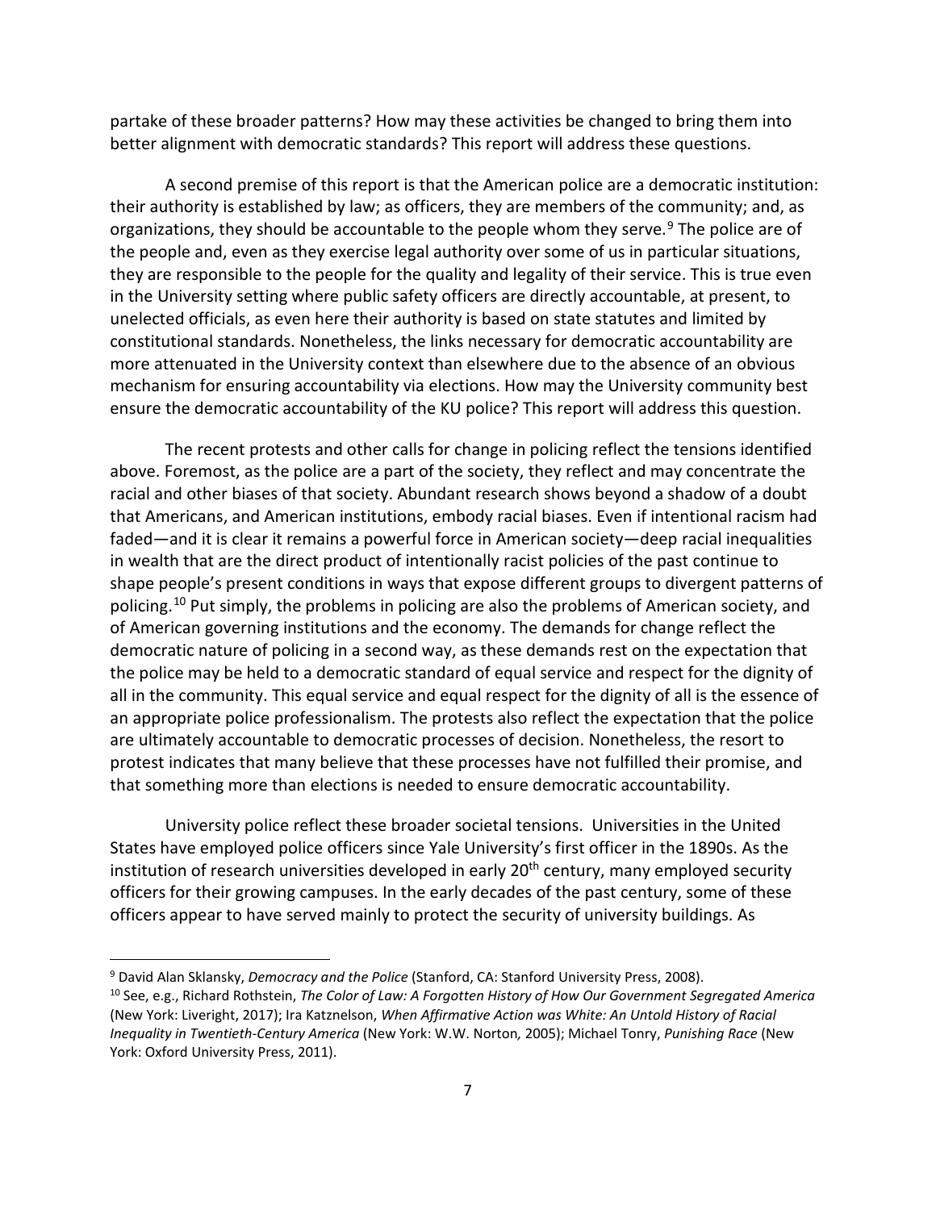partake of these broader patterns? How may these activities be changed to bring them into better alignment with democratic standards? This report will address these questions.

A second premise of this report is that the American police are a democratic institution: their authority is established by law; as officers, they are members of the community; and, as organizations, they should be accountable to the people whom they serve.[9] The police are of the people and, even as they exercise legal authority over some of us in particular situations, they are responsible to the people for the quality and legality of their service. This is true even in the University setting where public safety officers are directly accountable, at present, to unelected officials, as even here their authority is based on state statutes and limited by constitutional standards. Nonetheless, the links necessary for democratic accountability are more attenuated in the University context than elsewhere due to the absence of an obvious mechanism for ensuring accountability via elections. How may the University community best ensure the democratic accountability of the KU police? This report will address this question.

The recent protests and other calls for change in policing reflect the tensions identified above. Foremost, as the police are a part of the society, they reflect and may concentrate the racial and other biases of that society. Abundant research shows beyond a shadow of a doubt that Americans, and American institutions, embody racial biases. Even if intentional racism had faded—and it is clear it remains a powerful force in American society—deep racial inequalities in wealth that are the direct product of intentionally racist policies of the past continue to shape people's present conditions in ways that expose different groups to divergent patterns of policing.[10] Put simply, the problems in policing are also the problems of American society, and of American governing institutions and the economy. The demands for change reflect the democratic nature of policing in a second way, as these demands rest on the expectation that the police may be held to a democratic standard of equal service and respect for the dignity of all in the community. This equal service and equal respect for the dignity of all is the essence of an appropriate police professionalism. The protests also reflect the expectation that the police are ultimately accountable to democratic processes of decision. Nonetheless, the resort to protest indicates that many believe that these processes have not fulfilled their promise, and that something more than elections is needed to ensure democratic accountability.

University police reflect these broader societal tensions. Universities in the United States have employed police officers since Yale University's first officer in the 1890s. As the institution of research universities developed in early 20th century, many employed security officers for their growing campuses. In the early decades of the past century, some of these officers appear to have served mainly to protect the security of university buildings. As

---

[9] David Alan Sklansky, *Democracy and the Police* (Stanford, CA: Stanford University Press, 2008).

[10] See, e.g., Richard Rothstein, *The Color of Law: A Forgotten History of How Our Government Segregated America* (New York: Liveright, 2017); Ira Katznelson, *When Affirmative Action was White: An Untold History of Racial Inequality in Twentieth-Century America* (New York: W.W. Norton, 2005); Michael Tonry, *Punishing Race* (New York: Oxford University Press, 2011).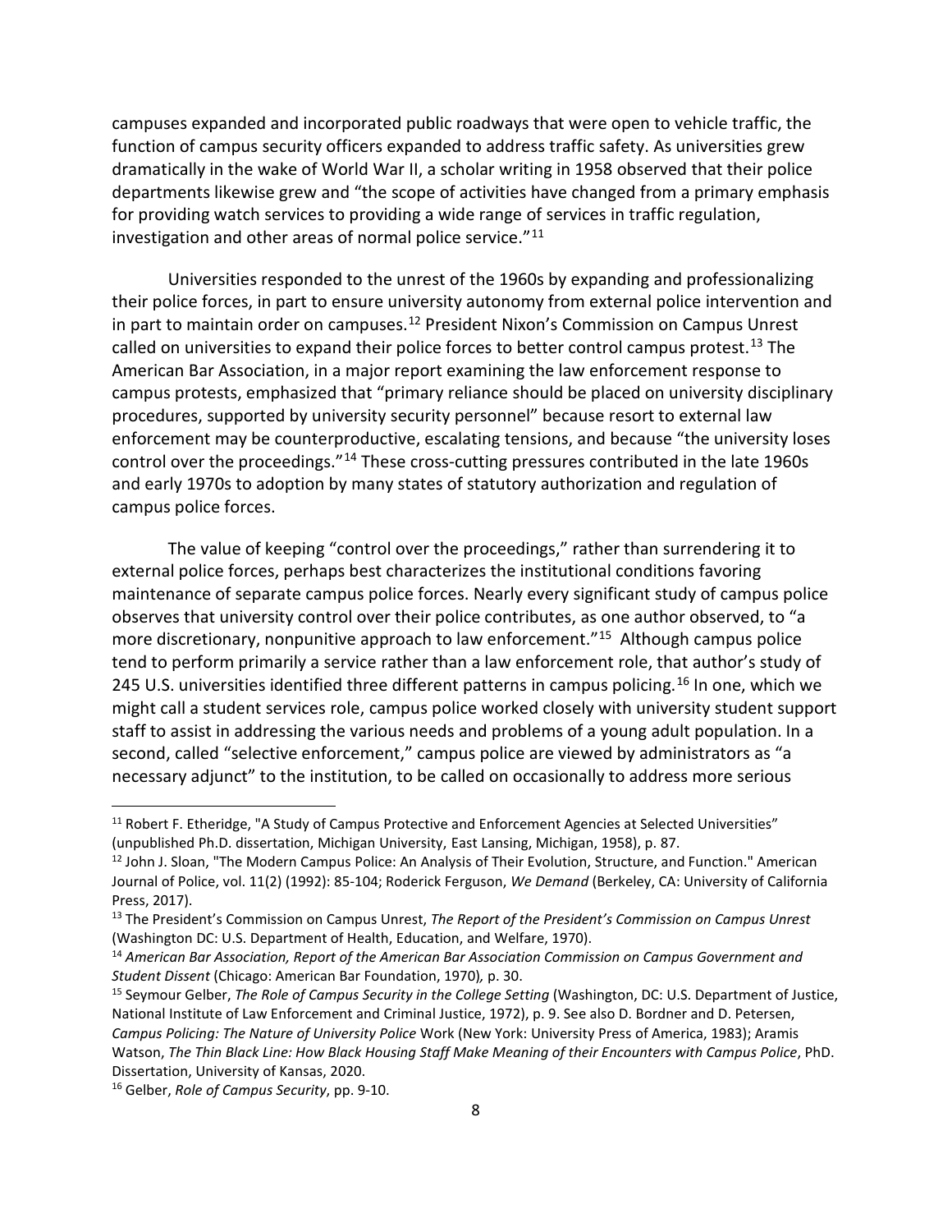campuses expanded and incorporated public roadways that were open to vehicle traffic, the function of campus security officers expanded to address traffic safety. As universities grew dramatically in the wake of World War II, a scholar writing in 1958 observed that their police departments likewise grew and "the scope of activities have changed from a primary emphasis for providing watch services to providing a wide range of services in traffic regulation, investigation and other areas of normal police service."[11]

Universities responded to the unrest of the 1960s by expanding and professionalizing their police forces, in part to ensure university autonomy from external police intervention and in part to maintain order on campuses.[12] President Nixon's Commission on Campus Unrest called on universities to expand their police forces to better control campus protest.[13] The American Bar Association, in a major report examining the law enforcement response to campus protests, emphasized that "primary reliance should be placed on university disciplinary procedures, supported by university security personnel" because resort to external law enforcement may be counterproductive, escalating tensions, and because "the university loses control over the proceedings."[14] These cross-cutting pressures contributed in the late 1960s and early 1970s to adoption by many states of statutory authorization and regulation of campus police forces.

The value of keeping "control over the proceedings," rather than surrendering it to external police forces, perhaps best characterizes the institutional conditions favoring maintenance of separate campus police forces. Nearly every significant study of campus police observes that university control over their police contributes, as one author observed, to "a more discretionary, nonpunitive approach to law enforcement."[15] Although campus police tend to perform primarily a service rather than a law enforcement role, that author's study of 245 U.S. universities identified three different patterns in campus policing.[16] In one, which we might call a student services role, campus police worked closely with university student support staff to assist in addressing the various needs and problems of a young adult population. In a second, called "selective enforcement," campus police are viewed by administrators as "a necessary adjunct" to the institution, to be called on occasionally to address more serious

---

[11] Robert F. Etheridge, "A Study of Campus Protective and Enforcement Agencies at Selected Universities" (unpublished Ph.D. dissertation, Michigan University, East Lansing, Michigan, 1958), p. 87.

[12] John J. Sloan, "The Modern Campus Police: An Analysis of Their Evolution, Structure, and Function." American Journal of Police, vol. 11(2) (1992): 85-104; Roderick Ferguson, *We Demand* (Berkeley, CA: University of California Press, 2017).

[13] The President's Commission on Campus Unrest, *The Report of the President's Commission on Campus Unrest* (Washington DC: U.S. Department of Health, Education, and Welfare, 1970).

[14] *American Bar Association, Report of the American Bar Association Commission on Campus Government and Student Dissent* (Chicago: American Bar Foundation, 1970), p. 30.

[15] Seymour Gelber, *The Role of Campus Security in the College Setting* (Washington, DC: U.S. Department of Justice, National Institute of Law Enforcement and Criminal Justice, 1972), p. 9. See also D. Bordner and D. Petersen, *Campus Policing: The Nature of University Police* Work (New York: University Press of America, 1983); Aramis Watson, *The Thin Black Line: How Black Housing Staff Make Meaning of their Encounters with Campus Police*, PhD. Dissertation, University of Kansas, 2020.

[16] Gelber, *Role of Campus Security*, pp. 9-10.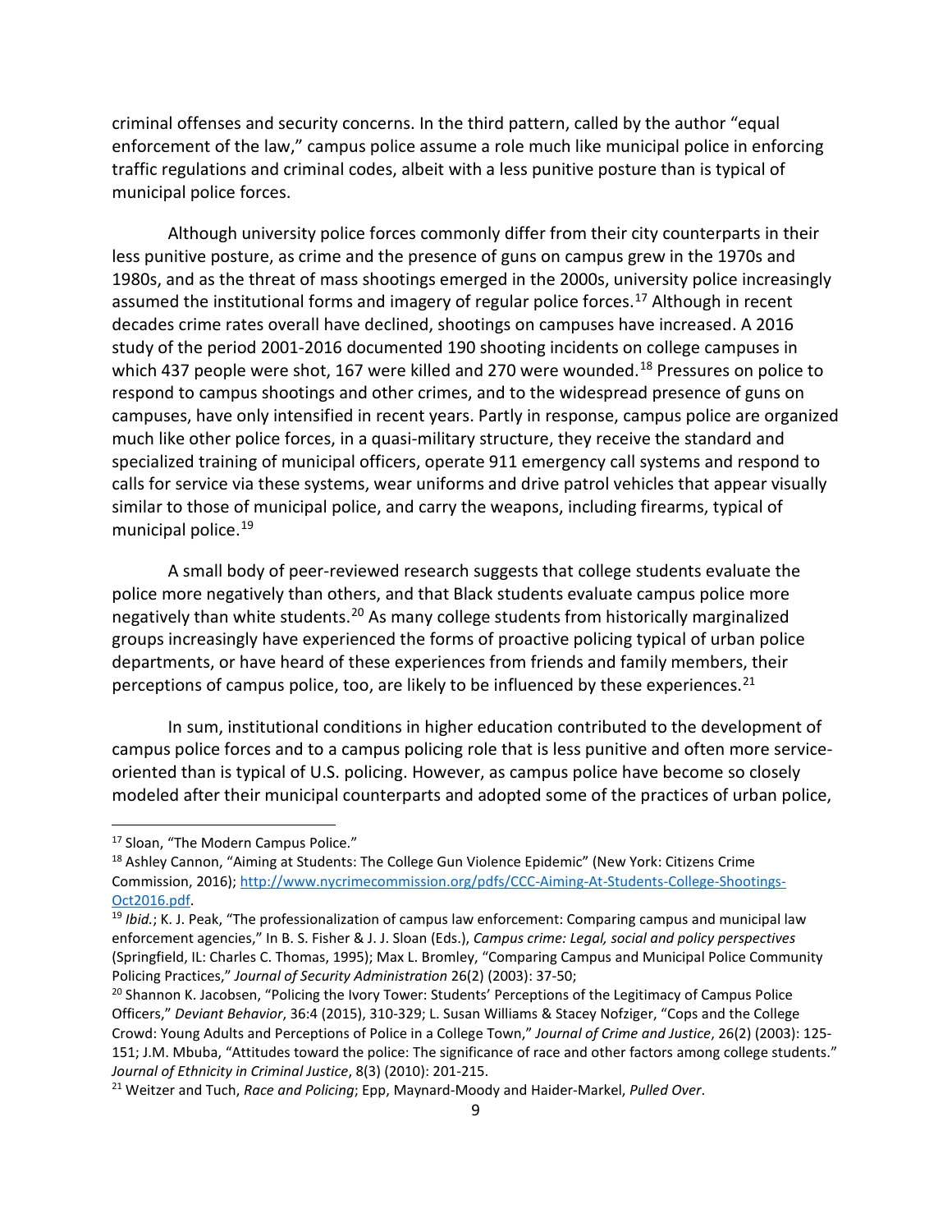criminal offenses and security concerns. In the third pattern, called by the author "equal enforcement of the law," campus police assume a role much like municipal police in enforcing traffic regulations and criminal codes, albeit with a less punitive posture than is typical of municipal police forces.

Although university police forces commonly differ from their city counterparts in their less punitive posture, as crime and the presence of guns on campus grew in the 1970s and 1980s, and as the threat of mass shootings emerged in the 2000s, university police increasingly assumed the institutional forms and imagery of regular police forces.[17] Although in recent decades crime rates overall have declined, shootings on campuses have increased. A 2016 study of the period 2001-2016 documented 190 shooting incidents on college campuses in which 437 people were shot, 167 were killed and 270 were wounded.[18] Pressures on police to respond to campus shootings and other crimes, and to the widespread presence of guns on campuses, have only intensified in recent years. Partly in response, campus police are organized much like other police forces, in a quasi-military structure, they receive the standard and specialized training of municipal officers, operate 911 emergency call systems and respond to calls for service via these systems, wear uniforms and drive patrol vehicles that appear visually similar to those of municipal police, and carry the weapons, including firearms, typical of municipal police.[19]

A small body of peer-reviewed research suggests that college students evaluate the police more negatively than others, and that Black students evaluate campus police more negatively than white students.[20] As many college students from historically marginalized groups increasingly have experienced the forms of proactive policing typical of urban police departments, or have heard of these experiences from friends and family members, their perceptions of campus police, too, are likely to be influenced by these experiences.[21]

In sum, institutional conditions in higher education contributed to the development of campus police forces and to a campus policing role that is less punitive and often more service-oriented than is typical of U.S. policing. However, as campus police have become so closely modeled after their municipal counterparts and adopted some of the practices of urban police,

---

[17] Sloan, "The Modern Campus Police."

[18] Ashley Cannon, "Aiming at Students: The College Gun Violence Epidemic" (New York: Citizens Crime Commission, 2016); http://www.nycrimecommission.org/pdfs/CCC-Aiming-At-Students-College-Shootings-Oct2016.pdf.

[19] *Ibid.*; K. J. Peak, "The professionalization of campus law enforcement: Comparing campus and municipal law enforcement agencies," In B. S. Fisher & J. J. Sloan (Eds.), *Campus crime: Legal, social and policy perspectives* (Springfield, IL: Charles C. Thomas, 1995); Max L. Bromley, "Comparing Campus and Municipal Police Community Policing Practices," *Journal of Security Administration* 26(2) (2003): 37-50;

[20] Shannon K. Jacobsen, "Policing the Ivory Tower: Students' Perceptions of the Legitimacy of Campus Police Officers," *Deviant Behavior*, 36:4 (2015), 310-329; L. Susan Williams & Stacey Nofziger, "Cops and the College Crowd: Young Adults and Perceptions of Police in a College Town," *Journal of Crime and Justice*, 26(2) (2003): 125-151; J.M. Mbuba, "Attitudes toward the police: The significance of race and other factors among college students." *Journal of Ethnicity in Criminal Justice*, 8(3) (2010): 201-215.

[21] Weitzer and Tuch, *Race and Policing*; Epp, Maynard-Moody and Haider-Markel, *Pulled Over*.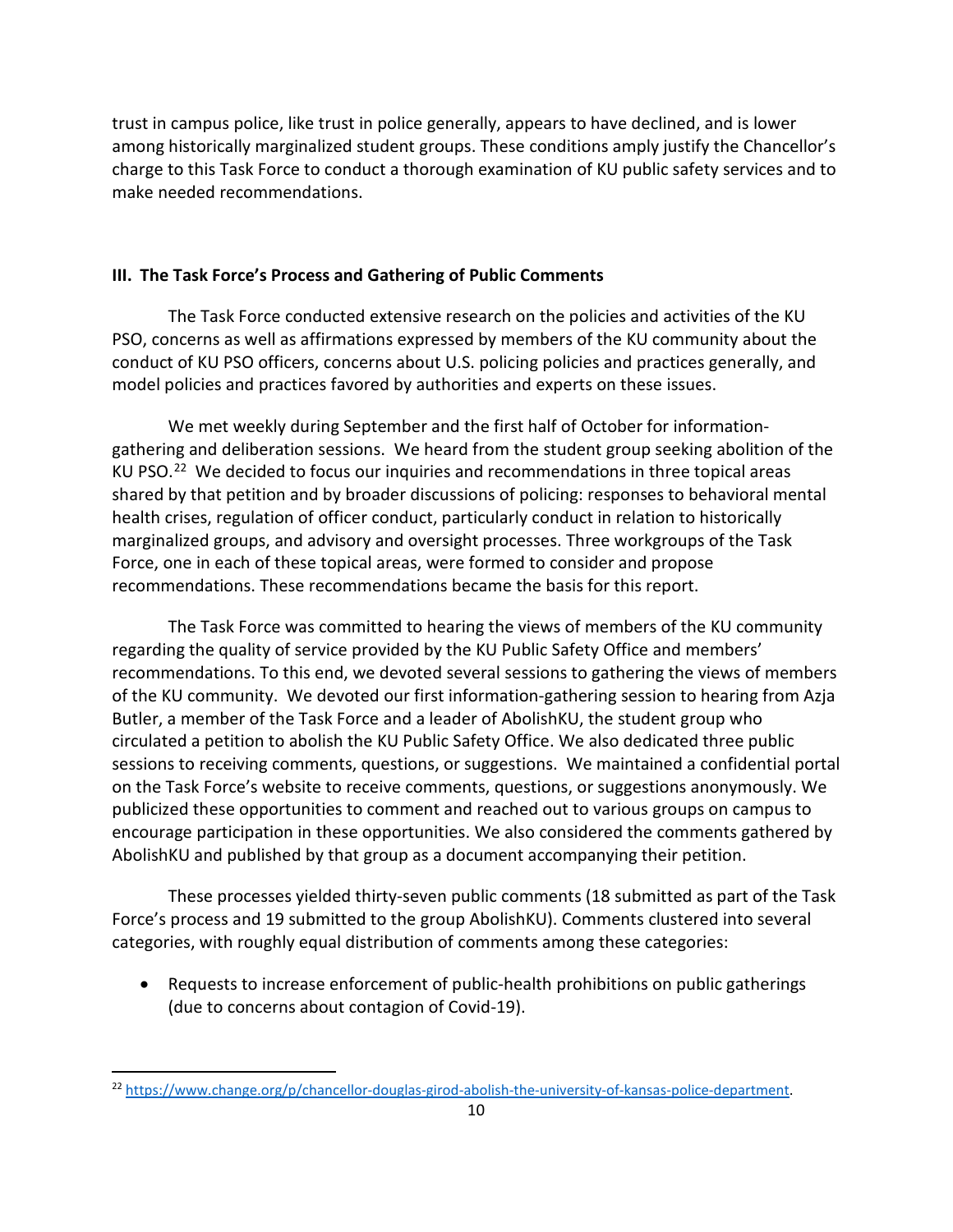trust in campus police, like trust in police generally, appears to have declined, and is lower among historically marginalized student groups. These conditions amply justify the Chancellor's charge to this Task Force to conduct a thorough examination of KU public safety services and to make needed recommendations.

## III. The Task Force's Process and Gathering of Public Comments

The Task Force conducted extensive research on the policies and activities of the KU PSO, concerns as well as affirmations expressed by members of the KU community about the conduct of KU PSO officers, concerns about U.S. policing policies and practices generally, and model policies and practices favored by authorities and experts on these issues.

We met weekly during September and the first half of October for information-gathering and deliberation sessions. We heard from the student group seeking abolition of the KU PSO.[22] We decided to focus our inquiries and recommendations in three topical areas shared by that petition and by broader discussions of policing: responses to behavioral mental health crises, regulation of officer conduct, particularly conduct in relation to historically marginalized groups, and advisory and oversight processes. Three workgroups of the Task Force, one in each of these topical areas, were formed to consider and propose recommendations. These recommendations became the basis for this report.

The Task Force was committed to hearing the views of members of the KU community regarding the quality of service provided by the KU Public Safety Office and members' recommendations. To this end, we devoted several sessions to gathering the views of members of the KU community. We devoted our first information-gathering session to hearing from Azja Butler, a member of the Task Force and a leader of AbolishKU, the student group who circulated a petition to abolish the KU Public Safety Office. We also dedicated three public sessions to receiving comments, questions, or suggestions. We maintained a confidential portal on the Task Force's website to receive comments, questions, or suggestions anonymously. We publicized these opportunities to comment and reached out to various groups on campus to encourage participation in these opportunities. We also considered the comments gathered by AbolishKU and published by that group as a document accompanying their petition.

These processes yielded thirty-seven public comments (18 submitted as part of the Task Force's process and 19 submitted to the group AbolishKU). Comments clustered into several categories, with roughly equal distribution of comments among these categories:

- Requests to increase enforcement of public-health prohibitions on public gatherings (due to concerns about contagion of Covid-19).

---

[22] https://www.change.org/p/chancellor-douglas-girod-abolish-the-university-of-kansas-police-department.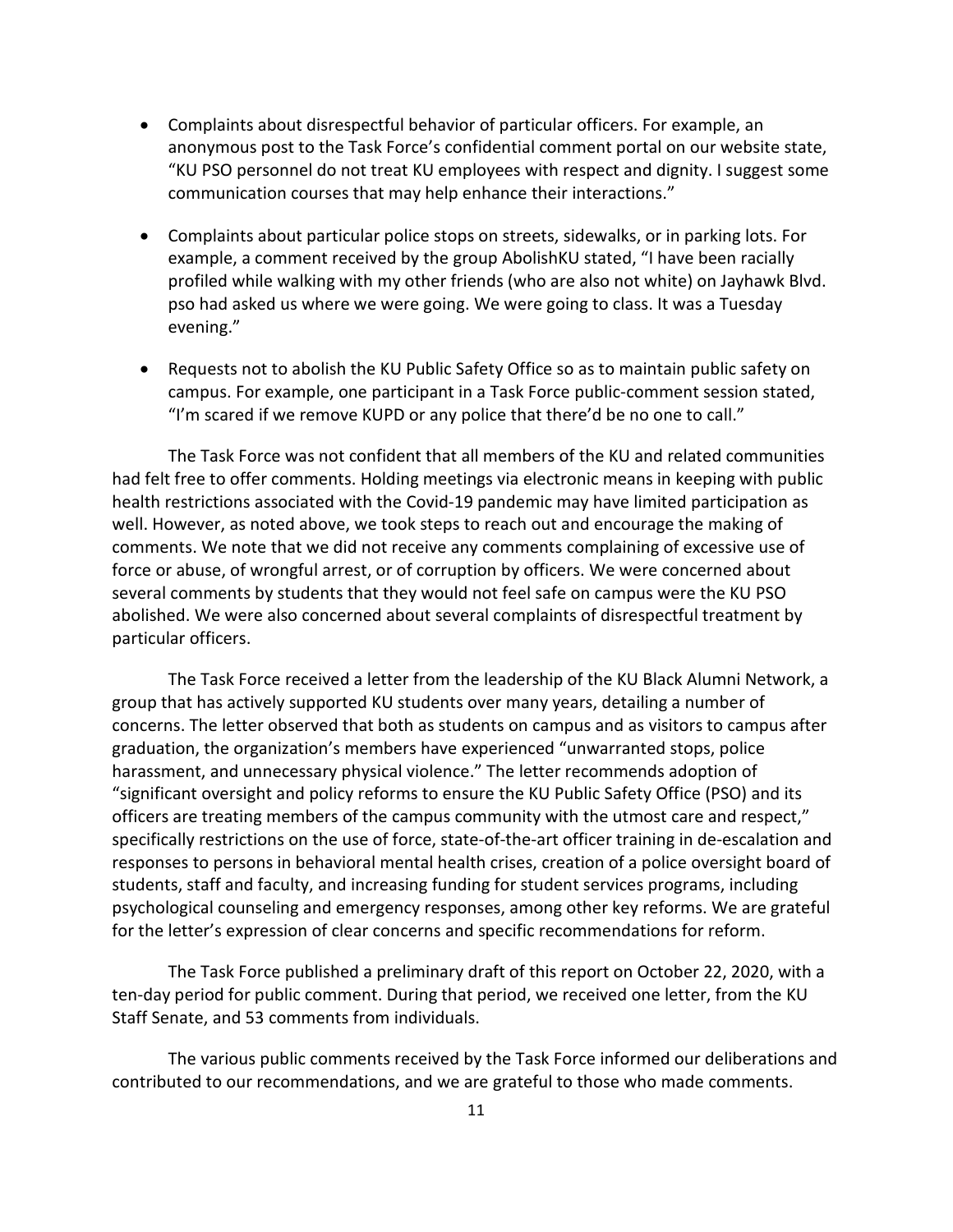- Complaints about disrespectful behavior of particular officers. For example, an anonymous post to the Task Force's confidential comment portal on our website state, "KU PSO personnel do not treat KU employees with respect and dignity. I suggest some communication courses that may help enhance their interactions."

- Complaints about particular police stops on streets, sidewalks, or in parking lots. For example, a comment received by the group AbolishKU stated, "I have been racially profiled while walking with my other friends (who are also not white) on Jayhawk Blvd. pso had asked us where we were going. We were going to class. It was a Tuesday evening."

- Requests not to abolish the KU Public Safety Office so as to maintain public safety on campus. For example, one participant in a Task Force public-comment session stated, "I'm scared if we remove KUPD or any police that there'd be no one to call."

The Task Force was not confident that all members of the KU and related communities had felt free to offer comments. Holding meetings via electronic means in keeping with public health restrictions associated with the Covid-19 pandemic may have limited participation as well. However, as noted above, we took steps to reach out and encourage the making of comments. We note that we did not receive any comments complaining of excessive use of force or abuse, of wrongful arrest, or of corruption by officers. We were concerned about several comments by students that they would not feel safe on campus were the KU PSO abolished. We were also concerned about several complaints of disrespectful treatment by particular officers.

The Task Force received a letter from the leadership of the KU Black Alumni Network, a group that has actively supported KU students over many years, detailing a number of concerns. The letter observed that both as students on campus and as visitors to campus after graduation, the organization's members have experienced "unwarranted stops, police harassment, and unnecessary physical violence." The letter recommends adoption of "significant oversight and policy reforms to ensure the KU Public Safety Office (PSO) and its officers are treating members of the campus community with the utmost care and respect," specifically restrictions on the use of force, state-of-the-art officer training in de-escalation and responses to persons in behavioral mental health crises, creation of a police oversight board of students, staff and faculty, and increasing funding for student services programs, including psychological counseling and emergency responses, among other key reforms. We are grateful for the letter's expression of clear concerns and specific recommendations for reform.

The Task Force published a preliminary draft of this report on October 22, 2020, with a ten-day period for public comment. During that period, we received one letter, from the KU Staff Senate, and 53 comments from individuals.

The various public comments received by the Task Force informed our deliberations and contributed to our recommendations, and we are grateful to those who made comments.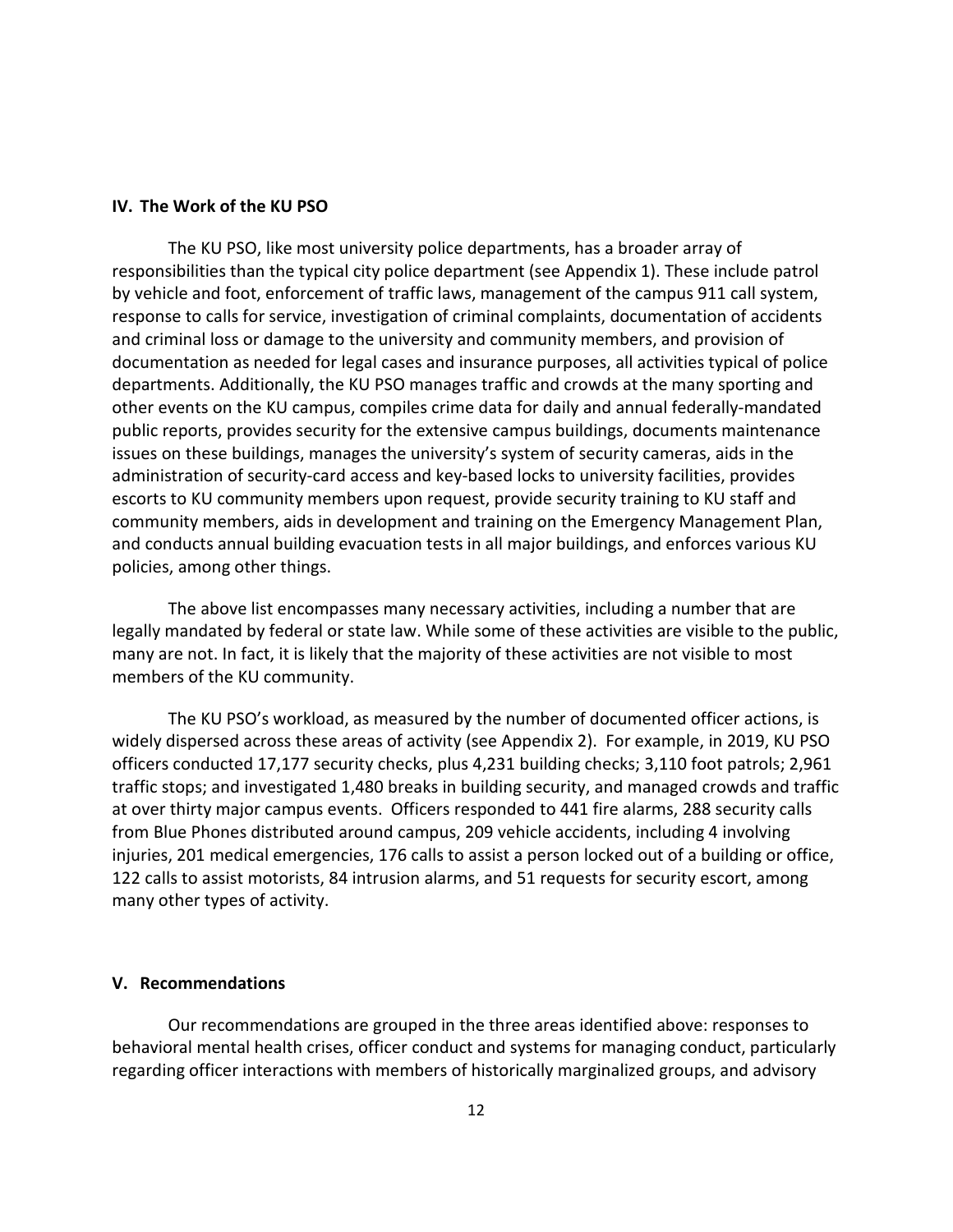## IV. The Work of the KU PSO

The KU PSO, like most university police departments, has a broader array of responsibilities than the typical city police department (see Appendix 1). These include patrol by vehicle and foot, enforcement of traffic laws, management of the campus 911 call system, response to calls for service, investigation of criminal complaints, documentation of accidents and criminal loss or damage to the university and community members, and provision of documentation as needed for legal cases and insurance purposes, all activities typical of police departments. Additionally, the KU PSO manages traffic and crowds at the many sporting and other events on the KU campus, compiles crime data for daily and annual federally-mandated public reports, provides security for the extensive campus buildings, documents maintenance issues on these buildings, manages the university's system of security cameras, aids in the administration of security-card access and key-based locks to university facilities, provides escorts to KU community members upon request, provide security training to KU staff and community members, aids in development and training on the Emergency Management Plan, and conducts annual building evacuation tests in all major buildings, and enforces various KU policies, among other things.

The above list encompasses many necessary activities, including a number that are legally mandated by federal or state law. While some of these activities are visible to the public, many are not. In fact, it is likely that the majority of these activities are not visible to most members of the KU community.

The KU PSO's workload, as measured by the number of documented officer actions, is widely dispersed across these areas of activity (see Appendix 2). For example, in 2019, KU PSO officers conducted 17,177 security checks, plus 4,231 building checks; 3,110 foot patrols; 2,961 traffic stops; and investigated 1,480 breaks in building security, and managed crowds and traffic at over thirty major campus events. Officers responded to 441 fire alarms, 288 security calls from Blue Phones distributed around campus, 209 vehicle accidents, including 4 involving injuries, 201 medical emergencies, 176 calls to assist a person locked out of a building or office, 122 calls to assist motorists, 84 intrusion alarms, and 51 requests for security escort, among many other types of activity.

## V. Recommendations

Our recommendations are grouped in the three areas identified above: responses to behavioral mental health crises, officer conduct and systems for managing conduct, particularly regarding officer interactions with members of historically marginalized groups, and advisory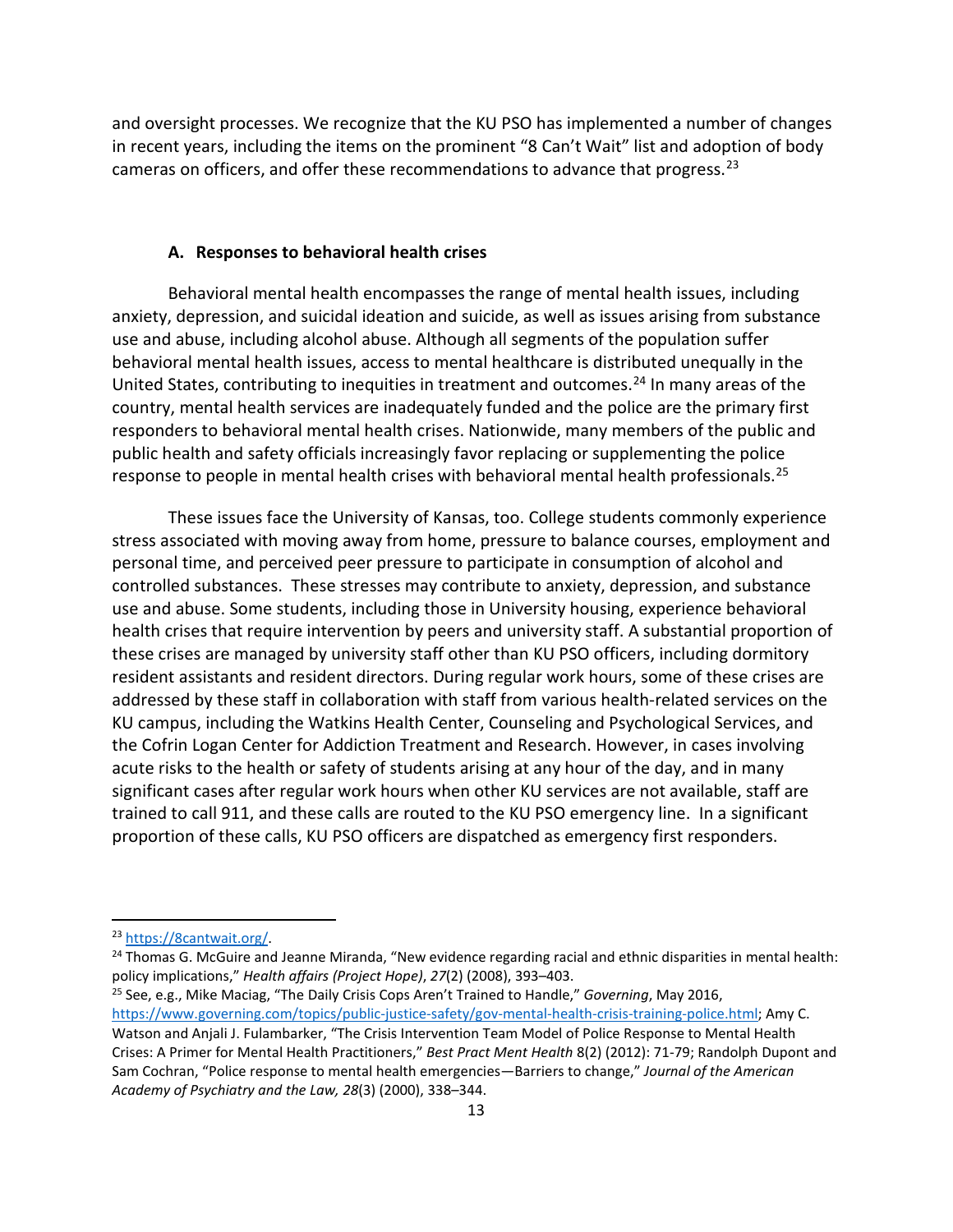and oversight processes. We recognize that the KU PSO has implemented a number of changes in recent years, including the items on the prominent "8 Can't Wait" list and adoption of body cameras on officers, and offer these recommendations to advance that progress.[23]

### A. Responses to behavioral health crises

Behavioral mental health encompasses the range of mental health issues, including anxiety, depression, and suicidal ideation and suicide, as well as issues arising from substance use and abuse, including alcohol abuse. Although all segments of the population suffer behavioral mental health issues, access to mental healthcare is distributed unequally in the United States, contributing to inequities in treatment and outcomes.[24] In many areas of the country, mental health services are inadequately funded and the police are the primary first responders to behavioral mental health crises. Nationwide, many members of the public and public health and safety officials increasingly favor replacing or supplementing the police response to people in mental health crises with behavioral mental health professionals.[25]

These issues face the University of Kansas, too. College students commonly experience stress associated with moving away from home, pressure to balance courses, employment and personal time, and perceived peer pressure to participate in consumption of alcohol and controlled substances. These stresses may contribute to anxiety, depression, and substance use and abuse. Some students, including those in University housing, experience behavioral health crises that require intervention by peers and university staff. A substantial proportion of these crises are managed by university staff other than KU PSO officers, including dormitory resident assistants and resident directors. During regular work hours, some of these crises are addressed by these staff in collaboration with staff from various health-related services on the KU campus, including the Watkins Health Center, Counseling and Psychological Services, and the Cofrin Logan Center for Addiction Treatment and Research. However, in cases involving acute risks to the health or safety of students arising at any hour of the day, and in many significant cases after regular work hours when other KU services are not available, staff are trained to call 911, and these calls are routed to the KU PSO emergency line. In a significant proportion of these calls, KU PSO officers are dispatched as emergency first responders.

---

[23] https://8cantwait.org/.

[24] Thomas G. McGuire and Jeanne Miranda, "New evidence regarding racial and ethnic disparities in mental health: policy implications," *Health affairs (Project Hope)*, *27*(2) (2008), 393–403.

[25] See, e.g., Mike Maciag, "The Daily Crisis Cops Aren't Trained to Handle," *Governing*, May 2016, https://www.governing.com/topics/public-justice-safety/gov-mental-health-crisis-training-police.html; Amy C. Watson and Anjali J. Fulambarker, "The Crisis Intervention Team Model of Police Response to Mental Health Crises: A Primer for Mental Health Practitioners," *Best Pract Ment Health* 8(2) (2012): 71-79; Randolph Dupont and Sam Cochran, "Police response to mental health emergencies—Barriers to change," *Journal of the American Academy of Psychiatry and the Law, 28*(3) (2000), 338–344.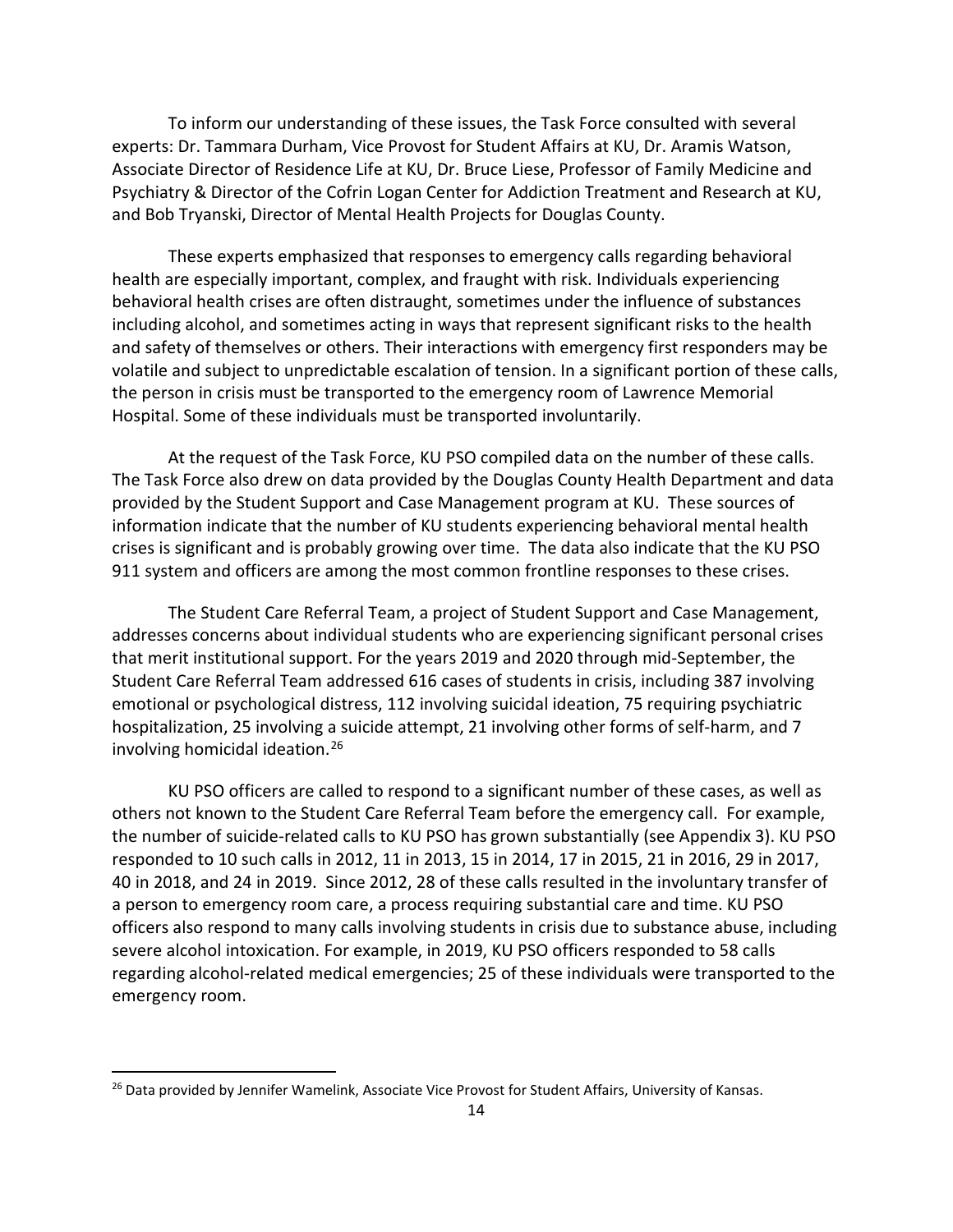To inform our understanding of these issues, the Task Force consulted with several experts: Dr. Tammara Durham, Vice Provost for Student Affairs at KU, Dr. Aramis Watson, Associate Director of Residence Life at KU, Dr. Bruce Liese, Professor of Family Medicine and Psychiatry & Director of the Cofrin Logan Center for Addiction Treatment and Research at KU, and Bob Tryanski, Director of Mental Health Projects for Douglas County.

These experts emphasized that responses to emergency calls regarding behavioral health are especially important, complex, and fraught with risk. Individuals experiencing behavioral health crises are often distraught, sometimes under the influence of substances including alcohol, and sometimes acting in ways that represent significant risks to the health and safety of themselves or others. Their interactions with emergency first responders may be volatile and subject to unpredictable escalation of tension. In a significant portion of these calls, the person in crisis must be transported to the emergency room of Lawrence Memorial Hospital. Some of these individuals must be transported involuntarily.

At the request of the Task Force, KU PSO compiled data on the number of these calls. The Task Force also drew on data provided by the Douglas County Health Department and data provided by the Student Support and Case Management program at KU. These sources of information indicate that the number of KU students experiencing behavioral mental health crises is significant and is probably growing over time. The data also indicate that the KU PSO 911 system and officers are among the most common frontline responses to these crises.

The Student Care Referral Team, a project of Student Support and Case Management, addresses concerns about individual students who are experiencing significant personal crises that merit institutional support. For the years 2019 and 2020 through mid-September, the Student Care Referral Team addressed 616 cases of students in crisis, including 387 involving emotional or psychological distress, 112 involving suicidal ideation, 75 requiring psychiatric hospitalization, 25 involving a suicide attempt, 21 involving other forms of self-harm, and 7 involving homicidal ideation.[26]

KU PSO officers are called to respond to a significant number of these cases, as well as others not known to the Student Care Referral Team before the emergency call. For example, the number of suicide-related calls to KU PSO has grown substantially (see Appendix 3). KU PSO responded to 10 such calls in 2012, 11 in 2013, 15 in 2014, 17 in 2015, 21 in 2016, 29 in 2017, 40 in 2018, and 24 in 2019. Since 2012, 28 of these calls resulted in the involuntary transfer of a person to emergency room care, a process requiring substantial care and time. KU PSO officers also respond to many calls involving students in crisis due to substance abuse, including severe alcohol intoxication. For example, in 2019, KU PSO officers responded to 58 calls regarding alcohol-related medical emergencies; 25 of these individuals were transported to the emergency room.

---

[26] Data provided by Jennifer Wamelink, Associate Vice Provost for Student Affairs, University of Kansas.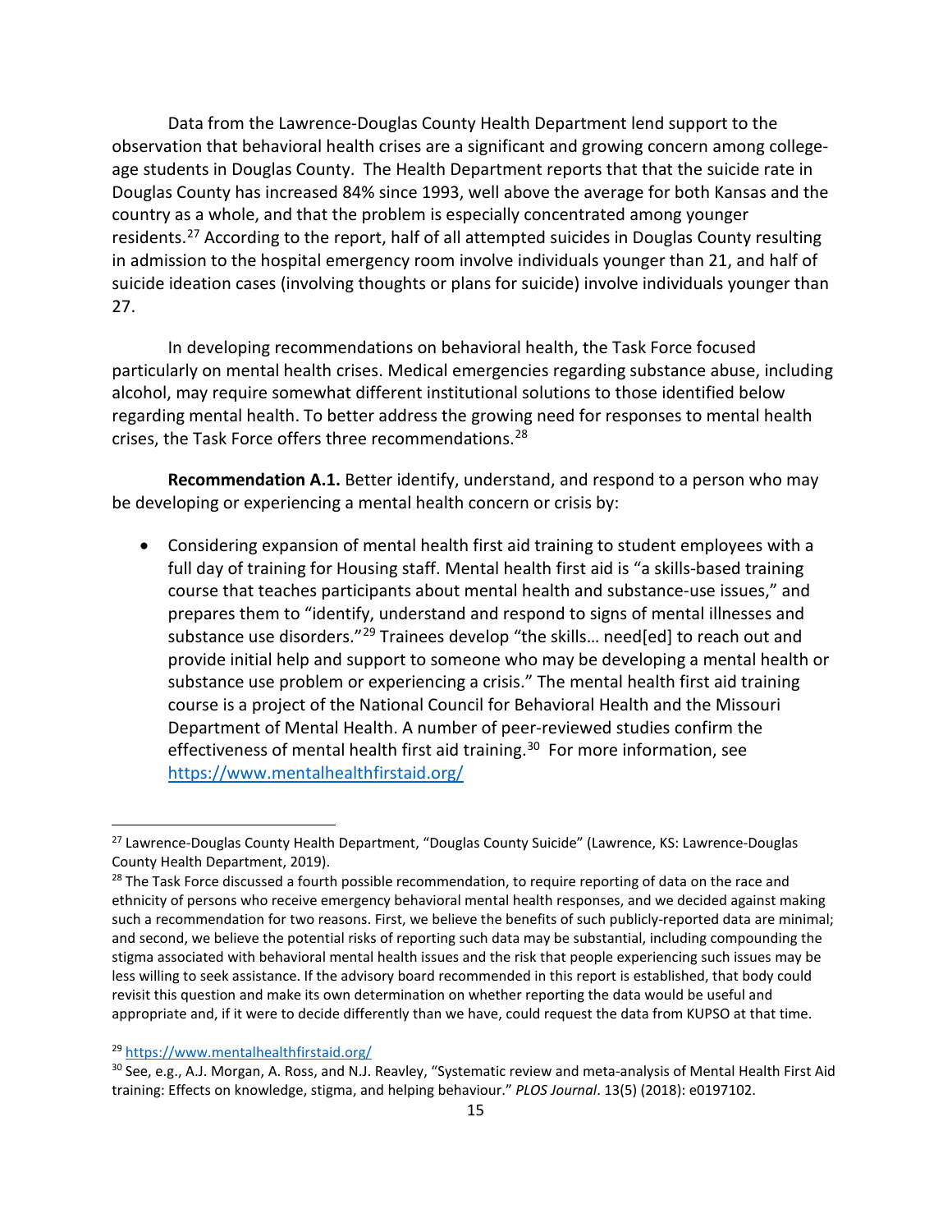Data from the Lawrence-Douglas County Health Department lend support to the observation that behavioral health crises are a significant and growing concern among college-age students in Douglas County. The Health Department reports that that the suicide rate in Douglas County has increased 84% since 1993, well above the average for both Kansas and the country as a whole, and that the problem is especially concentrated among younger residents.[27] According to the report, half of all attempted suicides in Douglas County resulting in admission to the hospital emergency room involve individuals younger than 21, and half of suicide ideation cases (involving thoughts or plans for suicide) involve individuals younger than 27.

In developing recommendations on behavioral health, the Task Force focused particularly on mental health crises. Medical emergencies regarding substance abuse, including alcohol, may require somewhat different institutional solutions to those identified below regarding mental health. To better address the growing need for responses to mental health crises, the Task Force offers three recommendations.[28]

**Recommendation A.1.** Better identify, understand, and respond to a person who may be developing or experiencing a mental health concern or crisis by:

- Considering expansion of mental health first aid training to student employees with a full day of training for Housing staff. Mental health first aid is "a skills-based training course that teaches participants about mental health and substance-use issues," and prepares them to "identify, understand and respond to signs of mental illnesses and substance use disorders."[29] Trainees develop "the skills… need[ed] to reach out and provide initial help and support to someone who may be developing a mental health or substance use problem or experiencing a crisis." The mental health first aid training course is a project of the National Council for Behavioral Health and the Missouri Department of Mental Health. A number of peer-reviewed studies confirm the effectiveness of mental health first aid training.[30] For more information, see https://www.mentalhealthfirstaid.org/

---

[27] Lawrence-Douglas County Health Department, "Douglas County Suicide" (Lawrence, KS: Lawrence-Douglas County Health Department, 2019).

[28] The Task Force discussed a fourth possible recommendation, to require reporting of data on the race and ethnicity of persons who receive emergency behavioral mental health responses, and we decided against making such a recommendation for two reasons. First, we believe the benefits of such publicly-reported data are minimal; and second, we believe the potential risks of reporting such data may be substantial, including compounding the stigma associated with behavioral mental health issues and the risk that people experiencing such issues may be less willing to seek assistance. If the advisory board recommended in this report is established, that body could revisit this question and make its own determination on whether reporting the data would be useful and appropriate and, if it were to decide differently than we have, could request the data from KUPSO at that time.

[29] https://www.mentalhealthfirstaid.org/

[30] See, e.g., A.J. Morgan, A. Ross, and N.J. Reavley, "Systematic review and meta-analysis of Mental Health First Aid training: Effects on knowledge, stigma, and helping behaviour." *PLOS Journal*. 13(5) (2018): e0197102.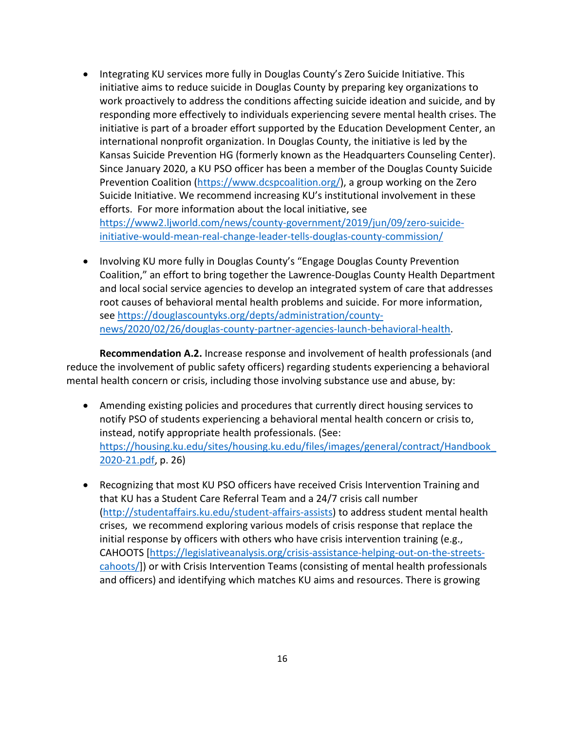- Integrating KU services more fully in Douglas County's Zero Suicide Initiative. This initiative aims to reduce suicide in Douglas County by preparing key organizations to work proactively to address the conditions affecting suicide ideation and suicide, and by responding more effectively to individuals experiencing severe mental health crises. The initiative is part of a broader effort supported by the Education Development Center, an international nonprofit organization. In Douglas County, the initiative is led by the Kansas Suicide Prevention HG (formerly known as the Headquarters Counseling Center). Since January 2020, a KU PSO officer has been a member of the Douglas County Suicide Prevention Coalition (https://www.dcspcoalition.org/), a group working on the Zero Suicide Initiative. We recommend increasing KU's institutional involvement in these efforts. For more information about the local initiative, see https://www2.ljworld.com/news/county-government/2019/jun/09/zero-suicide-initiative-would-mean-real-change-leader-tells-douglas-county-commission/

- Involving KU more fully in Douglas County's "Engage Douglas County Prevention Coalition," an effort to bring together the Lawrence-Douglas County Health Department and local social service agencies to develop an integrated system of care that addresses root causes of behavioral mental health problems and suicide. For more information, see https://douglascountyks.org/depts/administration/county-news/2020/02/26/douglas-county-partner-agencies-launch-behavioral-health.

**Recommendation A.2.** Increase response and involvement of health professionals (and reduce the involvement of public safety officers) regarding students experiencing a behavioral mental health concern or crisis, including those involving substance use and abuse, by:

- Amending existing policies and procedures that currently direct housing services to notify PSO of students experiencing a behavioral mental health concern or crisis to, instead, notify appropriate health professionals. (See: https://housing.ku.edu/sites/housing.ku.edu/files/images/general/contract/Handbook_2020-21.pdf, p. 26)

- Recognizing that most KU PSO officers have received Crisis Intervention Training and that KU has a Student Care Referral Team and a 24/7 crisis call number (http://studentaffairs.ku.edu/student-affairs-assists) to address student mental health crises, we recommend exploring various models of crisis response that replace the initial response by officers with others who have crisis intervention training (e.g., CAHOOTS [https://legislativeanalysis.org/crisis-assistance-helping-out-on-the-streets-cahoots/]) or with Crisis Intervention Teams (consisting of mental health professionals and officers) and identifying which matches KU aims and resources. There is growing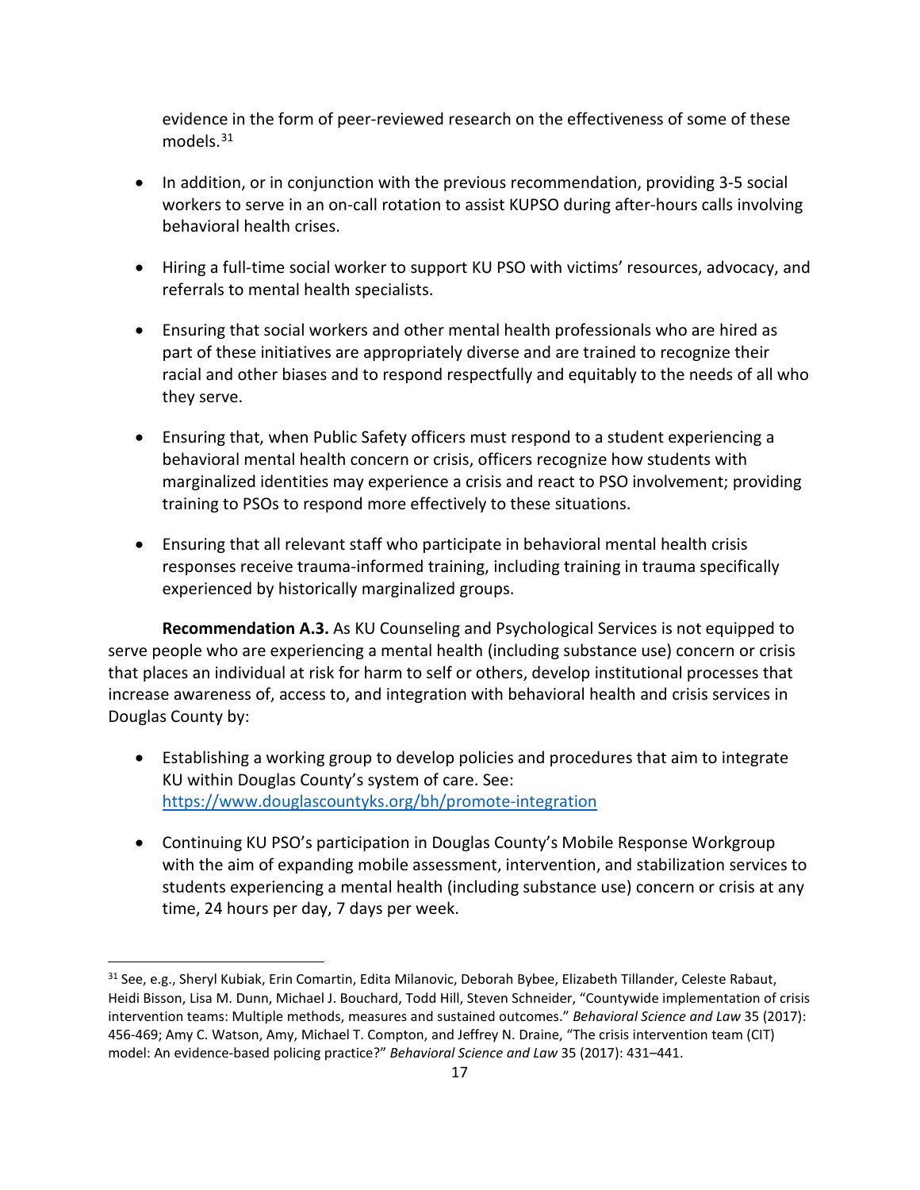evidence in the form of peer-reviewed research on the effectiveness of some of these models.[31]

- In addition, or in conjunction with the previous recommendation, providing 3-5 social workers to serve in an on-call rotation to assist KUPSO during after-hours calls involving behavioral health crises.

- Hiring a full-time social worker to support KU PSO with victims' resources, advocacy, and referrals to mental health specialists.

- Ensuring that social workers and other mental health professionals who are hired as part of these initiatives are appropriately diverse and are trained to recognize their racial and other biases and to respond respectfully and equitably to the needs of all who they serve.

- Ensuring that, when Public Safety officers must respond to a student experiencing a behavioral mental health concern or crisis, officers recognize how students with marginalized identities may experience a crisis and react to PSO involvement; providing training to PSOs to respond more effectively to these situations.

- Ensuring that all relevant staff who participate in behavioral mental health crisis responses receive trauma-informed training, including training in trauma specifically experienced by historically marginalized groups.

**Recommendation A.3.** As KU Counseling and Psychological Services is not equipped to serve people who are experiencing a mental health (including substance use) concern or crisis that places an individual at risk for harm to self or others, develop institutional processes that increase awareness of, access to, and integration with behavioral health and crisis services in Douglas County by:

- Establishing a working group to develop policies and procedures that aim to integrate KU within Douglas County's system of care. See: https://www.douglascountyks.org/bh/promote-integration

- Continuing KU PSO's participation in Douglas County's Mobile Response Workgroup with the aim of expanding mobile assessment, intervention, and stabilization services to students experiencing a mental health (including substance use) concern or crisis at any time, 24 hours per day, 7 days per week.

---

[31] See, e.g., Sheryl Kubiak, Erin Comartin, Edita Milanovic, Deborah Bybee, Elizabeth Tillander, Celeste Rabaut, Heidi Bisson, Lisa M. Dunn, Michael J. Bouchard, Todd Hill, Steven Schneider, "Countywide implementation of crisis intervention teams: Multiple methods, measures and sustained outcomes." *Behavioral Science and Law* 35 (2017): 456-469; Amy C. Watson, Amy, Michael T. Compton, and Jeffrey N. Draine, "The crisis intervention team (CIT) model: An evidence-based policing practice?" *Behavioral Science and Law* 35 (2017): 431–441.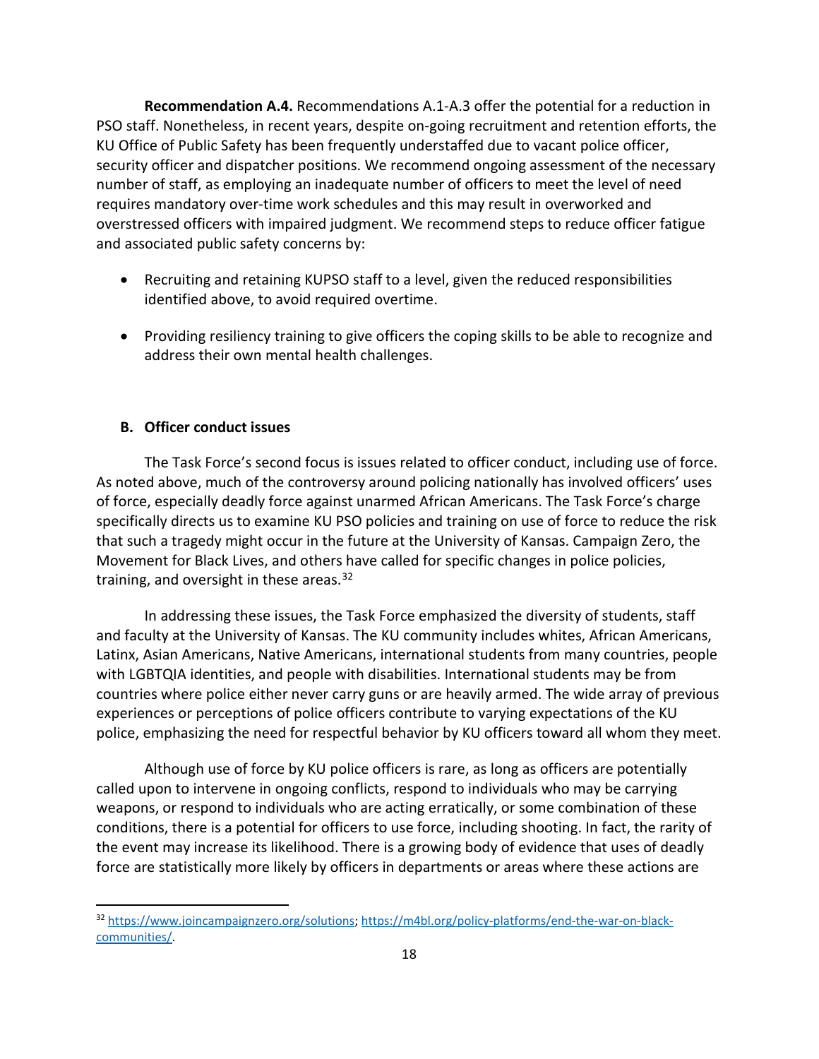**Recommendation A.4.** Recommendations A.1-A.3 offer the potential for a reduction in PSO staff. Nonetheless, in recent years, despite on-going recruitment and retention efforts, the KU Office of Public Safety has been frequently understaffed due to vacant police officer, security officer and dispatcher positions. We recommend ongoing assessment of the necessary number of staff, as employing an inadequate number of officers to meet the level of need requires mandatory over-time work schedules and this may result in overworked and overstressed officers with impaired judgment. We recommend steps to reduce officer fatigue and associated public safety concerns by:

- Recruiting and retaining KUPSO staff to a level, given the reduced responsibilities identified above, to avoid required overtime.
- Providing resiliency training to give officers the coping skills to be able to recognize and address their own mental health challenges.

### B. Officer conduct issues

The Task Force's second focus is issues related to officer conduct, including use of force. As noted above, much of the controversy around policing nationally has involved officers' uses of force, especially deadly force against unarmed African Americans. The Task Force's charge specifically directs us to examine KU PSO policies and training on use of force to reduce the risk that such a tragedy might occur in the future at the University of Kansas. Campaign Zero, the Movement for Black Lives, and others have called for specific changes in police policies, training, and oversight in these areas.[32]

In addressing these issues, the Task Force emphasized the diversity of students, staff and faculty at the University of Kansas. The KU community includes whites, African Americans, Latinx, Asian Americans, Native Americans, international students from many countries, people with LGBTQIA identities, and people with disabilities. International students may be from countries where police either never carry guns or are heavily armed. The wide array of previous experiences or perceptions of police officers contribute to varying expectations of the KU police, emphasizing the need for respectful behavior by KU officers toward all whom they meet.

Although use of force by KU police officers is rare, as long as officers are potentially called upon to intervene in ongoing conflicts, respond to individuals who may be carrying weapons, or respond to individuals who are acting erratically, or some combination of these conditions, there is a potential for officers to use force, including shooting. In fact, the rarity of the event may increase its likelihood. There is a growing body of evidence that uses of deadly force are statistically more likely by officers in departments or areas where these actions are

[32] https://www.joincampaignzero.org/solutions; https://m4bl.org/policy-platforms/end-the-war-on-black-communities/.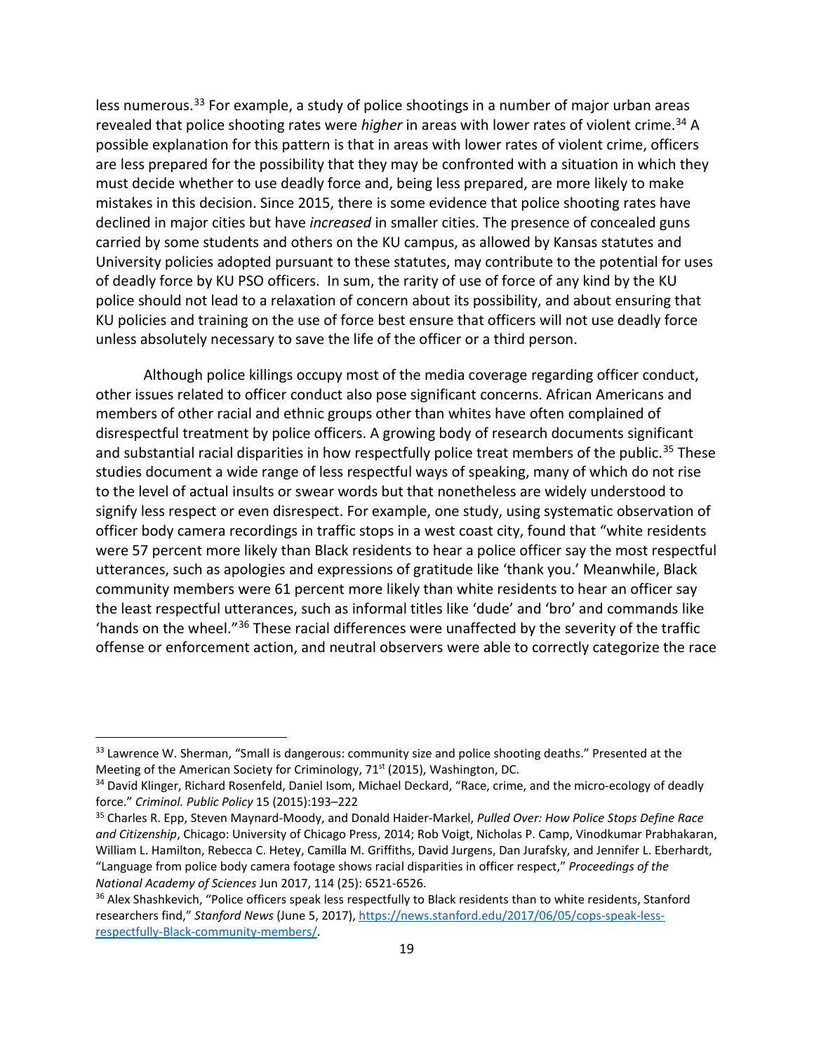less numerous.[33] For example, a study of police shootings in a number of major urban areas revealed that police shooting rates were *higher* in areas with lower rates of violent crime.[34] A possible explanation for this pattern is that in areas with lower rates of violent crime, officers are less prepared for the possibility that they may be confronted with a situation in which they must decide whether to use deadly force and, being less prepared, are more likely to make mistakes in this decision. Since 2015, there is some evidence that police shooting rates have declined in major cities but have *increased* in smaller cities. The presence of concealed guns carried by some students and others on the KU campus, as allowed by Kansas statutes and University policies adopted pursuant to these statutes, may contribute to the potential for uses of deadly force by KU PSO officers. In sum, the rarity of use of force of any kind by the KU police should not lead to a relaxation of concern about its possibility, and about ensuring that KU policies and training on the use of force best ensure that officers will not use deadly force unless absolutely necessary to save the life of the officer or a third person.

Although police killings occupy most of the media coverage regarding officer conduct, other issues related to officer conduct also pose significant concerns. African Americans and members of other racial and ethnic groups other than whites have often complained of disrespectful treatment by police officers. A growing body of research documents significant and substantial racial disparities in how respectfully police treat members of the public.[35] These studies document a wide range of less respectful ways of speaking, many of which do not rise to the level of actual insults or swear words but that nonetheless are widely understood to signify less respect or even disrespect. For example, one study, using systematic observation of officer body camera recordings in traffic stops in a west coast city, found that "white residents were 57 percent more likely than Black residents to hear a police officer say the most respectful utterances, such as apologies and expressions of gratitude like 'thank you.' Meanwhile, Black community members were 61 percent more likely than white residents to hear an officer say the least respectful utterances, such as informal titles like 'dude' and 'bro' and commands like 'hands on the wheel."[36] These racial differences were unaffected by the severity of the traffic offense or enforcement action, and neutral observers were able to correctly categorize the race

---

[33] Lawrence W. Sherman, "Small is dangerous: community size and police shooting deaths." Presented at the Meeting of the American Society for Criminology, 71st (2015), Washington, DC.

[34] David Klinger, Richard Rosenfeld, Daniel Isom, Michael Deckard, "Race, crime, and the micro-ecology of deadly force." *Criminol. Public Policy* 15 (2015):193–222

[35] Charles R. Epp, Steven Maynard-Moody, and Donald Haider-Markel, *Pulled Over: How Police Stops Define Race and Citizenship*, Chicago: University of Chicago Press, 2014; Rob Voigt, Nicholas P. Camp, Vinodkumar Prabhakaran, William L. Hamilton, Rebecca C. Hetey, Camilla M. Griffiths, David Jurgens, Dan Jurafsky, and Jennifer L. Eberhardt, "Language from police body camera footage shows racial disparities in officer respect," *Proceedings of the National Academy of Sciences* Jun 2017, 114 (25): 6521-6526.

[36] Alex Shashkevich, "Police officers speak less respectfully to Black residents than to white residents, Stanford researchers find," *Stanford News* (June 5, 2017), https://news.stanford.edu/2017/06/05/cops-speak-less-respectfully-Black-community-members/.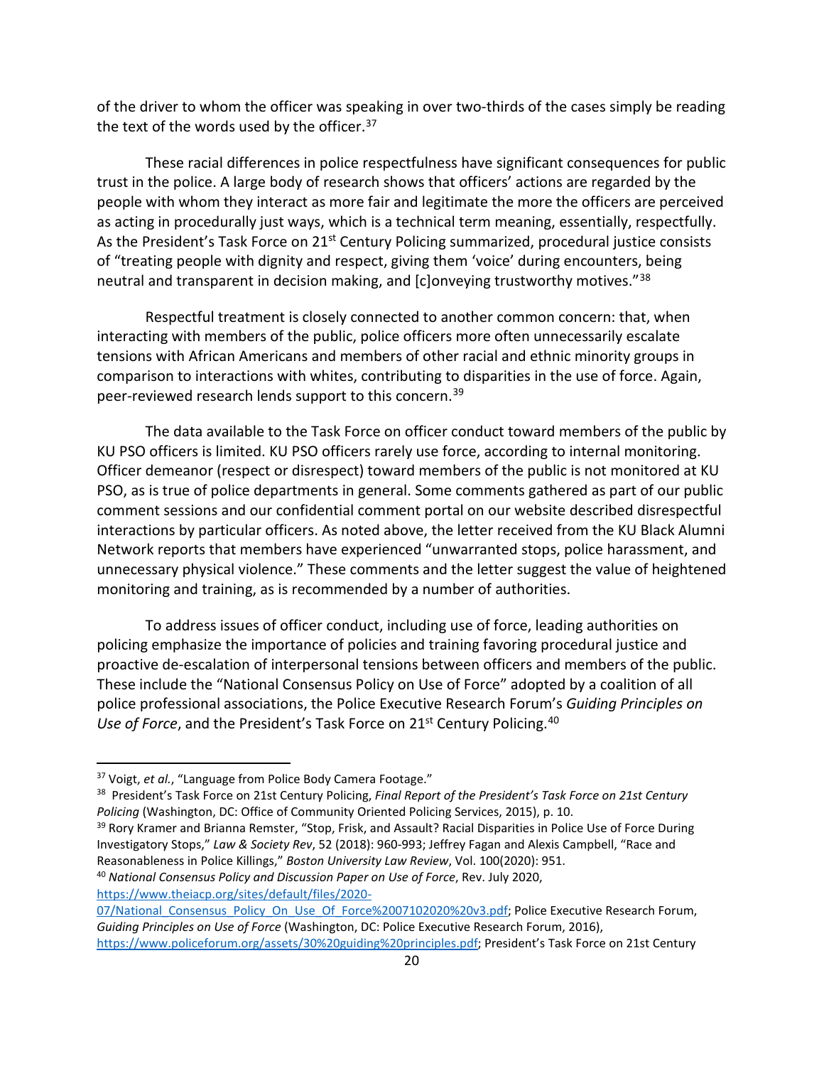of the driver to whom the officer was speaking in over two-thirds of the cases simply be reading the text of the words used by the officer.[37]

These racial differences in police respectfulness have significant consequences for public trust in the police. A large body of research shows that officers' actions are regarded by the people with whom they interact as more fair and legitimate the more the officers are perceived as acting in procedurally just ways, which is a technical term meaning, essentially, respectfully. As the President's Task Force on 21st Century Policing summarized, procedural justice consists of "treating people with dignity and respect, giving them 'voice' during encounters, being neutral and transparent in decision making, and [c]onveying trustworthy motives."[38]

Respectful treatment is closely connected to another common concern: that, when interacting with members of the public, police officers more often unnecessarily escalate tensions with African Americans and members of other racial and ethnic minority groups in comparison to interactions with whites, contributing to disparities in the use of force. Again, peer-reviewed research lends support to this concern.[39]

The data available to the Task Force on officer conduct toward members of the public by KU PSO officers is limited. KU PSO officers rarely use force, according to internal monitoring. Officer demeanor (respect or disrespect) toward members of the public is not monitored at KU PSO, as is true of police departments in general. Some comments gathered as part of our public comment sessions and our confidential comment portal on our website described disrespectful interactions by particular officers. As noted above, the letter received from the KU Black Alumni Network reports that members have experienced "unwarranted stops, police harassment, and unnecessary physical violence." These comments and the letter suggest the value of heightened monitoring and training, as is recommended by a number of authorities.

To address issues of officer conduct, including use of force, leading authorities on policing emphasize the importance of policies and training favoring procedural justice and proactive de-escalation of interpersonal tensions between officers and members of the public. These include the "National Consensus Policy on Use of Force" adopted by a coalition of all police professional associations, the Police Executive Research Forum's *Guiding Principles on Use of Force*, and the President's Task Force on 21st Century Policing.[40]

---

[37] Voigt, *et al.*, "Language from Police Body Camera Footage."

[38] President's Task Force on 21st Century Policing, *Final Report of the President's Task Force on 21st Century Policing* (Washington, DC: Office of Community Oriented Policing Services, 2015), p. 10.

[39] Rory Kramer and Brianna Remster, "Stop, Frisk, and Assault? Racial Disparities in Police Use of Force During Investigatory Stops," *Law & Society Rev*, 52 (2018): 960-993; Jeffrey Fagan and Alexis Campbell, "Race and Reasonableness in Police Killings," *Boston University Law Review*, Vol. 100(2020): 951.

[40] *National Consensus Policy and Discussion Paper on Use of Force*, Rev. July 2020, https://www.theiacp.org/sites/default/files/2020-07/National_Consensus_Policy_On_Use_Of_Force%2007102020%20v3.pdf; Police Executive Research Forum, *Guiding Principles on Use of Force* (Washington, DC: Police Executive Research Forum, 2016), https://www.policeforum.org/assets/30%20guiding%20principles.pdf; President's Task Force on 21st Century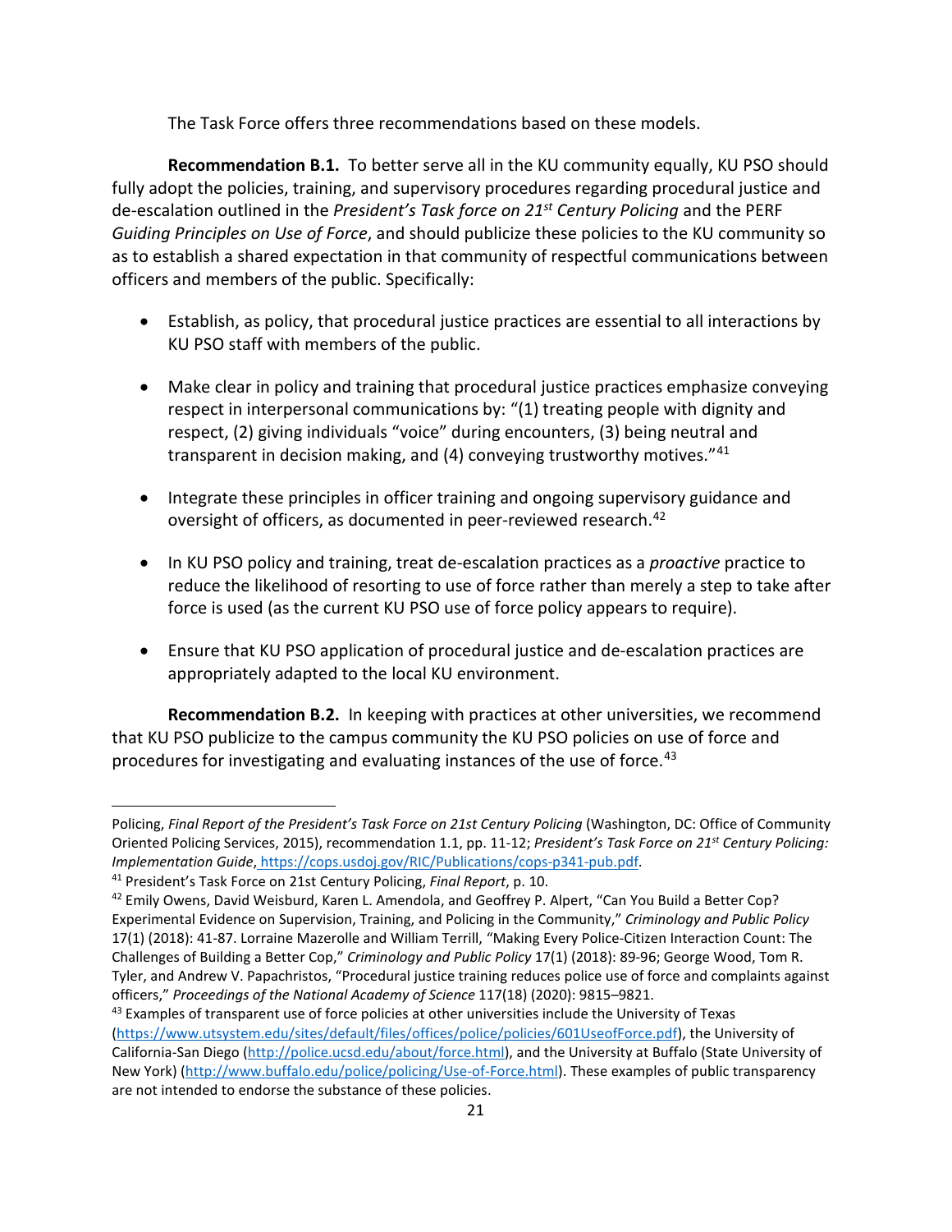The Task Force offers three recommendations based on these models.

**Recommendation B.1.** To better serve all in the KU community equally, KU PSO should fully adopt the policies, training, and supervisory procedures regarding procedural justice and de-escalation outlined in the *President's Task force on 21st Century Policing* and the PERF *Guiding Principles on Use of Force*, and should publicize these policies to the KU community so as to establish a shared expectation in that community of respectful communications between officers and members of the public. Specifically:

- Establish, as policy, that procedural justice practices are essential to all interactions by KU PSO staff with members of the public.
- Make clear in policy and training that procedural justice practices emphasize conveying respect in interpersonal communications by: "(1) treating people with dignity and respect, (2) giving individuals "voice" during encounters, (3) being neutral and transparent in decision making, and (4) conveying trustworthy motives."[41]
- Integrate these principles in officer training and ongoing supervisory guidance and oversight of officers, as documented in peer-reviewed research.[42]
- In KU PSO policy and training, treat de-escalation practices as a *proactive* practice to reduce the likelihood of resorting to use of force rather than merely a step to take after force is used (as the current KU PSO use of force policy appears to require).
- Ensure that KU PSO application of procedural justice and de-escalation practices are appropriately adapted to the local KU environment.

**Recommendation B.2.** In keeping with practices at other universities, we recommend that KU PSO publicize to the campus community the KU PSO policies on use of force and procedures for investigating and evaluating instances of the use of force.[43]

---

Policing, *Final Report of the President's Task Force on 21st Century Policing* (Washington, DC: Office of Community Oriented Policing Services, 2015), recommendation 1.1, pp. 11-12; *President's Task Force on 21st Century Policing: Implementation Guide*, https://cops.usdoj.gov/RIC/Publications/cops-p341-pub.pdf.

[41] President's Task Force on 21st Century Policing, *Final Report*, p. 10.

[42] Emily Owens, David Weisburd, Karen L. Amendola, and Geoffrey P. Alpert, "Can You Build a Better Cop? Experimental Evidence on Supervision, Training, and Policing in the Community," *Criminology and Public Policy* 17(1) (2018): 41-87. Lorraine Mazerolle and William Terrill, "Making Every Police-Citizen Interaction Count: The Challenges of Building a Better Cop," *Criminology and Public Policy* 17(1) (2018): 89-96; George Wood, Tom R. Tyler, and Andrew V. Papachristos, "Procedural justice training reduces police use of force and complaints against officers," *Proceedings of the National Academy of Science* 117(18) (2020): 9815–9821.

[43] Examples of transparent use of force policies at other universities include the University of Texas (https://www.utsystem.edu/sites/default/files/offices/police/policies/601UseofForce.pdf), the University of California-San Diego (http://police.ucsd.edu/about/force.html), and the University at Buffalo (State University of New York) (http://www.buffalo.edu/police/policing/Use-of-Force.html). These examples of public transparency are not intended to endorse the substance of these policies.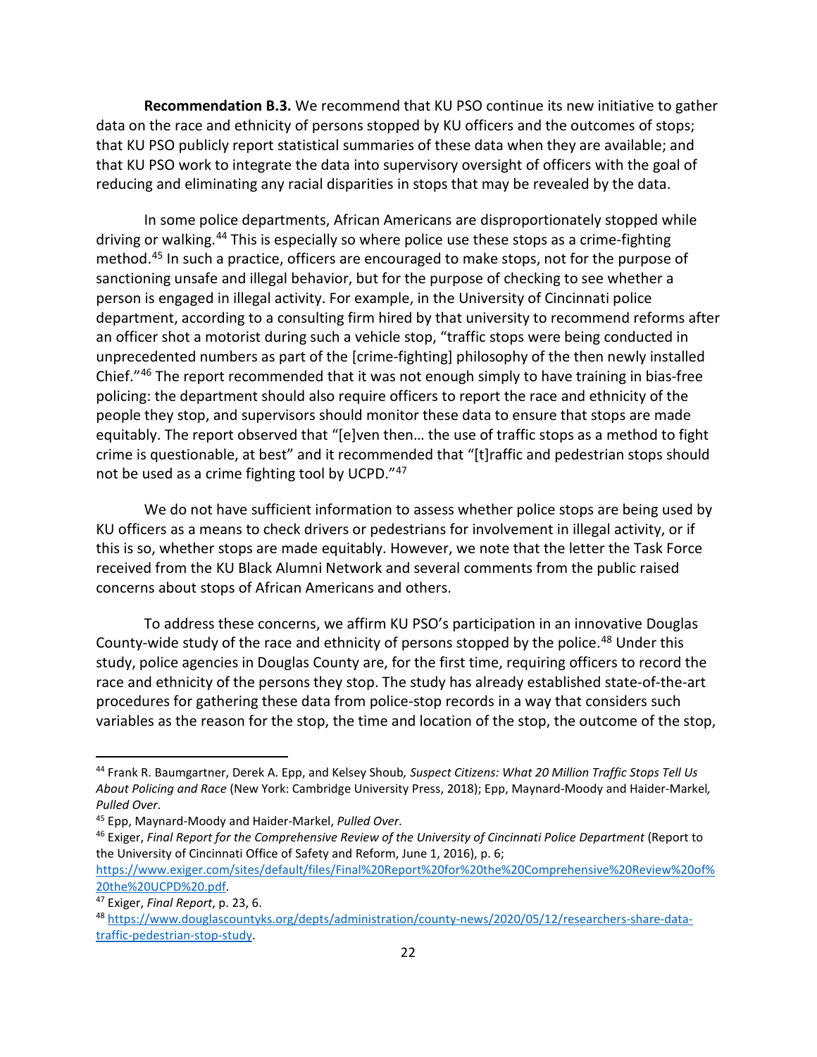**Recommendation B.3.** We recommend that KU PSO continue its new initiative to gather data on the race and ethnicity of persons stopped by KU officers and the outcomes of stops; that KU PSO publicly report statistical summaries of these data when they are available; and that KU PSO work to integrate the data into supervisory oversight of officers with the goal of reducing and eliminating any racial disparities in stops that may be revealed by the data.

In some police departments, African Americans are disproportionately stopped while driving or walking.[44] This is especially so where police use these stops as a crime-fighting method.[45] In such a practice, officers are encouraged to make stops, not for the purpose of sanctioning unsafe and illegal behavior, but for the purpose of checking to see whether a person is engaged in illegal activity. For example, in the University of Cincinnati police department, according to a consulting firm hired by that university to recommend reforms after an officer shot a motorist during such a vehicle stop, "traffic stops were being conducted in unprecedented numbers as part of the [crime-fighting] philosophy of the then newly installed Chief."[46] The report recommended that it was not enough simply to have training in bias-free policing: the department should also require officers to report the race and ethnicity of the people they stop, and supervisors should monitor these data to ensure that stops are made equitably. The report observed that "[e]ven then… the use of traffic stops as a method to fight crime is questionable, at best" and it recommended that "[t]raffic and pedestrian stops should not be used as a crime fighting tool by UCPD."[47]

We do not have sufficient information to assess whether police stops are being used by KU officers as a means to check drivers or pedestrians for involvement in illegal activity, or if this is so, whether stops are made equitably. However, we note that the letter the Task Force received from the KU Black Alumni Network and several comments from the public raised concerns about stops of African Americans and others.

To address these concerns, we affirm KU PSO's participation in an innovative Douglas County-wide study of the race and ethnicity of persons stopped by the police.[48] Under this study, police agencies in Douglas County are, for the first time, requiring officers to record the race and ethnicity of the persons they stop. The study has already established state-of-the-art procedures for gathering these data from police-stop records in a way that considers such variables as the reason for the stop, the time and location of the stop, the outcome of the stop,

---

[44] Frank R. Baumgartner, Derek A. Epp, and Kelsey Shoub*, Suspect Citizens: What 20 Million Traffic Stops Tell Us About Policing and Race* (New York: Cambridge University Press, 2018); Epp, Maynard-Moody and Haider-Markel*, Pulled Over*.

[45] Epp, Maynard-Moody and Haider-Markel, *Pulled Over*.

[46] Exiger, *Final Report for the Comprehensive Review of the University of Cincinnati Police Department* (Report to the University of Cincinnati Office of Safety and Reform, June 1, 2016), p. 6; https://www.exiger.com/sites/default/files/Final%20Report%20for%20the%20Comprehensive%20Review%20of%20the%20UCPD%20.pdf.

[47] Exiger, *Final Report*, p. 23, 6.

[48] https://www.douglascountyks.org/depts/administration/county-news/2020/05/12/researchers-share-data-traffic-pedestrian-stop-study.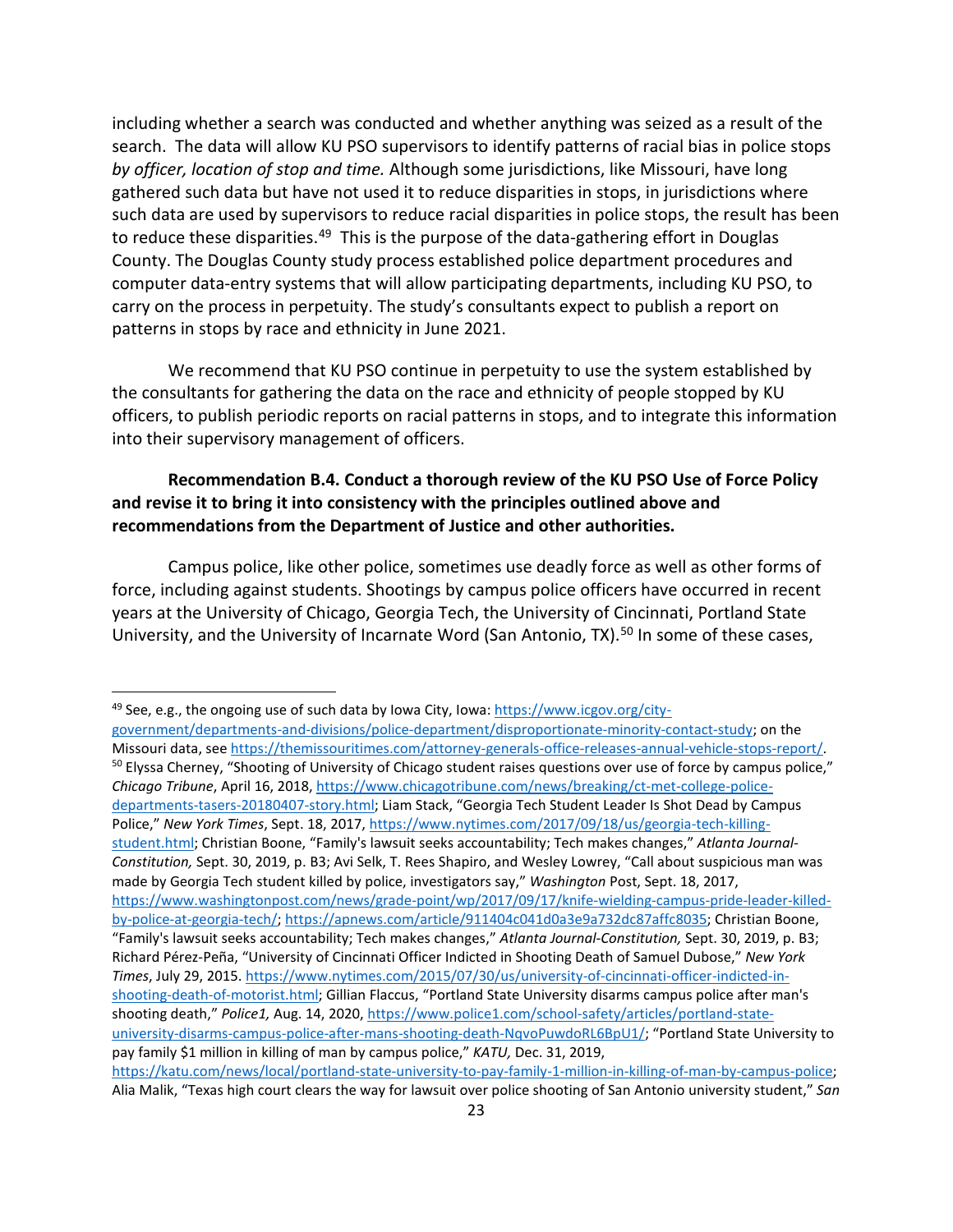including whether a search was conducted and whether anything was seized as a result of the search. The data will allow KU PSO supervisors to identify patterns of racial bias in police stops *by officer, location of stop and time.* Although some jurisdictions, like Missouri, have long gathered such data but have not used it to reduce disparities in stops, in jurisdictions where such data are used by supervisors to reduce racial disparities in police stops, the result has been to reduce these disparities.[49] This is the purpose of the data-gathering effort in Douglas County. The Douglas County study process established police department procedures and computer data-entry systems that will allow participating departments, including KU PSO, to carry on the process in perpetuity. The study's consultants expect to publish a report on patterns in stops by race and ethnicity in June 2021.

We recommend that KU PSO continue in perpetuity to use the system established by the consultants for gathering the data on the race and ethnicity of people stopped by KU officers, to publish periodic reports on racial patterns in stops, and to integrate this information into their supervisory management of officers.

**Recommendation B.4. Conduct a thorough review of the KU PSO Use of Force Policy and revise it to bring it into consistency with the principles outlined above and recommendations from the Department of Justice and other authorities.**

Campus police, like other police, sometimes use deadly force as well as other forms of force, including against students. Shootings by campus police officers have occurred in recent years at the University of Chicago, Georgia Tech, the University of Cincinnati, Portland State University, and the University of Incarnate Word (San Antonio, TX).[50] In some of these cases,

---

[49] See, e.g., the ongoing use of such data by Iowa City, Iowa: https://www.icgov.org/city-government/departments-and-divisions/police-department/disproportionate-minority-contact-study; on the Missouri data, see https://themissouritimes.com/attorney-generals-office-releases-annual-vehicle-stops-report/.

[50] Elyssa Cherney, "Shooting of University of Chicago student raises questions over use of force by campus police," *Chicago Tribune*, April 16, 2018, https://www.chicagotribune.com/news/breaking/ct-met-college-police-departments-tasers-20180407-story.html; Liam Stack, "Georgia Tech Student Leader Is Shot Dead by Campus Police," *New York Times*, Sept. 18, 2017, https://www.nytimes.com/2017/09/18/us/georgia-tech-killing-student.html; Christian Boone, "Family's lawsuit seeks accountability; Tech makes changes," *Atlanta Journal-Constitution,* Sept. 30, 2019, p. B3; Avi Selk, T. Rees Shapiro, and Wesley Lowrey, "Call about suspicious man was made by Georgia Tech student killed by police, investigators say," *Washington* Post, Sept. 18, 2017, https://www.washingtonpost.com/news/grade-point/wp/2017/09/17/knife-wielding-campus-pride-leader-killed-by-police-at-georgia-tech/; https://apnews.com/article/911404c041d0a3e9a732dc87affc8035; Christian Boone, "Family's lawsuit seeks accountability; Tech makes changes," *Atlanta Journal-Constitution,* Sept. 30, 2019, p. B3; Richard Pérez-Peña, "University of Cincinnati Officer Indicted in Shooting Death of Samuel Dubose," *New York Times*, July 29, 2015. https://www.nytimes.com/2015/07/30/us/university-of-cincinnati-officer-indicted-in-shooting-death-of-motorist.html; Gillian Flaccus, "Portland State University disarms campus police after man's shooting death," *Police1,* Aug. 14, 2020, https://www.police1.com/school-safety/articles/portland-state-university-disarms-campus-police-after-mans-shooting-death-NqvoPuwdoRL6BpU1/; "Portland State University to pay family $1 million in killing of man by campus police," *KATU,* Dec. 31, 2019, https://katu.com/news/local/portland-state-university-to-pay-family-1-million-in-killing-of-man-by-campus-police; Alia Malik, "Texas high court clears the way for lawsuit over police shooting of San Antonio university student," *San*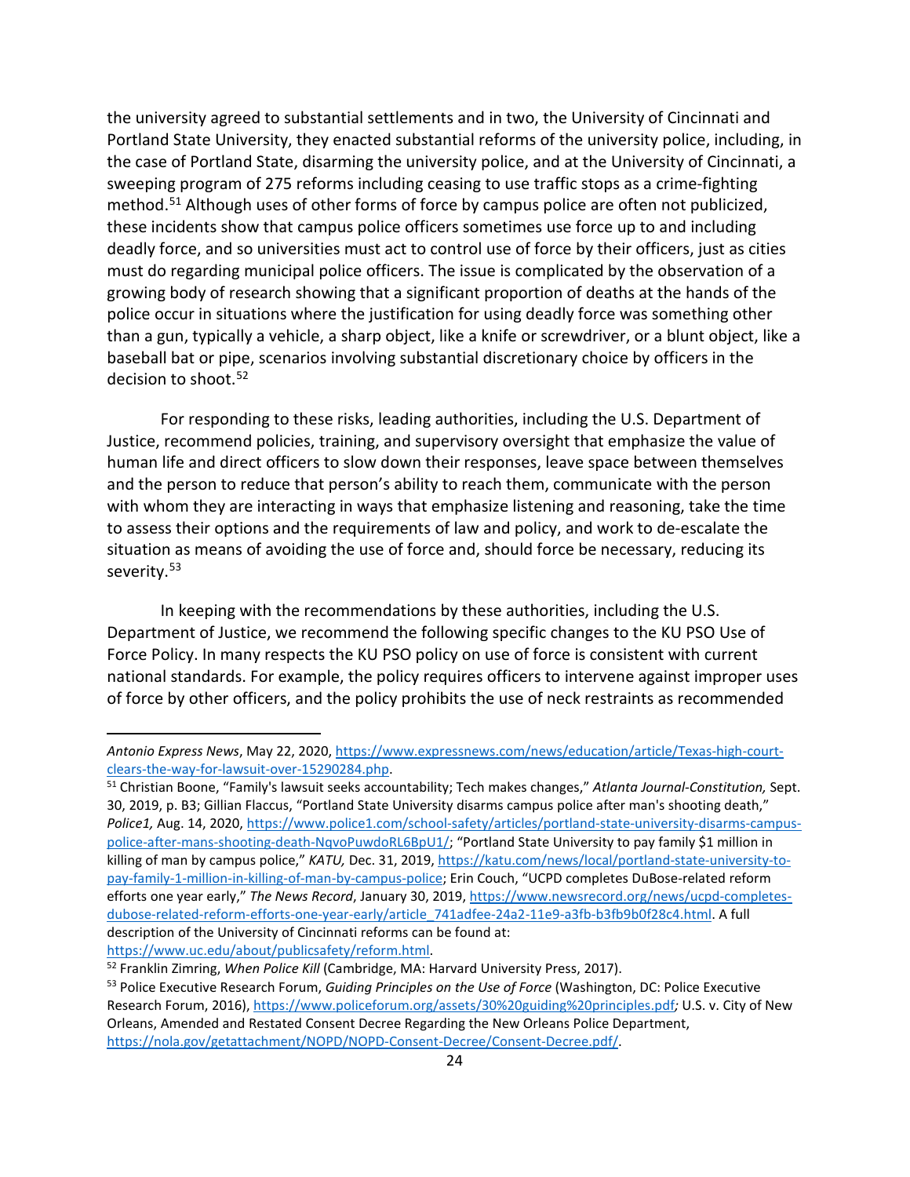the university agreed to substantial settlements and in two, the University of Cincinnati and Portland State University, they enacted substantial reforms of the university police, including, in the case of Portland State, disarming the university police, and at the University of Cincinnati, a sweeping program of 275 reforms including ceasing to use traffic stops as a crime-fighting method.[51] Although uses of other forms of force by campus police are often not publicized, these incidents show that campus police officers sometimes use force up to and including deadly force, and so universities must act to control use of force by their officers, just as cities must do regarding municipal police officers. The issue is complicated by the observation of a growing body of research showing that a significant proportion of deaths at the hands of the police occur in situations where the justification for using deadly force was something other than a gun, typically a vehicle, a sharp object, like a knife or screwdriver, or a blunt object, like a baseball bat or pipe, scenarios involving substantial discretionary choice by officers in the decision to shoot.[52]

For responding to these risks, leading authorities, including the U.S. Department of Justice, recommend policies, training, and supervisory oversight that emphasize the value of human life and direct officers to slow down their responses, leave space between themselves and the person to reduce that person's ability to reach them, communicate with the person with whom they are interacting in ways that emphasize listening and reasoning, take the time to assess their options and the requirements of law and policy, and work to de-escalate the situation as means of avoiding the use of force and, should force be necessary, reducing its severity.[53]

In keeping with the recommendations by these authorities, including the U.S. Department of Justice, we recommend the following specific changes to the KU PSO Use of Force Policy. In many respects the KU PSO policy on use of force is consistent with current national standards. For example, the policy requires officers to intervene against improper uses of force by other officers, and the policy prohibits the use of neck restraints as recommended

---

*Antonio Express News*, May 22, 2020, https://www.expressnews.com/news/education/article/Texas-high-court-clears-the-way-for-lawsuit-over-15290284.php.

[51] Christian Boone, "Family's lawsuit seeks accountability; Tech makes changes," *Atlanta Journal-Constitution,* Sept. 30, 2019, p. B3; Gillian Flaccus, "Portland State University disarms campus police after man's shooting death," *Police1,* Aug. 14, 2020, https://www.police1.com/school-safety/articles/portland-state-university-disarms-campus-police-after-mans-shooting-death-NqvoPuwdoRL6BpU1/; "Portland State University to pay family $1 million in killing of man by campus police," *KATU,* Dec. 31, 2019, https://katu.com/news/local/portland-state-university-to-pay-family-1-million-in-killing-of-man-by-campus-police; Erin Couch, "UCPD completes DuBose-related reform efforts one year early," *The News Record*, January 30, 2019, https://www.newsrecord.org/news/ucpd-completes-dubose-related-reform-efforts-one-year-early/article_741adfee-24a2-11e9-a3fb-b3fb9b0f28c4.html. A full description of the University of Cincinnati reforms can be found at: https://www.uc.edu/about/publicsafety/reform.html.

[52] Franklin Zimring, *When Police Kill* (Cambridge, MA: Harvard University Press, 2017).

[53] Police Executive Research Forum, *Guiding Principles on the Use of Force* (Washington, DC: Police Executive Research Forum, 2016), https://www.policeforum.org/assets/30%20guiding%20principles.pdf; U.S. v. City of New Orleans, Amended and Restated Consent Decree Regarding the New Orleans Police Department, https://nola.gov/getattachment/NOPD/NOPD-Consent-Decree/Consent-Decree.pdf/.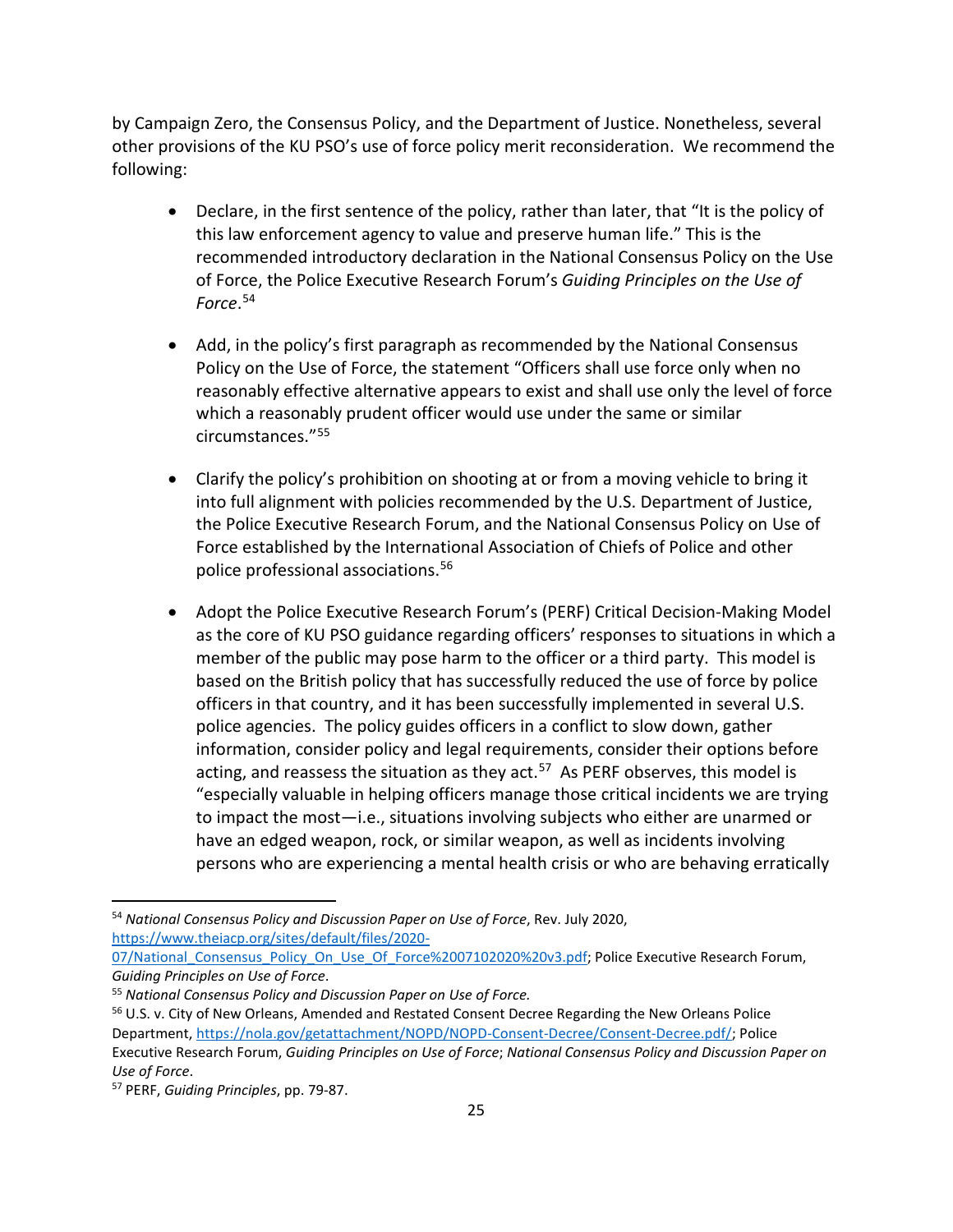by Campaign Zero, the Consensus Policy, and the Department of Justice. Nonetheless, several other provisions of the KU PSO's use of force policy merit reconsideration. We recommend the following:

- Declare, in the first sentence of the policy, rather than later, that "It is the policy of this law enforcement agency to value and preserve human life." This is the recommended introductory declaration in the National Consensus Policy on the Use of Force, the Police Executive Research Forum's *Guiding Principles on the Use of Force*.[54]

- Add, in the policy's first paragraph as recommended by the National Consensus Policy on the Use of Force, the statement "Officers shall use force only when no reasonably effective alternative appears to exist and shall use only the level of force which a reasonably prudent officer would use under the same or similar circumstances."[55]

- Clarify the policy's prohibition on shooting at or from a moving vehicle to bring it into full alignment with policies recommended by the U.S. Department of Justice, the Police Executive Research Forum, and the National Consensus Policy on Use of Force established by the International Association of Chiefs of Police and other police professional associations.[56]

- Adopt the Police Executive Research Forum's (PERF) Critical Decision-Making Model as the core of KU PSO guidance regarding officers' responses to situations in which a member of the public may pose harm to the officer or a third party. This model is based on the British policy that has successfully reduced the use of force by police officers in that country, and it has been successfully implemented in several U.S. police agencies. The policy guides officers in a conflict to slow down, gather information, consider policy and legal requirements, consider their options before acting, and reassess the situation as they act.[57] As PERF observes, this model is "especially valuable in helping officers manage those critical incidents we are trying to impact the most—i.e., situations involving subjects who either are unarmed or have an edged weapon, rock, or similar weapon, as well as incidents involving persons who are experiencing a mental health crisis or who are behaving erratically

---

[54] *National Consensus Policy and Discussion Paper on Use of Force*, Rev. July 2020, https://www.theiacp.org/sites/default/files/2020-07/National_Consensus_Policy_On_Use_Of_Force%2007102020%20v3.pdf; Police Executive Research Forum, *Guiding Principles on Use of Force*.

[55] *National Consensus Policy and Discussion Paper on Use of Force.*

[56] U.S. v. City of New Orleans, Amended and Restated Consent Decree Regarding the New Orleans Police Department, https://nola.gov/getattachment/NOPD/NOPD-Consent-Decree/Consent-Decree.pdf/; Police Executive Research Forum, *Guiding Principles on Use of Force*; *National Consensus Policy and Discussion Paper on Use of Force*.

[57] PERF, *Guiding Principles*, pp. 79-87.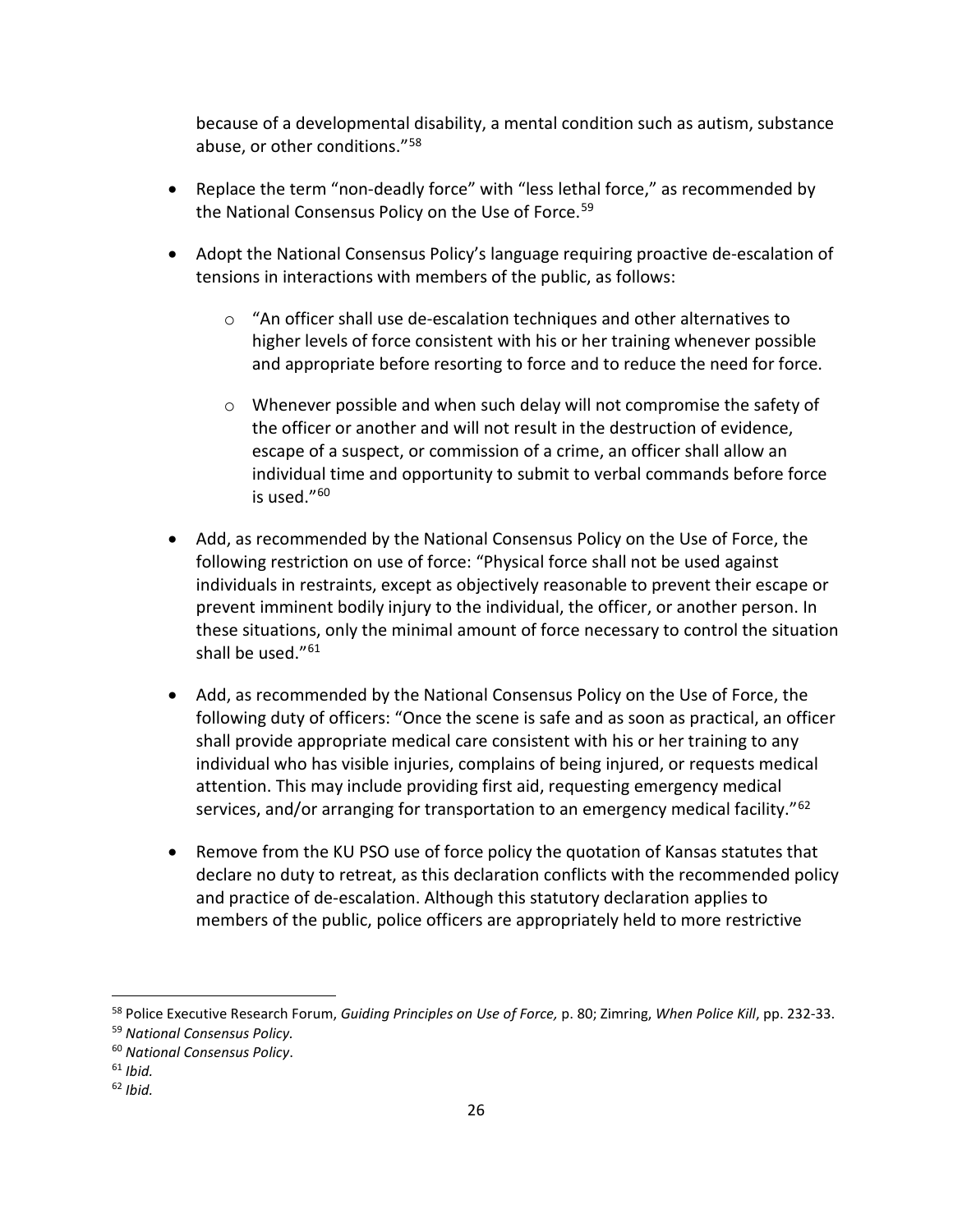because of a developmental disability, a mental condition such as autism, substance abuse, or other conditions."[58]

- Replace the term "non-deadly force" with "less lethal force," as recommended by the National Consensus Policy on the Use of Force.[59]
- Adopt the National Consensus Policy's language requiring proactive de-escalation of tensions in interactions with members of the public, as follows:
  - "An officer shall use de-escalation techniques and other alternatives to higher levels of force consistent with his or her training whenever possible and appropriate before resorting to force and to reduce the need for force.
  - Whenever possible and when such delay will not compromise the safety of the officer or another and will not result in the destruction of evidence, escape of a suspect, or commission of a crime, an officer shall allow an individual time and opportunity to submit to verbal commands before force is used."[60]
- Add, as recommended by the National Consensus Policy on the Use of Force, the following restriction on use of force: "Physical force shall not be used against individuals in restraints, except as objectively reasonable to prevent their escape or prevent imminent bodily injury to the individual, the officer, or another person. In these situations, only the minimal amount of force necessary to control the situation shall be used."[61]
- Add, as recommended by the National Consensus Policy on the Use of Force, the following duty of officers: "Once the scene is safe and as soon as practical, an officer shall provide appropriate medical care consistent with his or her training to any individual who has visible injuries, complains of being injured, or requests medical attention. This may include providing first aid, requesting emergency medical services, and/or arranging for transportation to an emergency medical facility."[62]
- Remove from the KU PSO use of force policy the quotation of Kansas statutes that declare no duty to retreat, as this declaration conflicts with the recommended policy and practice of de-escalation. Although this statutory declaration applies to members of the public, police officers are appropriately held to more restrictive

---

[58] Police Executive Research Forum, *Guiding Principles on Use of Force,* p. 80; Zimring, *When Police Kill*, pp. 232-33.

[59] *National Consensus Policy.*

[60] *National Consensus Policy*.

[61] *Ibid.*

[62] *Ibid.*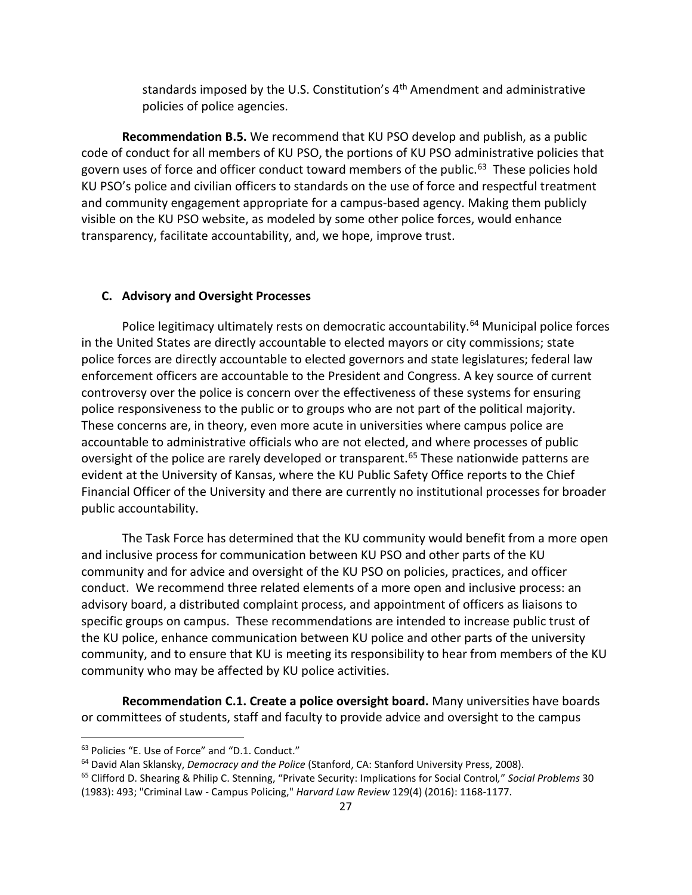standards imposed by the U.S. Constitution's 4th Amendment and administrative policies of police agencies.

**Recommendation B.5.** We recommend that KU PSO develop and publish, as a public code of conduct for all members of KU PSO, the portions of KU PSO administrative policies that govern uses of force and officer conduct toward members of the public.[63] These policies hold KU PSO's police and civilian officers to standards on the use of force and respectful treatment and community engagement appropriate for a campus-based agency. Making them publicly visible on the KU PSO website, as modeled by some other police forces, would enhance transparency, facilitate accountability, and, we hope, improve trust.

## C. Advisory and Oversight Processes

Police legitimacy ultimately rests on democratic accountability.[64] Municipal police forces in the United States are directly accountable to elected mayors or city commissions; state police forces are directly accountable to elected governors and state legislatures; federal law enforcement officers are accountable to the President and Congress. A key source of current controversy over the police is concern over the effectiveness of these systems for ensuring police responsiveness to the public or to groups who are not part of the political majority. These concerns are, in theory, even more acute in universities where campus police are accountable to administrative officials who are not elected, and where processes of public oversight of the police are rarely developed or transparent.[65] These nationwide patterns are evident at the University of Kansas, where the KU Public Safety Office reports to the Chief Financial Officer of the University and there are currently no institutional processes for broader public accountability.

The Task Force has determined that the KU community would benefit from a more open and inclusive process for communication between KU PSO and other parts of the KU community and for advice and oversight of the KU PSO on policies, practices, and officer conduct. We recommend three related elements of a more open and inclusive process: an advisory board, a distributed complaint process, and appointment of officers as liaisons to specific groups on campus. These recommendations are intended to increase public trust of the KU police, enhance communication between KU police and other parts of the university community, and to ensure that KU is meeting its responsibility to hear from members of the KU community who may be affected by KU police activities.

**Recommendation C.1. Create a police oversight board.** Many universities have boards or committees of students, staff and faculty to provide advice and oversight to the campus

---

[63] Policies "E. Use of Force" and "D.1. Conduct."

[64] David Alan Sklansky, *Democracy and the Police* (Stanford, CA: Stanford University Press, 2008).

[65] Clifford D. Shearing & Philip C. Stenning, "Private Security: Implications for Social Control," *Social Problems* 30 (1983): 493; "Criminal Law - Campus Policing," *Harvard Law Review* 129(4) (2016): 1168-1177.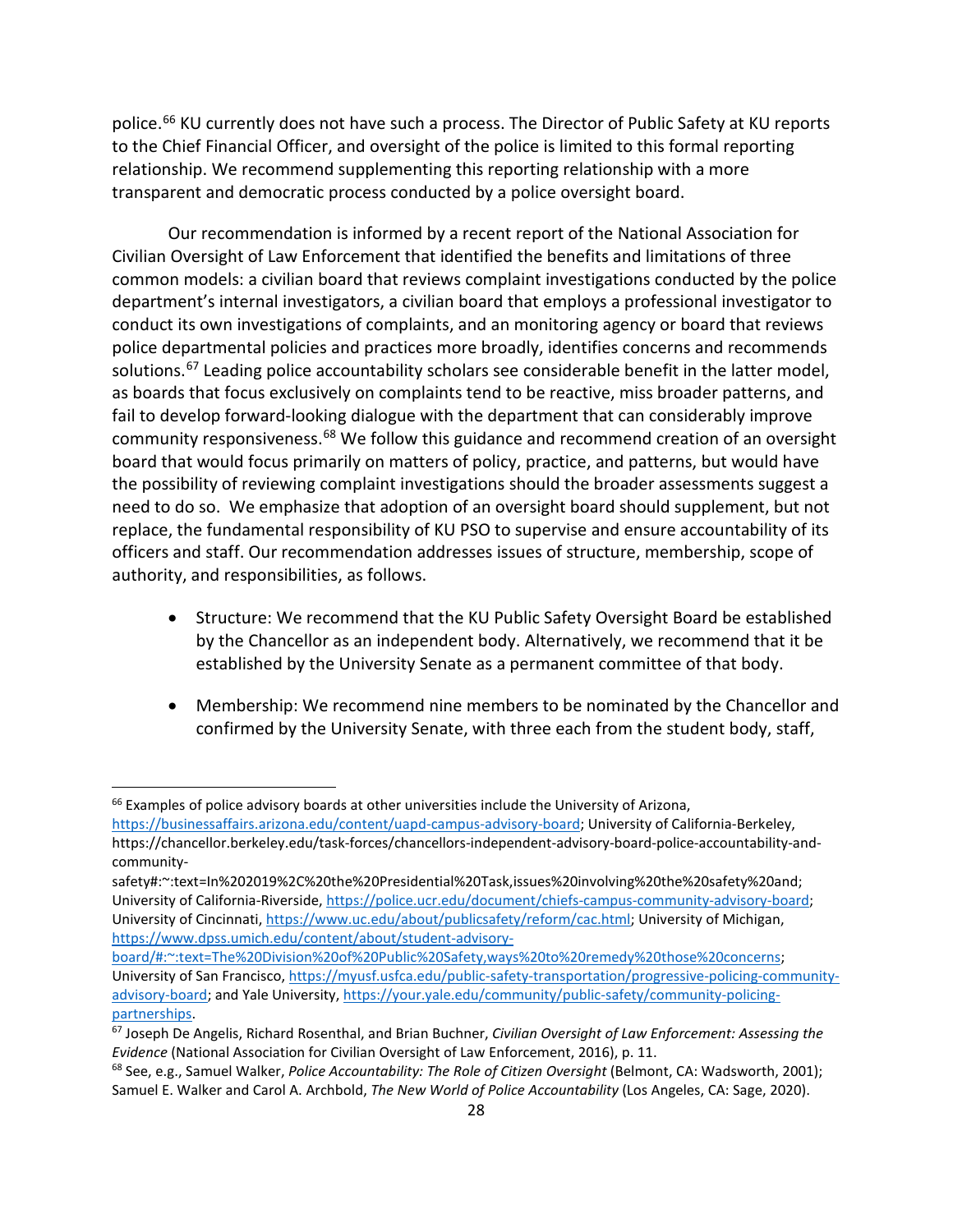police.[66] KU currently does not have such a process. The Director of Public Safety at KU reports to the Chief Financial Officer, and oversight of the police is limited to this formal reporting relationship. We recommend supplementing this reporting relationship with a more transparent and democratic process conducted by a police oversight board.

Our recommendation is informed by a recent report of the National Association for Civilian Oversight of Law Enforcement that identified the benefits and limitations of three common models: a civilian board that reviews complaint investigations conducted by the police department's internal investigators, a civilian board that employs a professional investigator to conduct its own investigations of complaints, and an monitoring agency or board that reviews police departmental policies and practices more broadly, identifies concerns and recommends solutions.[67] Leading police accountability scholars see considerable benefit in the latter model, as boards that focus exclusively on complaints tend to be reactive, miss broader patterns, and fail to develop forward-looking dialogue with the department that can considerably improve community responsiveness.[68] We follow this guidance and recommend creation of an oversight board that would focus primarily on matters of policy, practice, and patterns, but would have the possibility of reviewing complaint investigations should the broader assessments suggest a need to do so. We emphasize that adoption of an oversight board should supplement, but not replace, the fundamental responsibility of KU PSO to supervise and ensure accountability of its officers and staff. Our recommendation addresses issues of structure, membership, scope of authority, and responsibilities, as follows.

- Structure: We recommend that the KU Public Safety Oversight Board be established by the Chancellor as an independent body. Alternatively, we recommend that it be established by the University Senate as a permanent committee of that body.

- Membership: We recommend nine members to be nominated by the Chancellor and confirmed by the University Senate, with three each from the student body, staff,

---

[66] Examples of police advisory boards at other universities include the University of Arizona, https://businessaffairs.arizona.edu/content/uapd-campus-advisory-board; University of California-Berkeley, https://chancellor.berkeley.edu/task-forces/chancellors-independent-advisory-board-police-accountability-and-community-safety#:~:text=In%202019%2C%20the%20Presidential%20Task,issues%20involving%20the%20safety%20and; University of California-Riverside, https://police.ucr.edu/document/chiefs-campus-community-advisory-board; University of Cincinnati, https://www.uc.edu/about/publicsafety/reform/cac.html; University of Michigan, https://www.dpss.umich.edu/content/about/student-advisory-board/#:~:text=The%20Division%20of%20Public%20Safety,ways%20to%20remedy%20those%20concerns; University of San Francisco, https://myusf.usfca.edu/public-safety-transportation/progressive-policing-community-advisory-board; and Yale University, https://your.yale.edu/community/public-safety/community-policing-partnerships.

[67] Joseph De Angelis, Richard Rosenthal, and Brian Buchner, *Civilian Oversight of Law Enforcement: Assessing the Evidence* (National Association for Civilian Oversight of Law Enforcement, 2016), p. 11.

[68] See, e.g., Samuel Walker, *Police Accountability: The Role of Citizen Oversight* (Belmont, CA: Wadsworth, 2001); Samuel E. Walker and Carol A. Archbold, *The New World of Police Accountability* (Los Angeles, CA: Sage, 2020).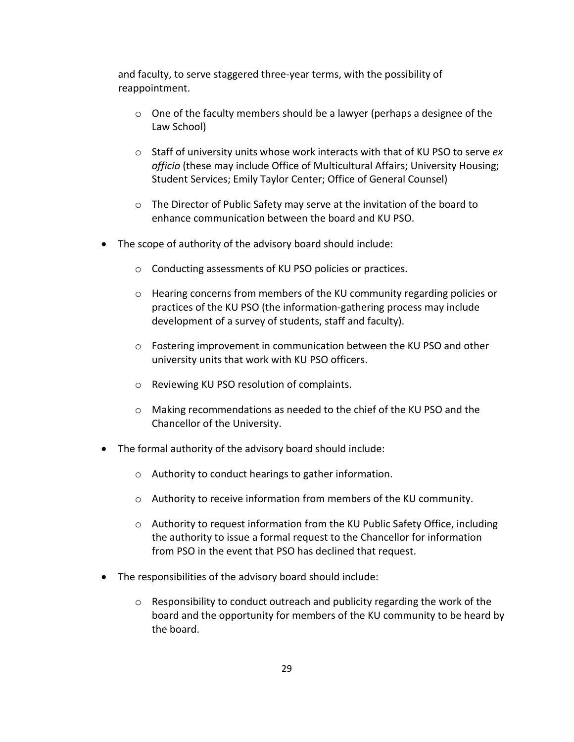and faculty, to serve staggered three-year terms, with the possibility of reappointment.

  - One of the faculty members should be a lawyer (perhaps a designee of the Law School)
  - Staff of university units whose work interacts with that of KU PSO to serve *ex officio* (these may include Office of Multicultural Affairs; University Housing; Student Services; Emily Taylor Center; Office of General Counsel)
  - The Director of Public Safety may serve at the invitation of the board to enhance communication between the board and KU PSO.

- The scope of authority of the advisory board should include:
  - Conducting assessments of KU PSO policies or practices.
  - Hearing concerns from members of the KU community regarding policies or practices of the KU PSO (the information-gathering process may include development of a survey of students, staff and faculty).
  - Fostering improvement in communication between the KU PSO and other university units that work with KU PSO officers.
  - Reviewing KU PSO resolution of complaints.
  - Making recommendations as needed to the chief of the KU PSO and the Chancellor of the University.
- The formal authority of the advisory board should include:
  - Authority to conduct hearings to gather information.
  - Authority to receive information from members of the KU community.
  - Authority to request information from the KU Public Safety Office, including the authority to issue a formal request to the Chancellor for information from PSO in the event that PSO has declined that request.
- The responsibilities of the advisory board should include:
  - Responsibility to conduct outreach and publicity regarding the work of the board and the opportunity for members of the KU community to be heard by the board.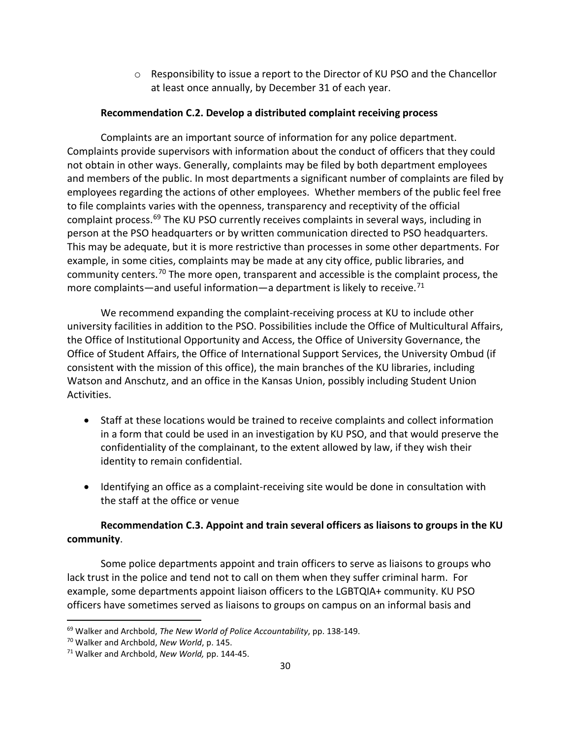- Responsibility to issue a report to the Director of KU PSO and the Chancellor at least once annually, by December 31 of each year.

**Recommendation C.2. Develop a distributed complaint receiving process**

Complaints are an important source of information for any police department. Complaints provide supervisors with information about the conduct of officers that they could not obtain in other ways. Generally, complaints may be filed by both department employees and members of the public. In most departments a significant number of complaints are filed by employees regarding the actions of other employees. Whether members of the public feel free to file complaints varies with the openness, transparency and receptivity of the official complaint process.[69] The KU PSO currently receives complaints in several ways, including in person at the PSO headquarters or by written communication directed to PSO headquarters. This may be adequate, but it is more restrictive than processes in some other departments. For example, in some cities, complaints may be made at any city office, public libraries, and community centers.[70] The more open, transparent and accessible is the complaint process, the more complaints—and useful information—a department is likely to receive.[71]

We recommend expanding the complaint-receiving process at KU to include other university facilities in addition to the PSO. Possibilities include the Office of Multicultural Affairs, the Office of Institutional Opportunity and Access, the Office of University Governance, the Office of Student Affairs, the Office of International Support Services, the University Ombud (if consistent with the mission of this office), the main branches of the KU libraries, including Watson and Anschutz, and an office in the Kansas Union, possibly including Student Union Activities.

- Staff at these locations would be trained to receive complaints and collect information in a form that could be used in an investigation by KU PSO, and that would preserve the confidentiality of the complainant, to the extent allowed by law, if they wish their identity to remain confidential.
- Identifying an office as a complaint-receiving site would be done in consultation with the staff at the office or venue

**Recommendation C.3. Appoint and train several officers as liaisons to groups in the KU community**.

Some police departments appoint and train officers to serve as liaisons to groups who lack trust in the police and tend not to call on them when they suffer criminal harm. For example, some departments appoint liaison officers to the LGBTQIA+ community. KU PSO officers have sometimes served as liaisons to groups on campus on an informal basis and

[69] Walker and Archbold, *The New World of Police Accountability*, pp. 138-149.

[70] Walker and Archbold, *New World*, p. 145.

[71] Walker and Archbold, *New World,* pp. 144-45.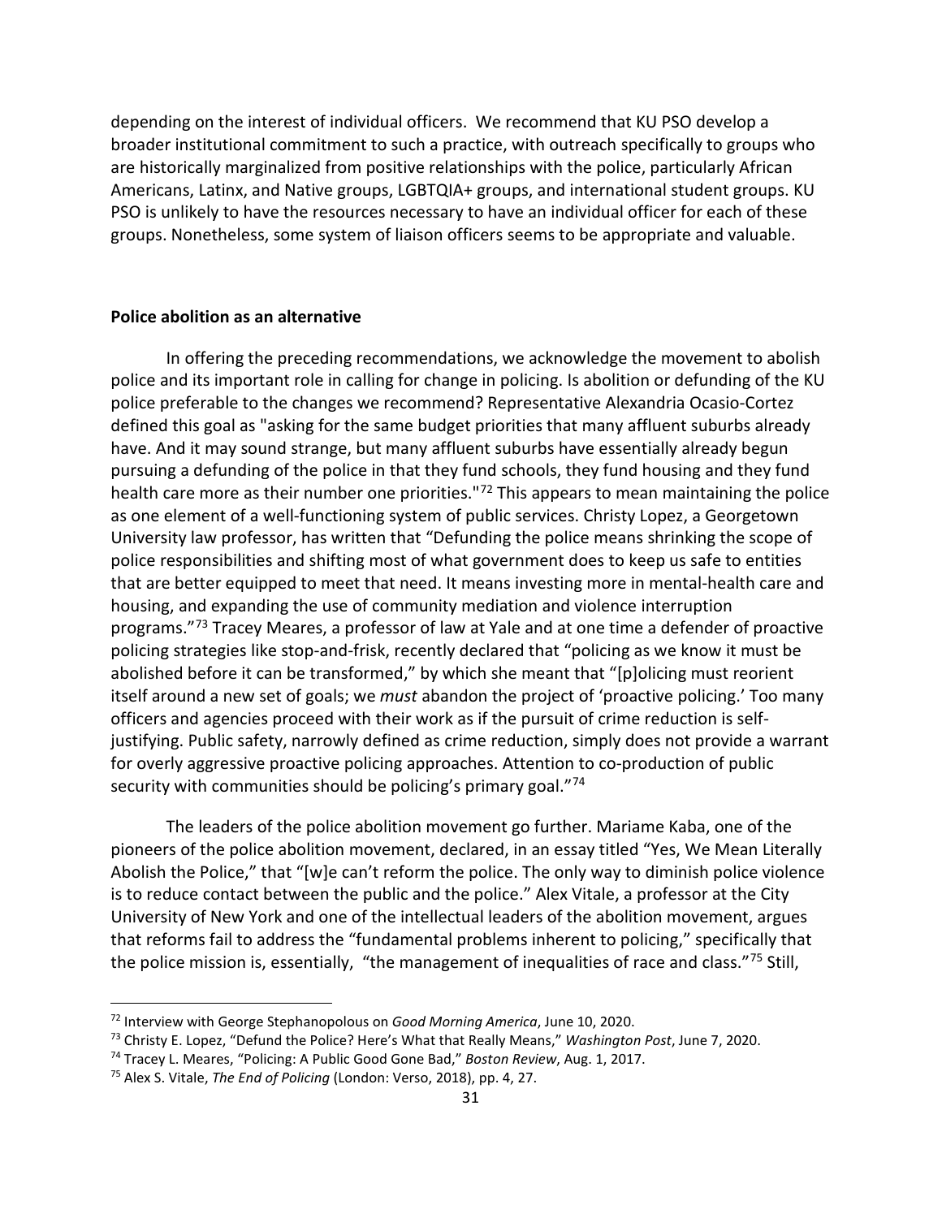depending on the interest of individual officers. We recommend that KU PSO develop a broader institutional commitment to such a practice, with outreach specifically to groups who are historically marginalized from positive relationships with the police, particularly African Americans, Latinx, and Native groups, LGBTQIA+ groups, and international student groups. KU PSO is unlikely to have the resources necessary to have an individual officer for each of these groups. Nonetheless, some system of liaison officers seems to be appropriate and valuable.

**Police abolition as an alternative**

In offering the preceding recommendations, we acknowledge the movement to abolish police and its important role in calling for change in policing. Is abolition or defunding of the KU police preferable to the changes we recommend? Representative Alexandria Ocasio-Cortez defined this goal as "asking for the same budget priorities that many affluent suburbs already have. And it may sound strange, but many affluent suburbs have essentially already begun pursuing a defunding of the police in that they fund schools, they fund housing and they fund health care more as their number one priorities."[72] This appears to mean maintaining the police as one element of a well-functioning system of public services. Christy Lopez, a Georgetown University law professor, has written that "Defunding the police means shrinking the scope of police responsibilities and shifting most of what government does to keep us safe to entities that are better equipped to meet that need. It means investing more in mental-health care and housing, and expanding the use of community mediation and violence interruption programs."[73] Tracey Meares, a professor of law at Yale and at one time a defender of proactive policing strategies like stop-and-frisk, recently declared that "policing as we know it must be abolished before it can be transformed," by which she meant that "[p]olicing must reorient itself around a new set of goals; we *must* abandon the project of 'proactive policing.' Too many officers and agencies proceed with their work as if the pursuit of crime reduction is self-justifying. Public safety, narrowly defined as crime reduction, simply does not provide a warrant for overly aggressive proactive policing approaches. Attention to co-production of public security with communities should be policing's primary goal."[74]

The leaders of the police abolition movement go further. Mariame Kaba, one of the pioneers of the police abolition movement, declared, in an essay titled "Yes, We Mean Literally Abolish the Police," that "[w]e can't reform the police. The only way to diminish police violence is to reduce contact between the public and the police." Alex Vitale, a professor at the City University of New York and one of the intellectual leaders of the abolition movement, argues that reforms fail to address the "fundamental problems inherent to policing," specifically that the police mission is, essentially, "the management of inequalities of race and class."[75] Still,

---

[72] Interview with George Stephanopolous on *Good Morning America*, June 10, 2020.

[73] Christy E. Lopez, "Defund the Police? Here's What that Really Means," *Washington Post*, June 7, 2020.

[74] Tracey L. Meares, "Policing: A Public Good Gone Bad," *Boston Review*, Aug. 1, 2017.

[75] Alex S. Vitale, *The End of Policing* (London: Verso, 2018), pp. 4, 27.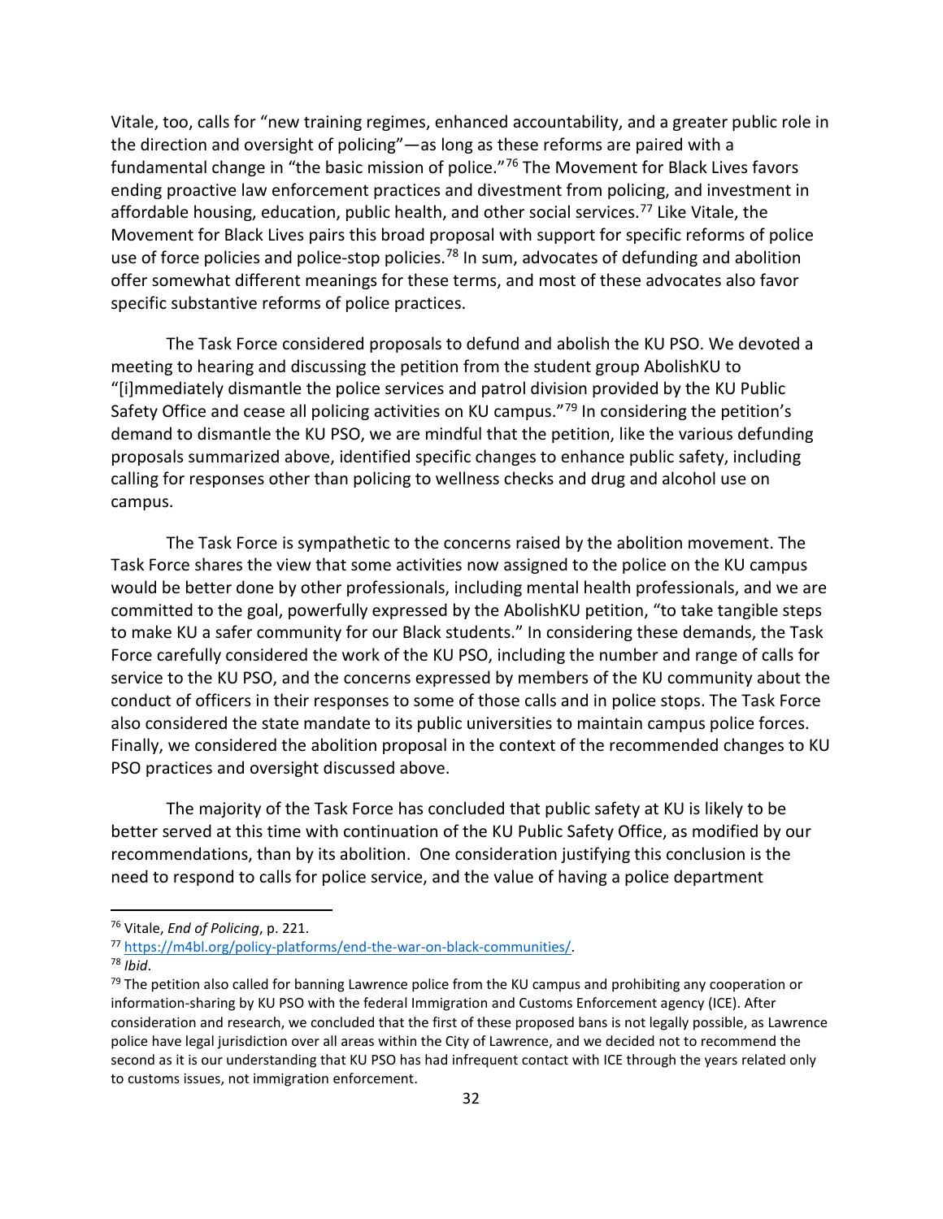Vitale, too, calls for "new training regimes, enhanced accountability, and a greater public role in the direction and oversight of policing"—as long as these reforms are paired with a fundamental change in "the basic mission of police."[76] The Movement for Black Lives favors ending proactive law enforcement practices and divestment from policing, and investment in affordable housing, education, public health, and other social services.[77] Like Vitale, the Movement for Black Lives pairs this broad proposal with support for specific reforms of police use of force policies and police-stop policies.[78] In sum, advocates of defunding and abolition offer somewhat different meanings for these terms, and most of these advocates also favor specific substantive reforms of police practices.

The Task Force considered proposals to defund and abolish the KU PSO. We devoted a meeting to hearing and discussing the petition from the student group AbolishKU to "[i]mmediately dismantle the police services and patrol division provided by the KU Public Safety Office and cease all policing activities on KU campus."[79] In considering the petition's demand to dismantle the KU PSO, we are mindful that the petition, like the various defunding proposals summarized above, identified specific changes to enhance public safety, including calling for responses other than policing to wellness checks and drug and alcohol use on campus.

The Task Force is sympathetic to the concerns raised by the abolition movement. The Task Force shares the view that some activities now assigned to the police on the KU campus would be better done by other professionals, including mental health professionals, and we are committed to the goal, powerfully expressed by the AbolishKU petition, "to take tangible steps to make KU a safer community for our Black students." In considering these demands, the Task Force carefully considered the work of the KU PSO, including the number and range of calls for service to the KU PSO, and the concerns expressed by members of the KU community about the conduct of officers in their responses to some of those calls and in police stops. The Task Force also considered the state mandate to its public universities to maintain campus police forces. Finally, we considered the abolition proposal in the context of the recommended changes to KU PSO practices and oversight discussed above.

The majority of the Task Force has concluded that public safety at KU is likely to be better served at this time with continuation of the KU Public Safety Office, as modified by our recommendations, than by its abolition. One consideration justifying this conclusion is the need to respond to calls for police service, and the value of having a police department

---

[76] Vitale, *End of Policing*, p. 221.

[77] https://m4bl.org/policy-platforms/end-the-war-on-black-communities/.

[78] *Ibid*.

[79] The petition also called for banning Lawrence police from the KU campus and prohibiting any cooperation or information-sharing by KU PSO with the federal Immigration and Customs Enforcement agency (ICE). After consideration and research, we concluded that the first of these proposed bans is not legally possible, as Lawrence police have legal jurisdiction over all areas within the City of Lawrence, and we decided not to recommend the second as it is our understanding that KU PSO has had infrequent contact with ICE through the years related only to customs issues, not immigration enforcement.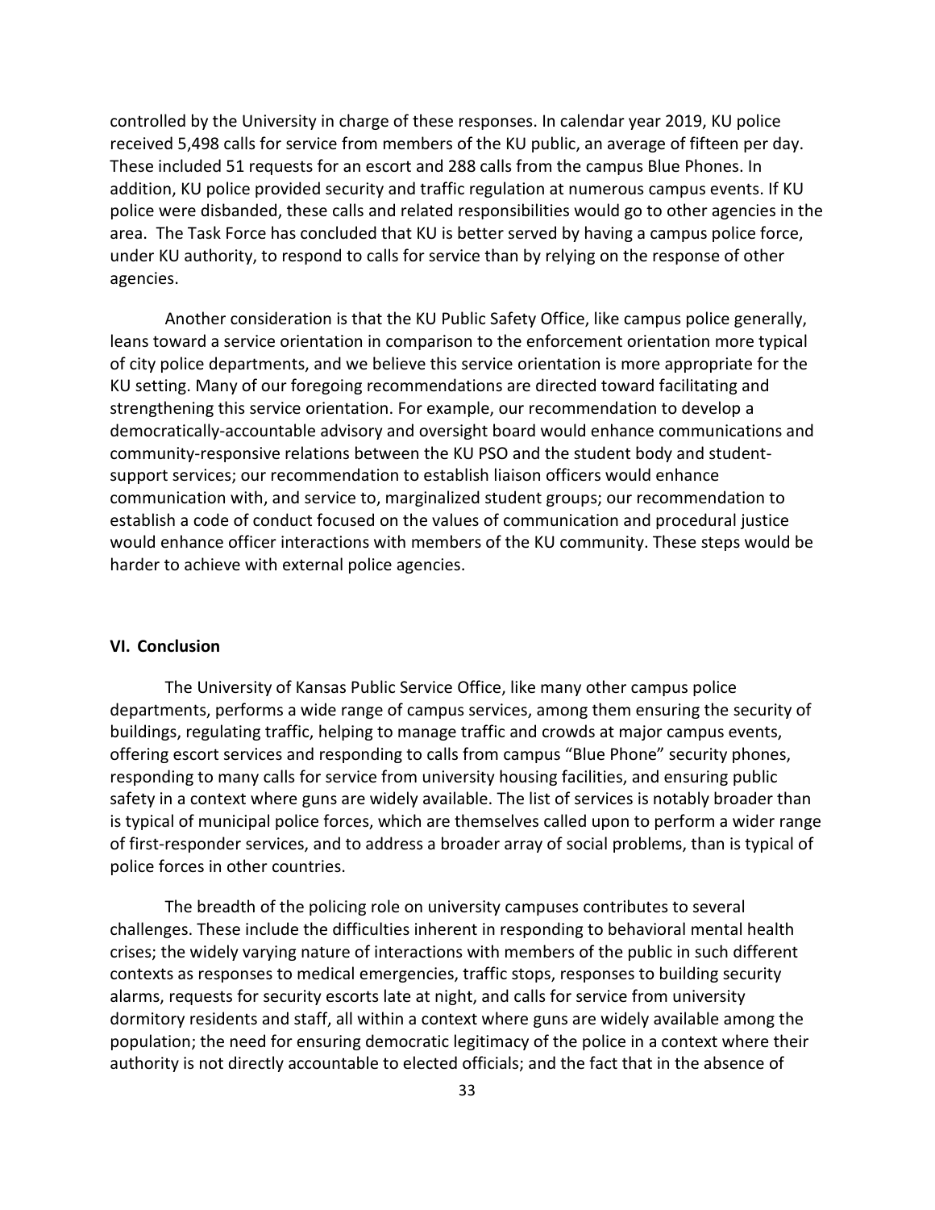controlled by the University in charge of these responses. In calendar year 2019, KU police received 5,498 calls for service from members of the KU public, an average of fifteen per day. These included 51 requests for an escort and 288 calls from the campus Blue Phones. In addition, KU police provided security and traffic regulation at numerous campus events. If KU police were disbanded, these calls and related responsibilities would go to other agencies in the area. The Task Force has concluded that KU is better served by having a campus police force, under KU authority, to respond to calls for service than by relying on the response of other agencies.

Another consideration is that the KU Public Safety Office, like campus police generally, leans toward a service orientation in comparison to the enforcement orientation more typical of city police departments, and we believe this service orientation is more appropriate for the KU setting. Many of our foregoing recommendations are directed toward facilitating and strengthening this service orientation. For example, our recommendation to develop a democratically-accountable advisory and oversight board would enhance communications and community-responsive relations between the KU PSO and the student body and student-support services; our recommendation to establish liaison officers would enhance communication with, and service to, marginalized student groups; our recommendation to establish a code of conduct focused on the values of communication and procedural justice would enhance officer interactions with members of the KU community. These steps would be harder to achieve with external police agencies.

## VI. Conclusion

The University of Kansas Public Service Office, like many other campus police departments, performs a wide range of campus services, among them ensuring the security of buildings, regulating traffic, helping to manage traffic and crowds at major campus events, offering escort services and responding to calls from campus "Blue Phone" security phones, responding to many calls for service from university housing facilities, and ensuring public safety in a context where guns are widely available. The list of services is notably broader than is typical of municipal police forces, which are themselves called upon to perform a wider range of first-responder services, and to address a broader array of social problems, than is typical of police forces in other countries.

The breadth of the policing role on university campuses contributes to several challenges. These include the difficulties inherent in responding to behavioral mental health crises; the widely varying nature of interactions with members of the public in such different contexts as responses to medical emergencies, traffic stops, responses to building security alarms, requests for security escorts late at night, and calls for service from university dormitory residents and staff, all within a context where guns are widely available among the population; the need for ensuring democratic legitimacy of the police in a context where their authority is not directly accountable to elected officials; and the fact that in the absence of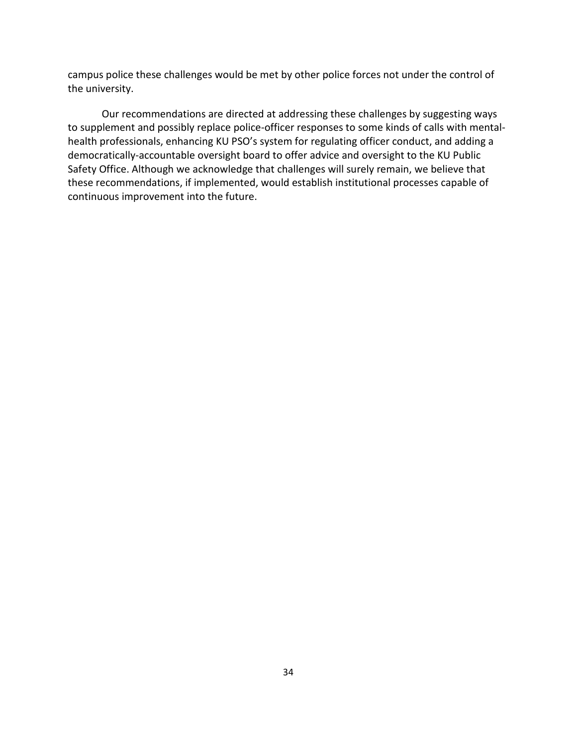campus police these challenges would be met by other police forces not under the control of the university.

Our recommendations are directed at addressing these challenges by suggesting ways to supplement and possibly replace police-officer responses to some kinds of calls with mental-health professionals, enhancing KU PSO's system for regulating officer conduct, and adding a democratically-accountable oversight board to offer advice and oversight to the KU Public Safety Office. Although we acknowledge that challenges will surely remain, we believe that these recommendations, if implemented, would establish institutional processes capable of continuous improvement into the future.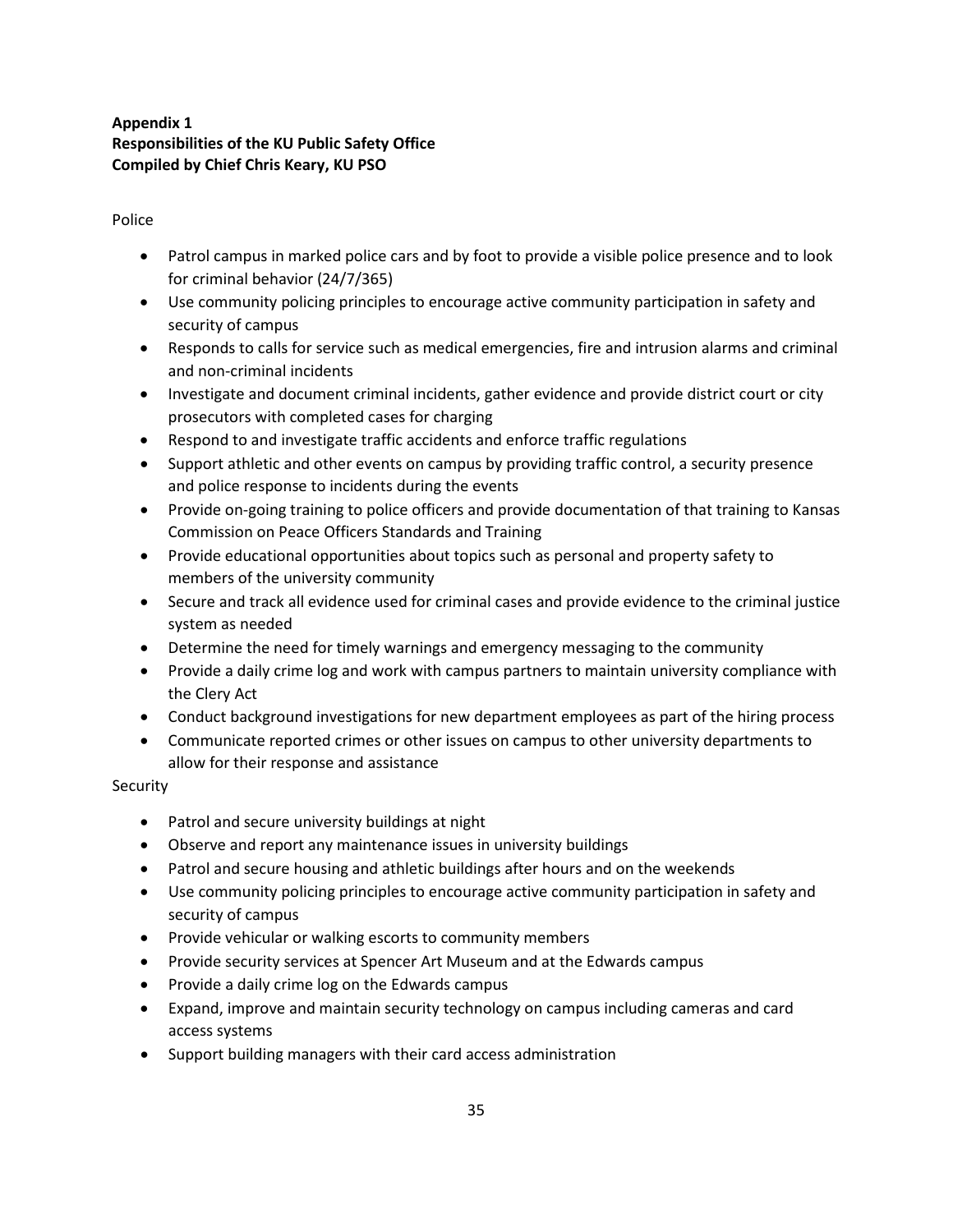**Appendix 1**
**Responsibilities of the KU Public Safety Office**
**Compiled by Chief Chris Keary, KU PSO**

Police

- Patrol campus in marked police cars and by foot to provide a visible police presence and to look for criminal behavior (24/7/365)
- Use community policing principles to encourage active community participation in safety and security of campus
- Responds to calls for service such as medical emergencies, fire and intrusion alarms and criminal and non-criminal incidents
- Investigate and document criminal incidents, gather evidence and provide district court or city prosecutors with completed cases for charging
- Respond to and investigate traffic accidents and enforce traffic regulations
- Support athletic and other events on campus by providing traffic control, a security presence and police response to incidents during the events
- Provide on-going training to police officers and provide documentation of that training to Kansas Commission on Peace Officers Standards and Training
- Provide educational opportunities about topics such as personal and property safety to members of the university community
- Secure and track all evidence used for criminal cases and provide evidence to the criminal justice system as needed
- Determine the need for timely warnings and emergency messaging to the community
- Provide a daily crime log and work with campus partners to maintain university compliance with the Clery Act
- Conduct background investigations for new department employees as part of the hiring process
- Communicate reported crimes or other issues on campus to other university departments to allow for their response and assistance

Security

- Patrol and secure university buildings at night
- Observe and report any maintenance issues in university buildings
- Patrol and secure housing and athletic buildings after hours and on the weekends
- Use community policing principles to encourage active community participation in safety and security of campus
- Provide vehicular or walking escorts to community members
- Provide security services at Spencer Art Museum and at the Edwards campus
- Provide a daily crime log on the Edwards campus
- Expand, improve and maintain security technology on campus including cameras and card access systems
- Support building managers with their card access administration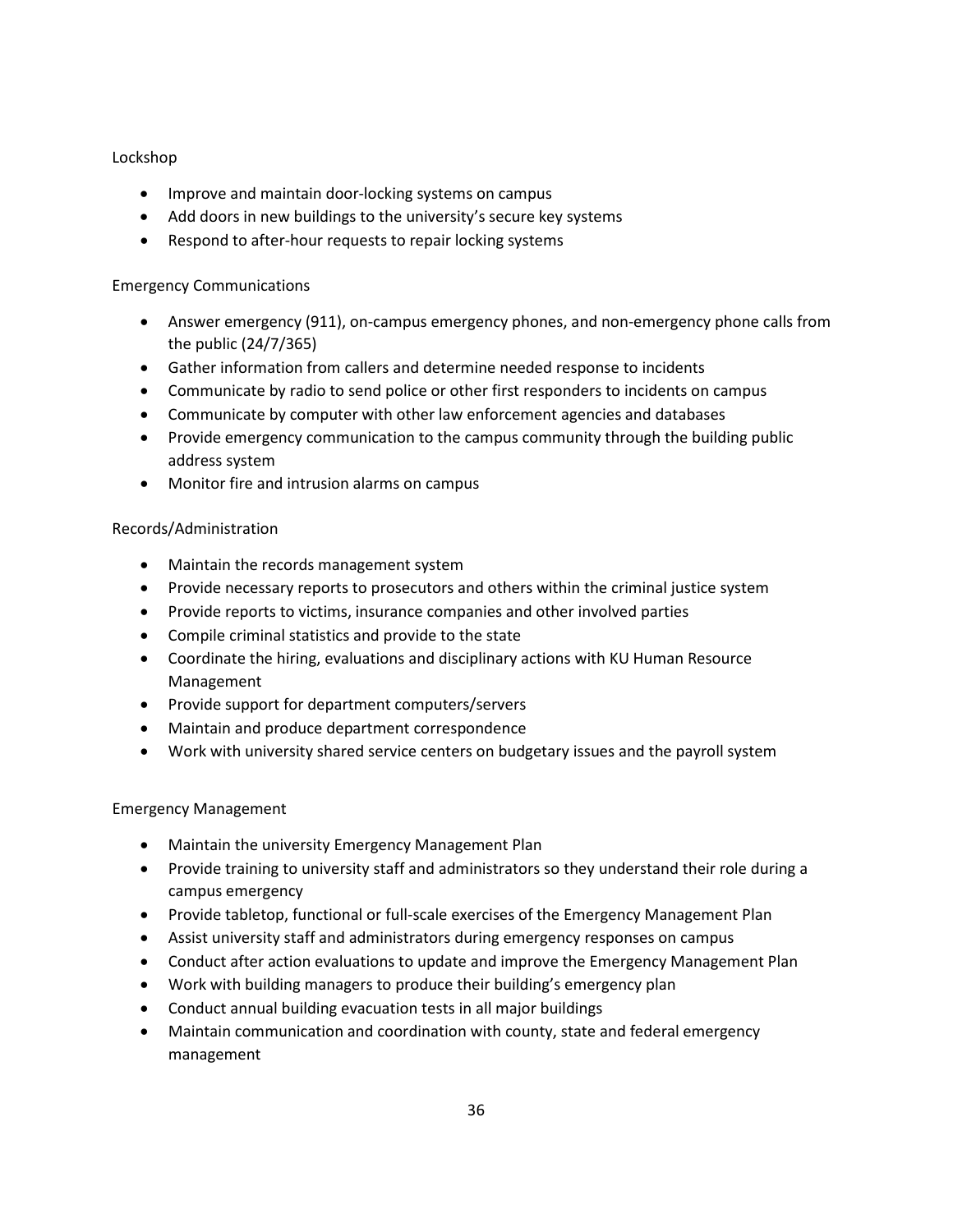Lockshop

- Improve and maintain door-locking systems on campus
- Add doors in new buildings to the university's secure key systems
- Respond to after-hour requests to repair locking systems

Emergency Communications

- Answer emergency (911), on-campus emergency phones, and non-emergency phone calls from the public (24/7/365)
- Gather information from callers and determine needed response to incidents
- Communicate by radio to send police or other first responders to incidents on campus
- Communicate by computer with other law enforcement agencies and databases
- Provide emergency communication to the campus community through the building public address system
- Monitor fire and intrusion alarms on campus

Records/Administration

- Maintain the records management system
- Provide necessary reports to prosecutors and others within the criminal justice system
- Provide reports to victims, insurance companies and other involved parties
- Compile criminal statistics and provide to the state
- Coordinate the hiring, evaluations and disciplinary actions with KU Human Resource Management
- Provide support for department computers/servers
- Maintain and produce department correspondence
- Work with university shared service centers on budgetary issues and the payroll system

Emergency Management

- Maintain the university Emergency Management Plan
- Provide training to university staff and administrators so they understand their role during a campus emergency
- Provide tabletop, functional or full-scale exercises of the Emergency Management Plan
- Assist university staff and administrators during emergency responses on campus
- Conduct after action evaluations to update and improve the Emergency Management Plan
- Work with building managers to produce their building's emergency plan
- Conduct annual building evacuation tests in all major buildings
- Maintain communication and coordination with county, state and federal emergency management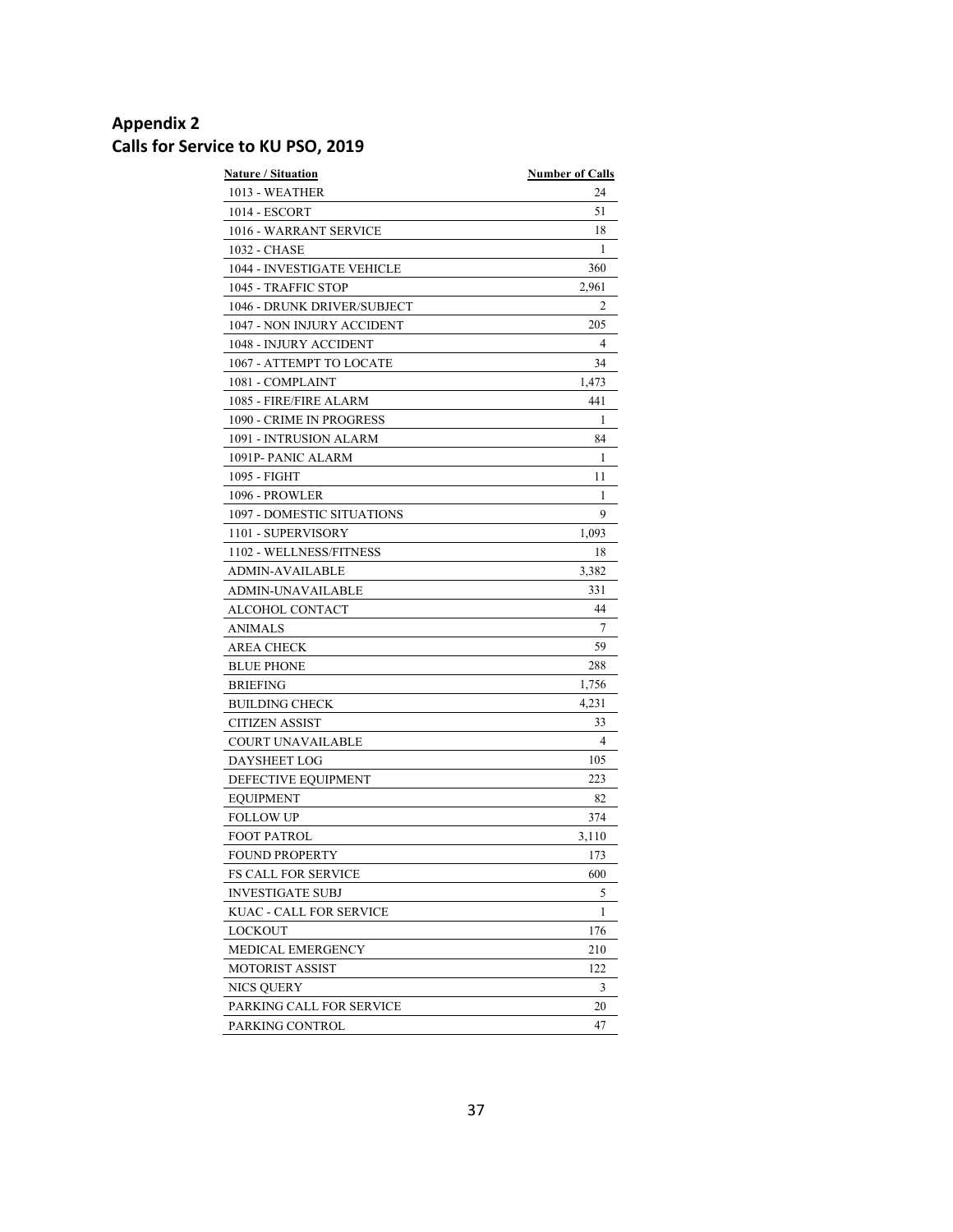## Appendix 2
## Calls for Service to KU PSO, 2019

| Nature / Situation | Number of Calls |
|---|---|
| 1013 - WEATHER | 24 |
| 1014 - ESCORT | 51 |
| 1016 - WARRANT SERVICE | 18 |
| 1032 - CHASE | 1 |
| 1044 - INVESTIGATE VEHICLE | 360 |
| 1045 - TRAFFIC STOP | 2,961 |
| 1046 - DRUNK DRIVER/SUBJECT | 2 |
| 1047 - NON INJURY ACCIDENT | 205 |
| 1048 - INJURY ACCIDENT | 4 |
| 1067 - ATTEMPT TO LOCATE | 34 |
| 1081 - COMPLAINT | 1,473 |
| 1085 - FIRE/FIRE ALARM | 441 |
| 1090 - CRIME IN PROGRESS | 1 |
| 1091 - INTRUSION ALARM | 84 |
| 1091P- PANIC ALARM | 1 |
| 1095 - FIGHT | 11 |
| 1096 - PROWLER | 1 |
| 1097 - DOMESTIC SITUATIONS | 9 |
| 1101 - SUPERVISORY | 1,093 |
| 1102 - WELLNESS/FITNESS | 18 |
| ADMIN-AVAILABLE | 3,382 |
| ADMIN-UNAVAILABLE | 331 |
| ALCOHOL CONTACT | 44 |
| ANIMALS | 7 |
| AREA CHECK | 59 |
| BLUE PHONE | 288 |
| BRIEFING | 1,756 |
| BUILDING CHECK | 4,231 |
| CITIZEN ASSIST | 33 |
| COURT UNAVAILABLE | 4 |
| DAYSHEET LOG | 105 |
| DEFECTIVE EQUIPMENT | 223 |
| EQUIPMENT | 82 |
| FOLLOW UP | 374 |
| FOOT PATROL | 3,110 |
| FOUND PROPERTY | 173 |
| FS CALL FOR SERVICE | 600 |
| INVESTIGATE SUBJ | 5 |
| KUAC - CALL FOR SERVICE | 1 |
| LOCKOUT | 176 |
| MEDICAL EMERGENCY | 210 |
| MOTORIST ASSIST | 122 |
| NICS QUERY | 3 |
| PARKING CALL FOR SERVICE | 20 |
| PARKING CONTROL | 47 |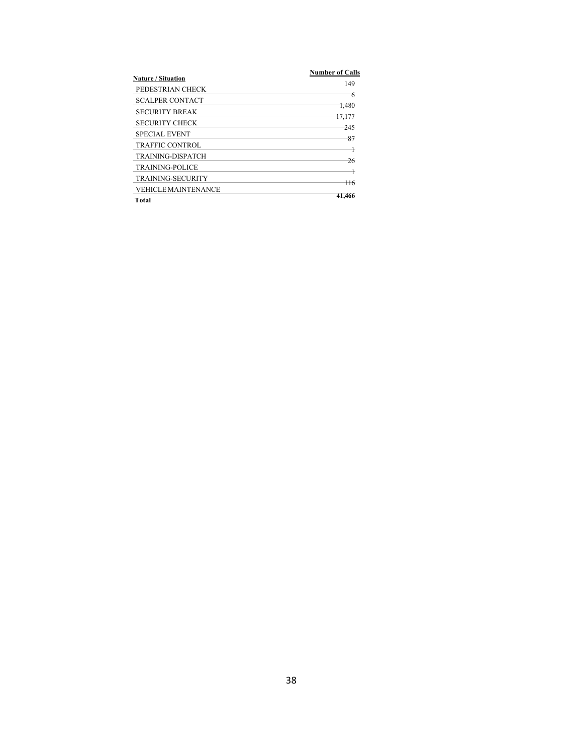| Nature / Situation | Number of Calls |
|---|---|
| PEDESTRIAN CHECK | 149 |
| SCALPER CONTACT | 6 |
| SECURITY BREAK | 1,480 |
| SECURITY CHECK | 17,177 |
| SPECIAL EVENT | 245 |
| TRAFFIC CONTROL | 87 |
| TRAINING-DISPATCH | 1 |
| TRAINING-POLICE | 26 |
| TRAINING-SECURITY | 1 |
| VEHICLE MAINTENANCE | 116 |
| **Total** | **41,466** |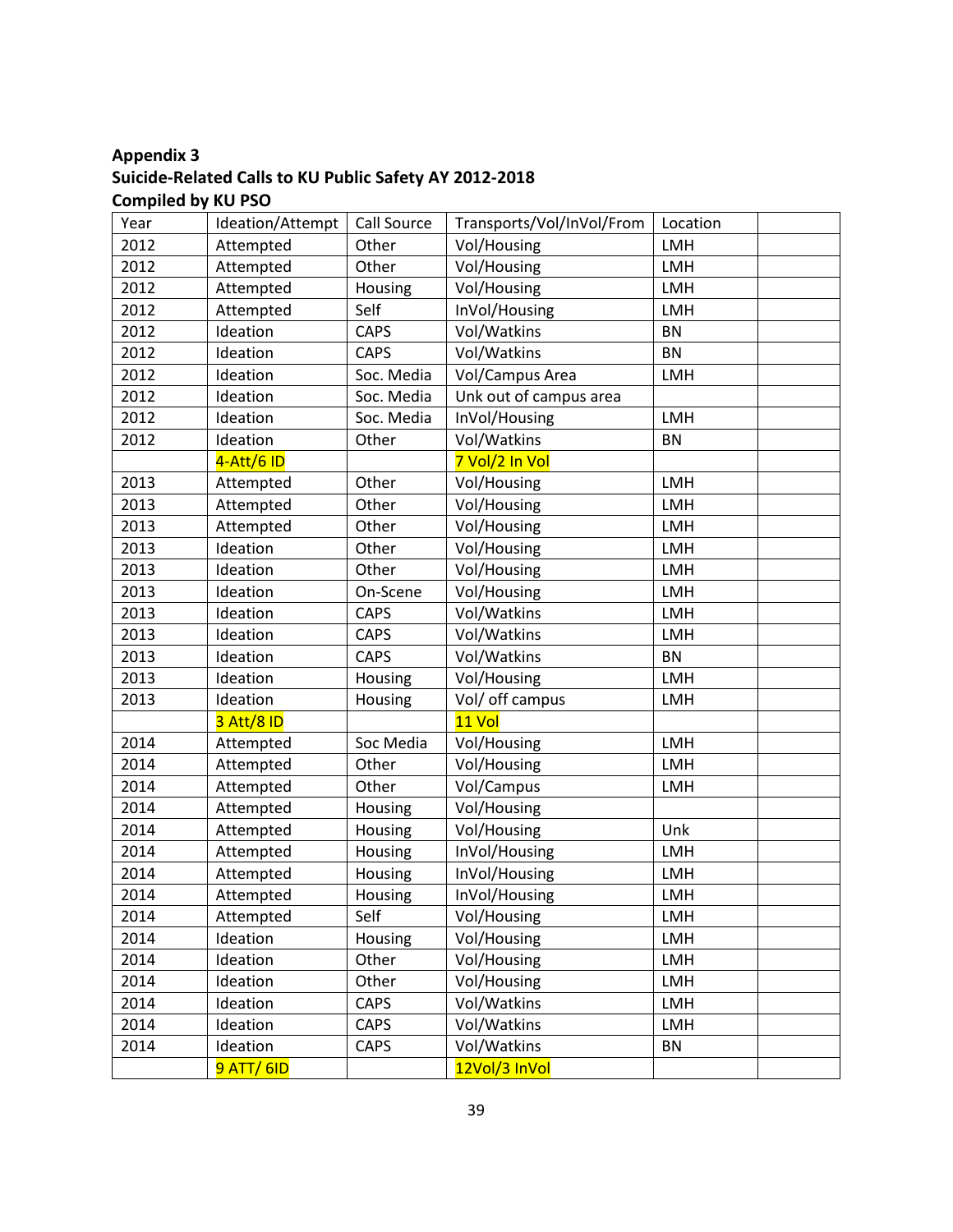**Appendix 3**
**Suicide-Related Calls to KU Public Safety AY 2012-2018**
**Compiled by KU PSO**

| Year | Ideation/Attempt | Call Source | Transports/Vol/InVol/From | Location | |
|---|---|---|---|---|---|
| 2012 | Attempted | Other | Vol/Housing | LMH | |
| 2012 | Attempted | Other | Vol/Housing | LMH | |
| 2012 | Attempted | Housing | Vol/Housing | LMH | |
| 2012 | Attempted | Self | InVol/Housing | LMH | |
| 2012 | Ideation | CAPS | Vol/Watkins | BN | |
| 2012 | Ideation | CAPS | Vol/Watkins | BN | |
| 2012 | Ideation | Soc. Media | Vol/Campus Area | LMH | |
| 2012 | Ideation | Soc. Media | Unk out of campus area | | |
| 2012 | Ideation | Soc. Media | InVol/Housing | LMH | |
| 2012 | Ideation | Other | Vol/Watkins | BN | |
| | 4-Att/6 ID | | 7 Vol/2 In Vol | | |
| 2013 | Attempted | Other | Vol/Housing | LMH | |
| 2013 | Attempted | Other | Vol/Housing | LMH | |
| 2013 | Attempted | Other | Vol/Housing | LMH | |
| 2013 | Ideation | Other | Vol/Housing | LMH | |
| 2013 | Ideation | Other | Vol/Housing | LMH | |
| 2013 | Ideation | On-Scene | Vol/Housing | LMH | |
| 2013 | Ideation | CAPS | Vol/Watkins | LMH | |
| 2013 | Ideation | CAPS | Vol/Watkins | LMH | |
| 2013 | Ideation | CAPS | Vol/Watkins | BN | |
| 2013 | Ideation | Housing | Vol/Housing | LMH | |
| 2013 | Ideation | Housing | Vol/ off campus | LMH | |
| | 3 Att/8 ID | | 11 Vol | | |
| 2014 | Attempted | Soc Media | Vol/Housing | LMH | |
| 2014 | Attempted | Other | Vol/Housing | LMH | |
| 2014 | Attempted | Other | Vol/Campus | LMH | |
| 2014 | Attempted | Housing | Vol/Housing | | |
| 2014 | Attempted | Housing | Vol/Housing | Unk | |
| 2014 | Attempted | Housing | InVol/Housing | LMH | |
| 2014 | Attempted | Housing | InVol/Housing | LMH | |
| 2014 | Attempted | Housing | InVol/Housing | LMH | |
| 2014 | Attempted | Self | Vol/Housing | LMH | |
| 2014 | Ideation | Housing | Vol/Housing | LMH | |
| 2014 | Ideation | Other | Vol/Housing | LMH | |
| 2014 | Ideation | Other | Vol/Housing | LMH | |
| 2014 | Ideation | CAPS | Vol/Watkins | LMH | |
| 2014 | Ideation | CAPS | Vol/Watkins | LMH | |
| 2014 | Ideation | CAPS | Vol/Watkins | BN | |
| | 9 ATT/ 6ID | | 12Vol/3 InVol | | |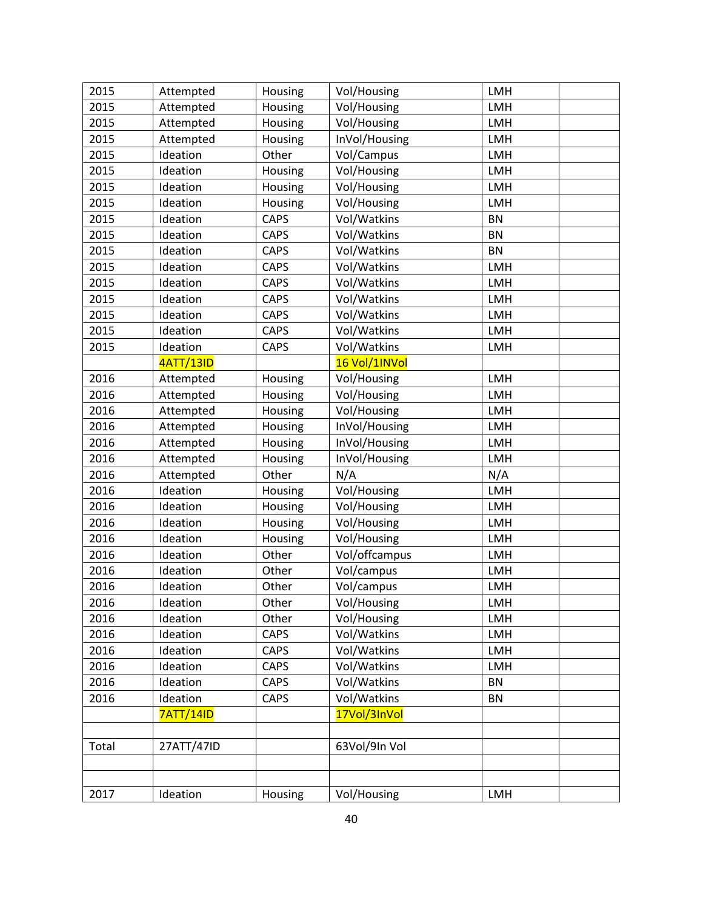| 2015 | Attempted | Housing | Vol/Housing | LMH | |
|---|---|---|---|---|---|
| 2015 | Attempted | Housing | Vol/Housing | LMH | |
| 2015 | Attempted | Housing | Vol/Housing | LMH | |
| 2015 | Attempted | Housing | InVol/Housing | LMH | |
| 2015 | Ideation | Other | Vol/Campus | LMH | |
| 2015 | Ideation | Housing | Vol/Housing | LMH | |
| 2015 | Ideation | Housing | Vol/Housing | LMH | |
| 2015 | Ideation | Housing | Vol/Housing | LMH | |
| 2015 | Ideation | CAPS | Vol/Watkins | BN | |
| 2015 | Ideation | CAPS | Vol/Watkins | BN | |
| 2015 | Ideation | CAPS | Vol/Watkins | BN | |
| 2015 | Ideation | CAPS | Vol/Watkins | LMH | |
| 2015 | Ideation | CAPS | Vol/Watkins | LMH | |
| 2015 | Ideation | CAPS | Vol/Watkins | LMH | |
| 2015 | Ideation | CAPS | Vol/Watkins | LMH | |
| 2015 | Ideation | CAPS | Vol/Watkins | LMH | |
| 2015 | Ideation | CAPS | Vol/Watkins | LMH | |
| | 4ATT/13ID | | 16 Vol/1INVol | | |
| 2016 | Attempted | Housing | Vol/Housing | LMH | |
| 2016 | Attempted | Housing | Vol/Housing | LMH | |
| 2016 | Attempted | Housing | Vol/Housing | LMH | |
| 2016 | Attempted | Housing | InVol/Housing | LMH | |
| 2016 | Attempted | Housing | InVol/Housing | LMH | |
| 2016 | Attempted | Housing | InVol/Housing | LMH | |
| 2016 | Attempted | Other | N/A | N/A | |
| 2016 | Ideation | Housing | Vol/Housing | LMH | |
| 2016 | Ideation | Housing | Vol/Housing | LMH | |
| 2016 | Ideation | Housing | Vol/Housing | LMH | |
| 2016 | Ideation | Housing | Vol/Housing | LMH | |
| 2016 | Ideation | Other | Vol/offcampus | LMH | |
| 2016 | Ideation | Other | Vol/campus | LMH | |
| 2016 | Ideation | Other | Vol/campus | LMH | |
| 2016 | Ideation | Other | Vol/Housing | LMH | |
| 2016 | Ideation | Other | Vol/Housing | LMH | |
| 2016 | Ideation | CAPS | Vol/Watkins | LMH | |
| 2016 | Ideation | CAPS | Vol/Watkins | LMH | |
| 2016 | Ideation | CAPS | Vol/Watkins | LMH | |
| 2016 | Ideation | CAPS | Vol/Watkins | BN | |
| 2016 | Ideation | CAPS | Vol/Watkins | BN | |
| | 7ATT/14ID | | 17Vol/3InVol | | |
| | | | | | |
| Total | 27ATT/47ID | | 63Vol/9In Vol | | |
| | | | | | |
| | | | | | |
| 2017 | Ideation | Housing | Vol/Housing | LMH | |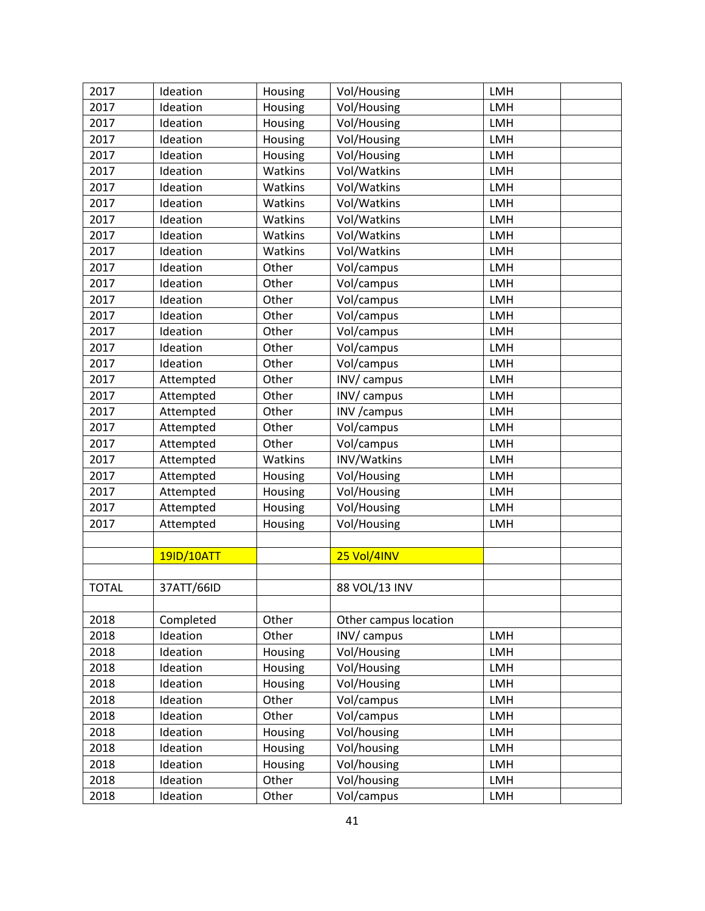| 2017 | Ideation | Housing | Vol/Housing | LMH | |
|---|---|---|---|---|---|
| 2017 | Ideation | Housing | Vol/Housing | LMH | |
| 2017 | Ideation | Housing | Vol/Housing | LMH | |
| 2017 | Ideation | Housing | Vol/Housing | LMH | |
| 2017 | Ideation | Housing | Vol/Housing | LMH | |
| 2017 | Ideation | Watkins | Vol/Watkins | LMH | |
| 2017 | Ideation | Watkins | Vol/Watkins | LMH | |
| 2017 | Ideation | Watkins | Vol/Watkins | LMH | |
| 2017 | Ideation | Watkins | Vol/Watkins | LMH | |
| 2017 | Ideation | Watkins | Vol/Watkins | LMH | |
| 2017 | Ideation | Watkins | Vol/Watkins | LMH | |
| 2017 | Ideation | Other | Vol/campus | LMH | |
| 2017 | Ideation | Other | Vol/campus | LMH | |
| 2017 | Ideation | Other | Vol/campus | LMH | |
| 2017 | Ideation | Other | Vol/campus | LMH | |
| 2017 | Ideation | Other | Vol/campus | LMH | |
| 2017 | Ideation | Other | Vol/campus | LMH | |
| 2017 | Ideation | Other | Vol/campus | LMH | |
| 2017 | Attempted | Other | INV/ campus | LMH | |
| 2017 | Attempted | Other | INV/ campus | LMH | |
| 2017 | Attempted | Other | INV /campus | LMH | |
| 2017 | Attempted | Other | Vol/campus | LMH | |
| 2017 | Attempted | Other | Vol/campus | LMH | |
| 2017 | Attempted | Watkins | INV/Watkins | LMH | |
| 2017 | Attempted | Housing | Vol/Housing | LMH | |
| 2017 | Attempted | Housing | Vol/Housing | LMH | |
| 2017 | Attempted | Housing | Vol/Housing | LMH | |
| 2017 | Attempted | Housing | Vol/Housing | LMH | |
| | | | | | |
| | 19ID/10ATT | | 25 Vol/4INV | | |
| | | | | | |
| TOTAL | 37ATT/66ID | | 88 VOL/13 INV | | |
| | | | | | |
| 2018 | Completed | Other | Other campus location | | |
| 2018 | Ideation | Other | INV/ campus | LMH | |
| 2018 | Ideation | Housing | Vol/Housing | LMH | |
| 2018 | Ideation | Housing | Vol/Housing | LMH | |
| 2018 | Ideation | Housing | Vol/Housing | LMH | |
| 2018 | Ideation | Other | Vol/campus | LMH | |
| 2018 | Ideation | Other | Vol/campus | LMH | |
| 2018 | Ideation | Housing | Vol/housing | LMH | |
| 2018 | Ideation | Housing | Vol/housing | LMH | |
| 2018 | Ideation | Housing | Vol/housing | LMH | |
| 2018 | Ideation | Other | Vol/housing | LMH | |
| 2018 | Ideation | Other | Vol/campus | LMH | |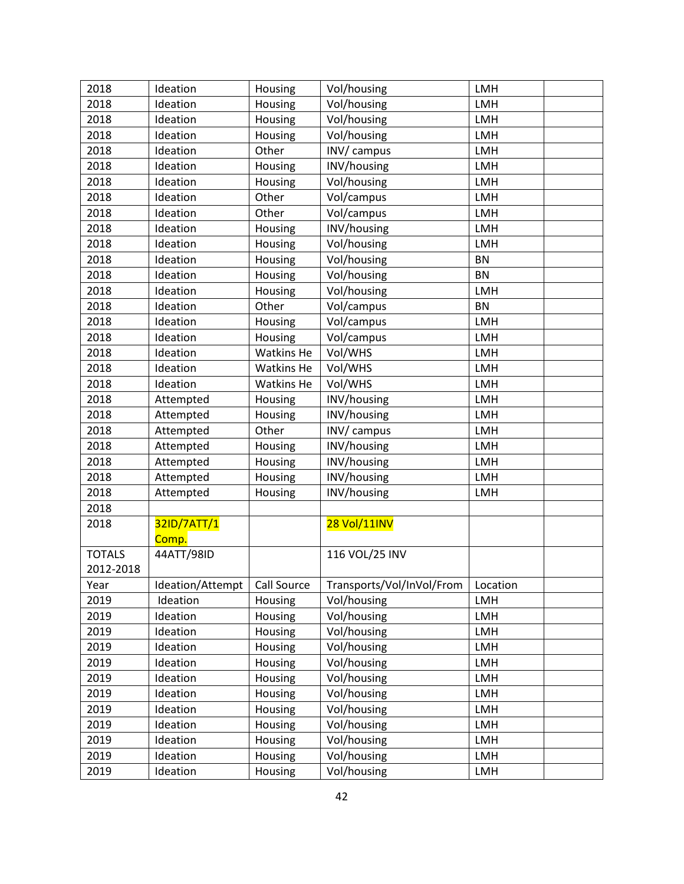| 2018 | Ideation | Housing | Vol/housing | LMH | |
|---|---|---|---|---|---|
| 2018 | Ideation | Housing | Vol/housing | LMH | |
| 2018 | Ideation | Housing | Vol/housing | LMH | |
| 2018 | Ideation | Housing | Vol/housing | LMH | |
| 2018 | Ideation | Other | INV/ campus | LMH | |
| 2018 | Ideation | Housing | INV/housing | LMH | |
| 2018 | Ideation | Housing | Vol/housing | LMH | |
| 2018 | Ideation | Other | Vol/campus | LMH | |
| 2018 | Ideation | Other | Vol/campus | LMH | |
| 2018 | Ideation | Housing | INV/housing | LMH | |
| 2018 | Ideation | Housing | Vol/housing | LMH | |
| 2018 | Ideation | Housing | Vol/housing | BN | |
| 2018 | Ideation | Housing | Vol/housing | BN | |
| 2018 | Ideation | Housing | Vol/housing | LMH | |
| 2018 | Ideation | Other | Vol/campus | BN | |
| 2018 | Ideation | Housing | Vol/campus | LMH | |
| 2018 | Ideation | Housing | Vol/campus | LMH | |
| 2018 | Ideation | Watkins He | Vol/WHS | LMH | |
| 2018 | Ideation | Watkins He | Vol/WHS | LMH | |
| 2018 | Ideation | Watkins He | Vol/WHS | LMH | |
| 2018 | Attempted | Housing | INV/housing | LMH | |
| 2018 | Attempted | Housing | INV/housing | LMH | |
| 2018 | Attempted | Other | INV/ campus | LMH | |
| 2018 | Attempted | Housing | INV/housing | LMH | |
| 2018 | Attempted | Housing | INV/housing | LMH | |
| 2018 | Attempted | Housing | INV/housing | LMH | |
| 2018 | Attempted | Housing | INV/housing | LMH | |
| 2018 | | | | | |
| 2018 | 32ID/7ATT/1 Comp. | | 28 Vol/11INV | | |
| TOTALS 2012-2018 | 44ATT/98ID | | 116 VOL/25 INV | | |
| Year | Ideation/Attempt | Call Source | Transports/Vol/InVol/From | Location | |
| 2019 | Ideation | Housing | Vol/housing | LMH | |
| 2019 | Ideation | Housing | Vol/housing | LMH | |
| 2019 | Ideation | Housing | Vol/housing | LMH | |
| 2019 | Ideation | Housing | Vol/housing | LMH | |
| 2019 | Ideation | Housing | Vol/housing | LMH | |
| 2019 | Ideation | Housing | Vol/housing | LMH | |
| 2019 | Ideation | Housing | Vol/housing | LMH | |
| 2019 | Ideation | Housing | Vol/housing | LMH | |
| 2019 | Ideation | Housing | Vol/housing | LMH | |
| 2019 | Ideation | Housing | Vol/housing | LMH | |
| 2019 | Ideation | Housing | Vol/housing | LMH | |
| 2019 | Ideation | Housing | Vol/housing | LMH | |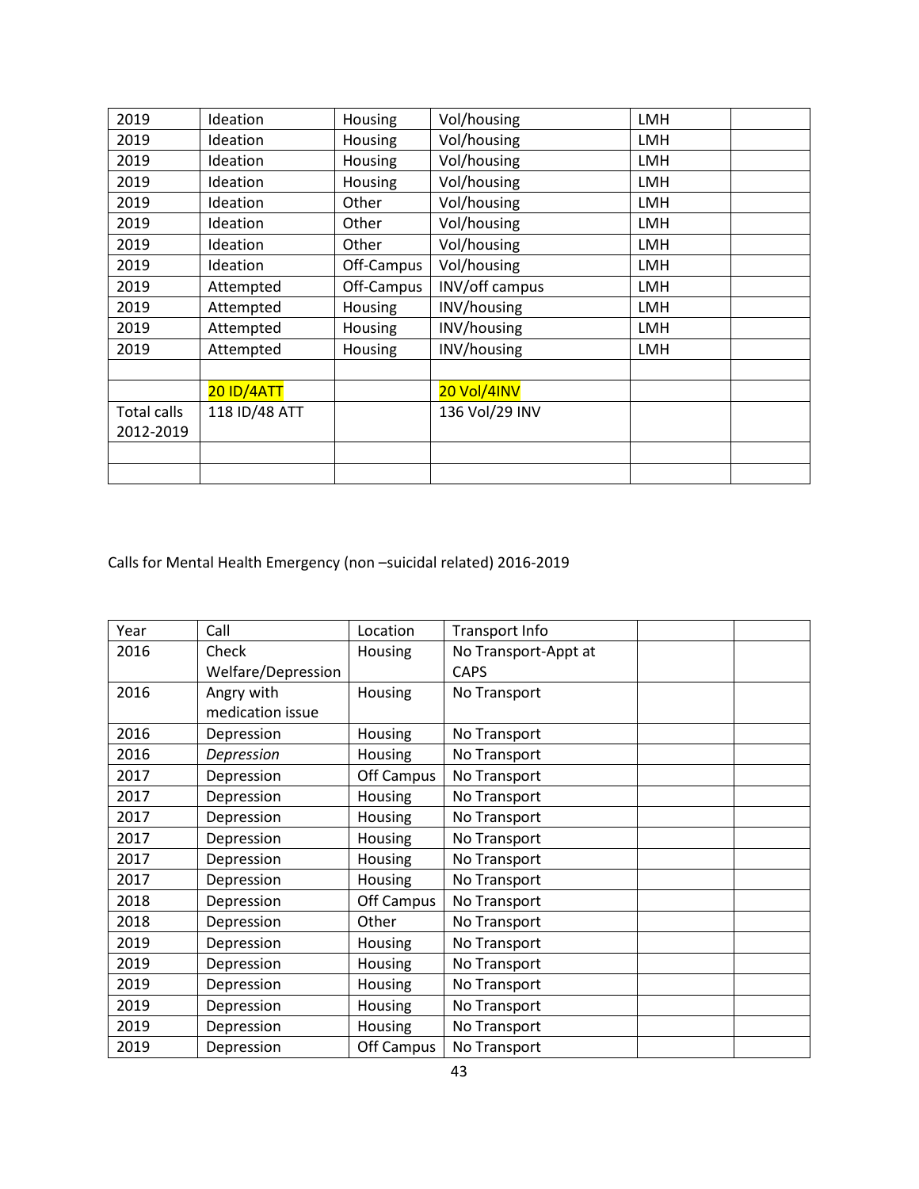| | | | | | |
|---|---|---|---|---|---|
| 2019 | Ideation | Housing | Vol/housing | LMH | |
| 2019 | Ideation | Housing | Vol/housing | LMH | |
| 2019 | Ideation | Housing | Vol/housing | LMH | |
| 2019 | Ideation | Housing | Vol/housing | LMH | |
| 2019 | Ideation | Other | Vol/housing | LMH | |
| 2019 | Ideation | Other | Vol/housing | LMH | |
| 2019 | Ideation | Other | Vol/housing | LMH | |
| 2019 | Ideation | Off-Campus | Vol/housing | LMH | |
| 2019 | Attempted | Off-Campus | INV/off campus | LMH | |
| 2019 | Attempted | Housing | INV/housing | LMH | |
| 2019 | Attempted | Housing | INV/housing | LMH | |
| 2019 | Attempted | Housing | INV/housing | LMH | |
| | | | | | |
| | 20 ID/4ATT | | 20 Vol/4INV | | |
| Total calls 2012-2019 | 118 ID/48 ATT | | 136 Vol/29 INV | | |
| | | | | | |
| | | | | | |

Calls for Mental Health Emergency (non –suicidal related) 2016-2019

| Year | Call | Location | Transport Info | | |
|---|---|---|---|---|---|
| 2016 | Check Welfare/Depression | Housing | No Transport-Appt at CAPS | | |
| 2016 | Angry with medication issue | Housing | No Transport | | |
| 2016 | Depression | Housing | No Transport | | |
| 2016 | *Depression* | Housing | No Transport | | |
| 2017 | Depression | Off Campus | No Transport | | |
| 2017 | Depression | Housing | No Transport | | |
| 2017 | Depression | Housing | No Transport | | |
| 2017 | Depression | Housing | No Transport | | |
| 2017 | Depression | Housing | No Transport | | |
| 2017 | Depression | Housing | No Transport | | |
| 2018 | Depression | Off Campus | No Transport | | |
| 2018 | Depression | Other | No Transport | | |
| 2019 | Depression | Housing | No Transport | | |
| 2019 | Depression | Housing | No Transport | | |
| 2019 | Depression | Housing | No Transport | | |
| 2019 | Depression | Housing | No Transport | | |
| 2019 | Depression | Housing | No Transport | | |
| 2019 | Depression | Off Campus | No Transport | | |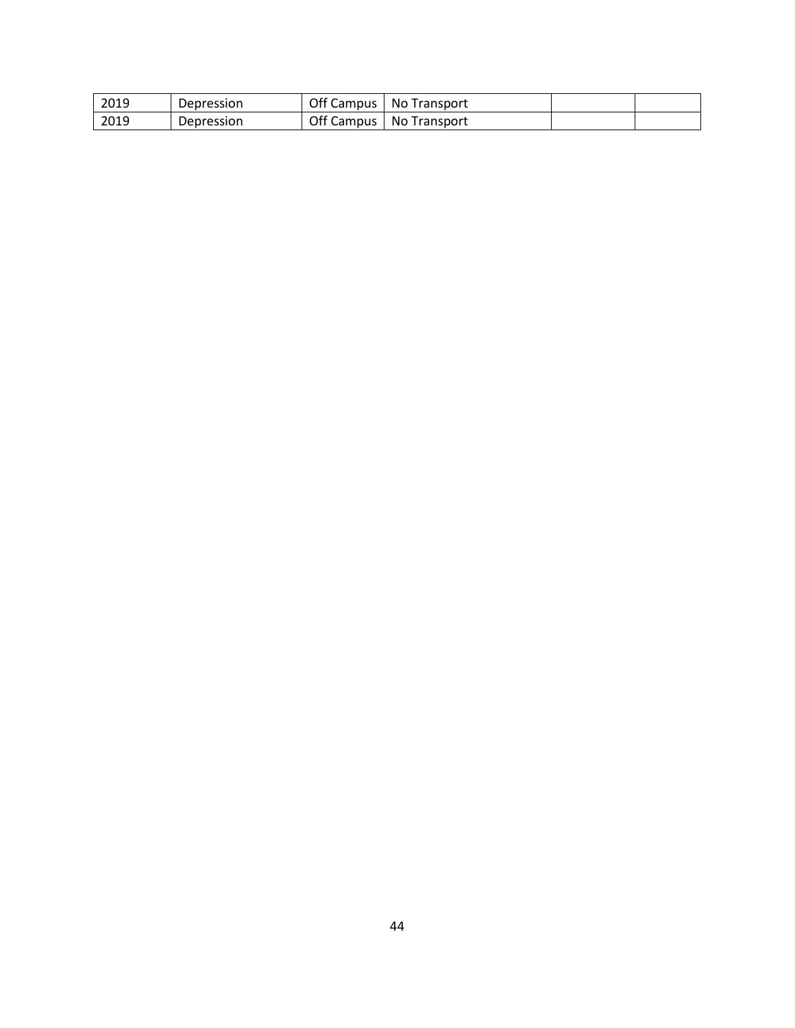| | | | | | |
|---|---|---|---|---|---|
| 2019 | Depression | Off Campus | No Transport | | |
| 2019 | Depression | Off Campus | No Transport | | |